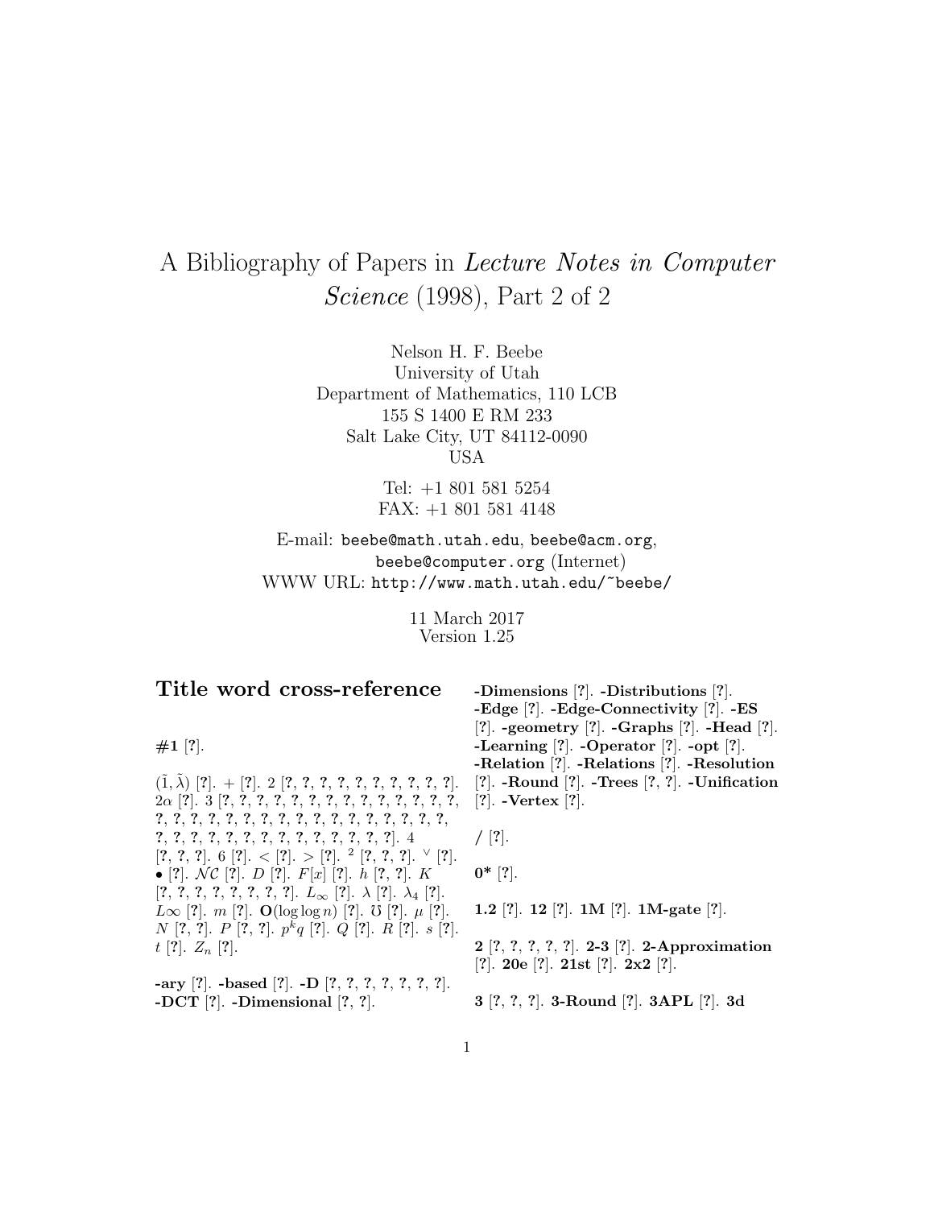# A Bibliography of Papers in *Lecture Notes in Computer Science* (1998), Part 2 of 2

Nelson H. F. Beebe
University of Utah
Department of Mathematics, 110 LCB
155 S 1400 E RM 233
Salt Lake City, UT 84112-0090
USA

Tel: +1 801 581 5254
FAX: +1 801 581 4148

E-mail: `beebe@math.utah.edu`, `beebe@acm.org`,
`beebe@computer.org` (Internet)
WWW URL: `http://www.math.utah.edu/~beebe/`

11 March 2017
Version 1.25

## Title word cross-reference

**#1** [?].

$(\tilde{1}, \tilde{\lambda})$ [?]. + [?]. 2 [?, ?, ?, ?, ?, ?, ?, ?, ?, ?]. $2\alpha$ [?]. 3 [?, ?, ?, ?, ?, ?, ?, ?, ?, ?, ?, ?, ?, ?, ?, ?, ?, ?, ?, ?, ?, ?, ?, ?, ?, ?, ?, ?, ?, ?, ?, ?, ?, ?, ?, ?, ?, ?, ?, ?, ?, ?, ?, ?, ?, ?, ?]. 4 [?, ?, ?]. 6 [?]. < [?]. > [?]. $^2$ [?, ?, ?]. $^\vee$ [?]. $\bullet$ [?]. $\mathcal{NC}$ [?]. $D$ [?]. $F[x]$ [?]. $h$ [?, ?]. $K$ [?, ?, ?, ?, ?, ?, ?, ?]. $L_\infty$ [?]. $\lambda$ [?]. $\lambda_4$ [?]. $L\infty$ [?]. $m$ [?]. $\mathbf{O}(\log\log n)$ [?]. $\mho$ [?]. $\mu$ [?]. $N$ [?, ?]. $P$ [?, ?]. $p^k q$ [?]. $Q$ [?]. $R$ [?]. $s$ [?]. $t$ [?]. $Z_n$ [?].

**-ary** [?]. **-based** [?]. **-D** [?, ?, ?, ?, ?, ?, ?]. **-DCT** [?]. **-Dimensional** [?, ?]. **-Dimensions** [?]. **-Distributions** [?]. **-Edge** [?]. **-Edge-Connectivity** [?]. **-ES** [?]. **-geometry** [?]. **-Graphs** [?]. **-Head** [?]. **-Learning** [?]. **-Operator** [?]. **-opt** [?]. **-Relation** [?]. **-Relations** [?]. **-Resolution** [?]. **-Round** [?]. **-Trees** [?, ?]. **-Unification** [?]. **-Vertex** [?].

**/** [?].

**0*** [?].

**1.2** [?]. **12** [?]. **1M** [?]. **1M-gate** [?].

**2** [?, ?, ?, ?, ?]. **2-3** [?]. **2-Approximation** [?]. **20e** [?]. **21st** [?]. **2x2** [?].

**3** [?, ?, ?]. **3-Round** [?]. **3APL** [?]. **3d**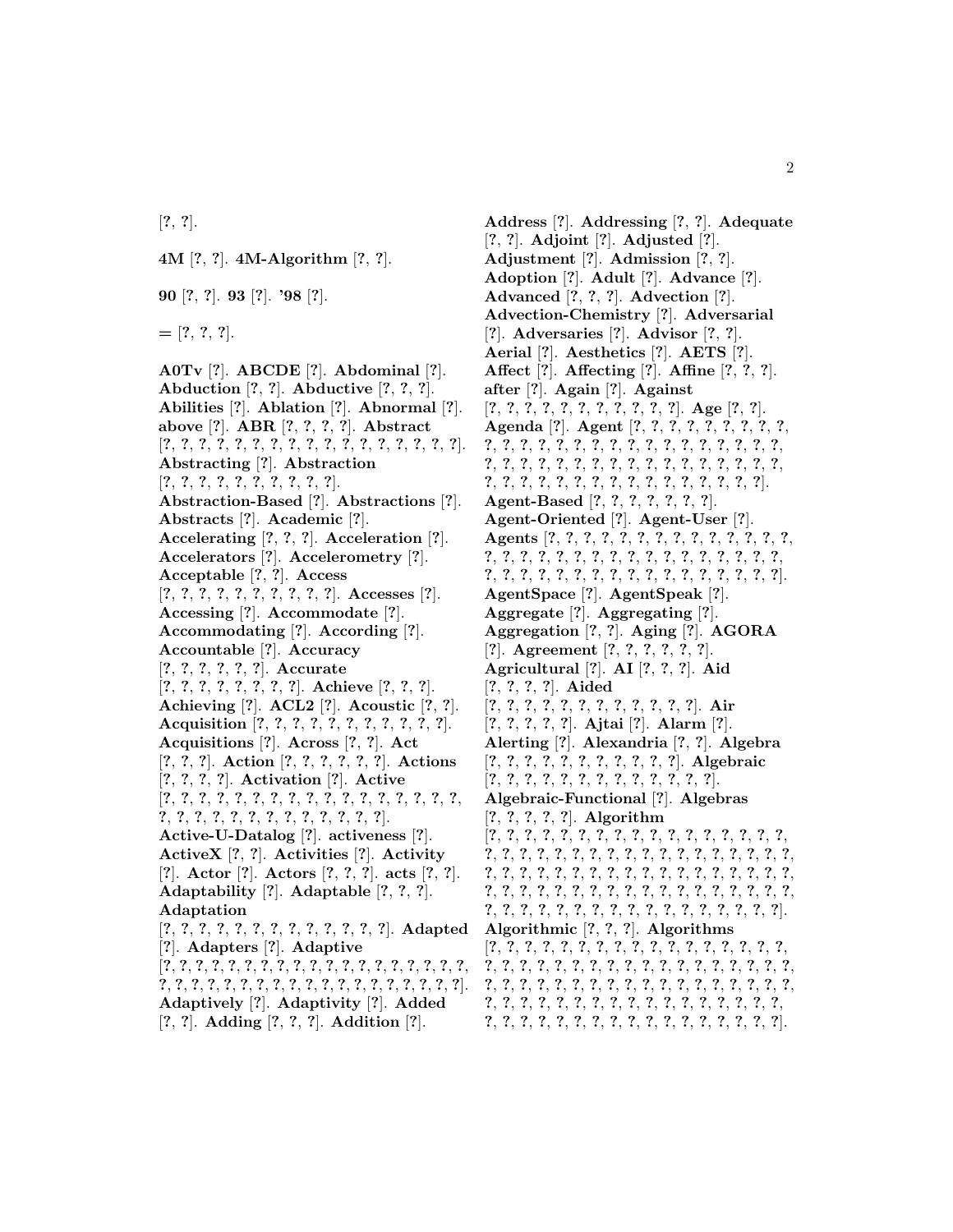[?, ?].

**4M** [?, ?]. **4M-Algorithm** [?, ?].

**90** [?, ?]. **93** [?]. **'98** [?].

**=** [?, ?, ?].

**A0Tv** [?]. **ABCDE** [?]. **Abdominal** [?]. **Abduction** [?, ?]. **Abductive** [?, ?, ?]. **Abilities** [?]. **Ablation** [?]. **Abnormal** [?]. **above** [?]. **ABR** [?, ?, ?, ?]. **Abstract** [?, ?, ?, ?, ?, ?, ?, ?, ?, ?, ?, ?, ?, ?, ?, ?, ?, ?]. **Abstracting** [?]. **Abstraction** [?, ?, ?, ?, ?, ?, ?, ?, ?, ?, ?]. **Abstraction-Based** [?]. **Abstractions** [?]. **Abstracts** [?]. **Academic** [?]. **Accelerating** [?, ?, ?]. **Acceleration** [?]. **Accelerators** [?]. **Accelerometry** [?]. **Acceptable** [?, ?]. **Access** [?, ?, ?, ?, ?, ?, ?, ?, ?, ?]. **Accesses** [?]. **Accessing** [?]. **Accommodate** [?]. **Accommodating** [?]. **According** [?]. **Accountable** [?]. **Accuracy** [?, ?, ?, ?, ?, ?]. **Accurate** [?, ?, ?, ?, ?, ?, ?, ?]. **Achieve** [?, ?, ?]. **Achieving** [?]. **ACL2** [?]. **Acoustic** [?, ?]. **Acquisition** [?, ?, ?, ?, ?, ?, ?, ?, ?, ?, ?]. **Acquisitions** [?]. **Across** [?, ?]. **Act** [?, ?, ?]. **Action** [?, ?, ?, ?, ?, ?]. **Actions** [?, ?, ?, ?]. **Activation** [?]. **Active** [?, ?, ?, ?, ?, ?, ?, ?, ?, ?, ?, ?, ?, ?, ?, ?, ?, ?, ?, ?, ?, ?, ?, ?, ?, ?, ?, ?, ?, ?]. **Active-U-Datalog** [?]. **activeness** [?]. **ActiveX** [?, ?]. **Activities** [?]. **Activity** [?]. **Actor** [?]. **Actors** [?, ?, ?]. **acts** [?, ?]. **Adaptability** [?]. **Adaptable** [?, ?, ?]. **Adaptation** [?, ?, ?, ?, ?, ?, ?, ?, ?, ?, ?, ?, ?]. **Adapted** [?]. **Adapters** [?]. **Adaptive** [?, ?, ?, ?, ?, ?, ?, ?, ?, ?, ?, ?, ?, ?, ?, ?, ?, ?, ?, ?, ?, ?, ?, ?, ?, ?, ?, ?, ?, ?, ?, ?, ?, ?, ?, ?, ?, ?, ?, ?, ?, ?]. **Adaptively** [?]. **Adaptivity** [?]. **Added** [?, ?]. **Adding** [?, ?, ?]. **Addition** [?]. **Address** [?]. **Addressing** [?, ?]. **Adequate** [?, ?]. **Adjoint** [?]. **Adjusted** [?]. **Adjustment** [?]. **Admission** [?, ?]. **Adoption** [?]. **Adult** [?]. **Advance** [?]. **Advanced** [?, ?, ?]. **Advection** [?]. **Advection-Chemistry** [?]. **Adversarial** [?]. **Adversaries** [?]. **Advisor** [?, ?]. **Aerial** [?]. **Aesthetics** [?]. **AETS** [?]. **Affect** [?]. **Affecting** [?]. **Affine** [?, ?, ?]. **after** [?]. **Again** [?]. **Against** [?, ?, ?, ?, ?, ?, ?, ?, ?, ?, ?, ?]. **Age** [?, ?]. **Agenda** [?]. **Agent** [?, ?, ?, ?, ?, ?, ?, ?, ?, ?, ?, ?, ?, ?, ?, ?, ?, ?, ?, ?, ?, ?, ?, ?, ?, ?, ?, ?, ?, ?, ?, ?, ?, ?, ?, ?, ?, ?, ?, ?, ?, ?, ?, ?, ?, ?, ?, ?, ?, ?, ?, ?, ?, ?, ?, ?, ?, ?, ?, ?, ?, ?, ?, ?, ?, ?, ?, ?, ?, ?, ?, ?, ?, ?, ?]. **Agent-Based** [?, ?, ?, ?, ?, ?, ?]. **Agent-Oriented** [?]. **Agent-User** [?]. **Agents** [?, ?, ?, ?, ?, ?, ?, ?, ?, ?, ?, ?, ?, ?, ?, ?, ?, ?, ?, ?, ?, ?, ?, ?, ?, ?, ?, ?, ?, ?, ?, ?, ?, ?, ?, ?, ?, ?, ?, ?, ?, ?, ?, ?, ?, ?, ?, ?, ?, ?, ?, ?, ?, ?, ?, ?]. **AgentSpace** [?]. **AgentSpeak** [?]. **Aggregate** [?]. **Aggregating** [?]. **Aggregation** [?, ?]. **Aging** [?]. **AGORA** [?]. **Agreement** [?, ?, ?, ?, ?, ?]. **Agricultural** [?]. **AI** [?, ?, ?]. **Aid** [?, ?, ?, ?]. **Aided** [?, ?, ?, ?, ?, ?, ?, ?, ?, ?, ?, ?, ?]. **Air** [?, ?, ?, ?, ?]. **Ajtai** [?]. **Alarm** [?]. **Alerting** [?]. **Alexandria** [?, ?]. **Algebra** [?, ?, ?, ?, ?, ?, ?, ?, ?, ?, ?, ?]. **Algebraic** [?, ?, ?, ?, ?, ?, ?, ?, ?, ?, ?, ?, ?, ?]. **Algebraic-Functional** [?]. **Algebras** [?, ?, ?, ?, ?]. **Algorithm** [?, ?, ?, ?, ?, ?, ?, ?, ?, ?, ?, ?, ?, ?, ?, ?, ?, ?, ?, ?, ?, ?, ?, ?, ?, ?, ?, ?, ?, ?, ?, ?, ?, ?, ?, ?, ?, ?, ?, ?, ?, ?, ?, ?, ?, ?, ?, ?, ?, ?, ?, ?, ?, ?, ?, ?, ?, ?, ?, ?, ?, ?, ?, ?, ?, ?, ?, ?, ?, ?, ?, ?, ?, ?, ?, ?, ?, ?, ?, ?, ?, ?, ?, ?, ?, ?, ?, ?, ?, ?, ?, ?, ?, ?, ?]. **Algorithmic** [?, ?, ?]. **Algorithms** [?, ?, ?, ?, ?, ?, ?, ?, ?, ?, ?, ?, ?, ?, ?, ?, ?, ?, ?, ?, ?, ?, ?, ?, ?, ?, ?, ?, ?, ?, ?, ?, ?, ?, ?, ?, ?, ?, ?, ?, ?, ?, ?, ?, ?, ?, ?, ?, ?, ?, ?, ?, ?, ?, ?, ?, ?, ?, ?, ?, ?, ?, ?, ?, ?, ?, ?, ?, ?, ?, ?, ?, ?, ?, ?, ?, ?, ?, ?, ?, ?, ?, ?, ?, ?, ?, ?, ?, ?, ?, ?, ?, ?, ?, ?].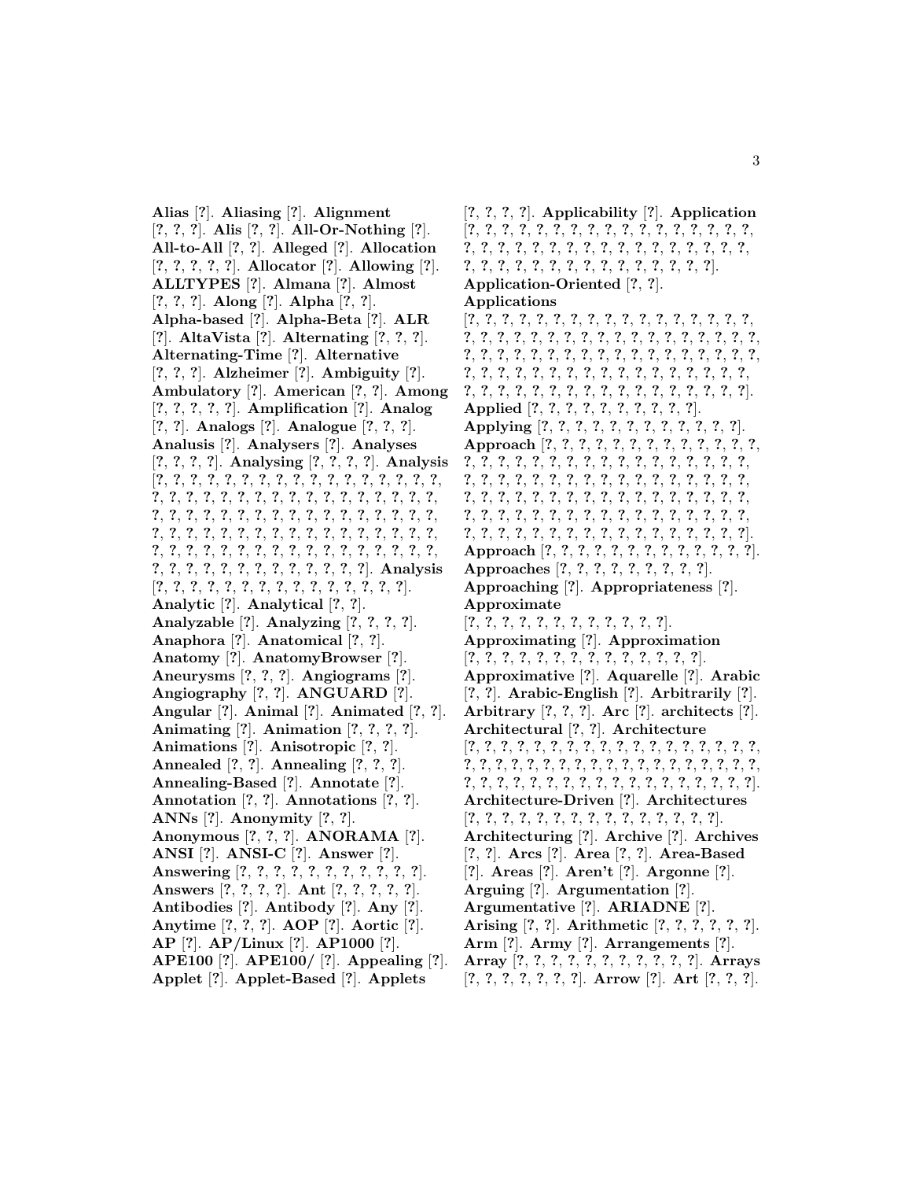**Alias** [?]. **Aliasing** [?]. **Alignment** [?, ?, ?]. **Alis** [?, ?]. **All-Or-Nothing** [?]. **All-to-All** [?, ?]. **Alleged** [?]. **Allocation** [?, ?, ?, ?, ?]. **Allocator** [?]. **Allowing** [?]. **ALLTYPES** [?]. **Almana** [?]. **Almost** [?, ?, ?]. **Along** [?]. **Alpha** [?, ?]. **Alpha-based** [?]. **Alpha-Beta** [?]. **ALR** [?]. **AltaVista** [?]. **Alternating** [?, ?, ?]. **Alternating-Time** [?]. **Alternative** [?, ?, ?]. **Alzheimer** [?]. **Ambiguity** [?]. **Ambulatory** [?]. **American** [?, ?]. **Among** [?, ?, ?, ?, ?]. **Amplification** [?]. **Analog** [?, ?]. **Analogs** [?]. **Analogue** [?, ?, ?]. **Analusis** [?]. **Analysers** [?]. **Analyses** [?, ?, ?, ?]. **Analysing** [?, ?, ?, ?]. **Analysis** [?, ?, ?, ?, ?, ?, ?, ?, ?, ?, ?, ?, ?, ?, ?, ?, ?, ?, ?, ?, ?, ?, ?, ?, ?, ?, ?, ?, ?, ?, ?, ?, ?, ?, ?, ?, ?, ?, ?, ?, ?, ?, ?, ?, ?, ?, ?, ?, ?, ?, ?, ?, ?, ?, ?, ?, ?, ?, ?, ?, ?, ?, ?, ?, ?, ?, ?, ?, ?, ?, ?, ?, ?, ?, ?, ?, ?, ?, ?, ?, ?, ?, ?, ?, ?, ?, ?, ?, ?, ?, ?, ?, ?, ?, ?, ?, ?, ?, ?, ?, ?, ?, ?, ?, ?, ?, ?, ?]. **Analysis** [?, ?, ?, ?, ?, ?, ?, ?, ?, ?, ?, ?, ?, ?, ?, ?]. **Analytic** [?]. **Analytical** [?, ?]. **Analyzable** [?]. **Analyzing** [?, ?, ?, ?]. **Anaphora** [?]. **Anatomical** [?, ?]. **Anatomy** [?]. **AnatomyBrowser** [?]. **Aneurysms** [?, ?, ?]. **Angiograms** [?]. **Angiography** [?, ?]. **ANGUARD** [?]. **Angular** [?]. **Animal** [?]. **Animated** [?, ?]. **Animating** [?]. **Animation** [?, ?, ?, ?]. **Animations** [?]. **Anisotropic** [?, ?]. **Annealed** [?, ?]. **Annealing** [?, ?, ?]. **Annealing-Based** [?]. **Annotate** [?]. **Annotation** [?, ?]. **Annotations** [?, ?]. **ANNs** [?]. **Anonymity** [?, ?]. **Anonymous** [?, ?, ?]. **ANORAMA** [?]. **ANSI** [?]. **ANSI-C** [?]. **Answer** [?]. **Answering** [?, ?, ?, ?, ?, ?, ?, ?, ?, ?, ?, ?]. **Answers** [?, ?, ?, ?]. **Ant** [?, ?, ?, ?, ?]. **Antibodies** [?]. **Antibody** [?]. **Any** [?]. **Anytime** [?, ?, ?]. **AOP** [?]. **Aortic** [?]. **AP** [?]. **AP/Linux** [?]. **AP1000** [?]. **APE100** [?]. **APE100/** [?]. **Appealing** [?]. **Applet** [?]. **Applet-Based** [?]. **Applets** [?, ?, ?, ?]. **Applicability** [?]. **Application** [?, ?, ?, ?, ?, ?, ?, ?, ?, ?, ?, ?, ?, ?, ?, ?, ?, ?, ?, ?, ?, ?, ?, ?, ?, ?, ?, ?, ?, ?, ?, ?, ?, ?, ?, ?, ?, ?, ?, ?, ?, ?, ?, ?, ?, ?, ?, ?, ?, ?, ?, ?, ?, ?]. **Application-Oriented** [?, ?]. **Applications** [?, ?, ?, ?, ?, ?, ?, ?, ?, ?, ?, ?, ?, ?, ?, ?, ?, ?, ?, ?, ?, ?, ?, ?, ?, ?, ?, ?, ?, ?, ?, ?, ?, ?, ?, ?, ?, ?, ?, ?, ?, ?, ?, ?, ?, ?, ?, ?, ?, ?, ?, ?, ?, ?, ?, ?, ?, ?, ?, ?, ?, ?, ?, ?, ?, ?, ?, ?, ?, ?, ?, ?, ?, ?, ?, ?, ?, ?, ?, ?, ?, ?, ?, ?, ?, ?, ?, ?, ?, ?, ?, ?]. **Applied** [?, ?, ?, ?, ?, ?, ?, ?, ?, ?, ?]. **Applying** [?, ?, ?, ?, ?, ?, ?, ?, ?, ?, ?, ?, ?]. **Approach** [?, ?, ?, ?, ?, ?, ?, ?, ?, ?, ?, ?, ?, ?, ?, ?, ?, ?, ?, ?, ?, ?, ?, ?, ?, ?, ?, ?, ?, ?, ?, ?, ?, ?, ?, ?, ?, ?, ?, ?, ?, ?, ?, ?, ?, ?, ?, ?, ?, ?, ?, ?, ?, ?, ?, ?, ?, ?, ?, ?, ?, ?, ?, ?, ?, ?, ?, ?, ?, ?, ?, ?, ?, ?, ?, ?, ?, ?, ?, ?, ?, ?, ?, ?, ?, ?, ?, ?, ?, ?, ?, ?, ?, ?, ?, ?, ?, ?, ?, ?, ?, ?, ?, ?, ?, ?, ?, ?, ?, ?, ?, ?, ?, ?, ?]. **Approach** [?, ?, ?, ?, ?, ?, ?, ?, ?, ?, ?, ?, ?, ?]. **Approaches** [?, ?, ?, ?, ?, ?, ?, ?, ?]. **Approaching** [?]. **Appropriateness** [?]. **Approximate** [?, ?, ?, ?, ?, ?, ?, ?, ?, ?, ?, ?]. **Approximating** [?]. **Approximation** [?, ?, ?, ?, ?, ?, ?, ?, ?, ?, ?, ?, ?, ?]. **Approximative** [?]. **Aquarelle** [?]. **Arabic** [?, ?]. **Arabic-English** [?]. **Arbitrarily** [?]. **Arbitrary** [?, ?, ?]. **Arc** [?]. **architects** [?]. **Architectural** [?, ?]. **Architecture** [?, ?, ?, ?, ?, ?, ?, ?, ?, ?, ?, ?, ?, ?, ?, ?, ?, ?, ?, ?, ?, ?, ?, ?, ?, ?, ?, ?, ?, ?, ?, ?, ?, ?, ?, ?, ?, ?, ?, ?, ?, ?, ?, ?, ?, ?, ?, ?, ?, ?, ?, ?, ?, ?, ?, ?, ?, ?, ?, ?]. **Architecture-Driven** [?]. **Architectures** [?, ?, ?, ?, ?, ?, ?, ?, ?, ?, ?, ?, ?, ?, ?, ?]. **Architecturing** [?]. **Archive** [?]. **Archives** [?, ?]. **Arcs** [?]. **Area** [?, ?]. **Area-Based** [?]. **Areas** [?]. **Aren't** [?]. **Argonne** [?]. **Arguing** [?]. **Argumentation** [?]. **Argumentative** [?]. **ARIADNE** [?]. **Arising** [?, ?]. **Arithmetic** [?, ?, ?, ?, ?, ?]. **Arm** [?]. **Army** [?]. **Arrangements** [?]. **Array** [?, ?, ?, ?, ?, ?, ?, ?, ?, ?, ?, ?]. **Arrays** [?, ?, ?, ?, ?, ?, ?]. **Arrow** [?]. **Art** [?, ?, ?].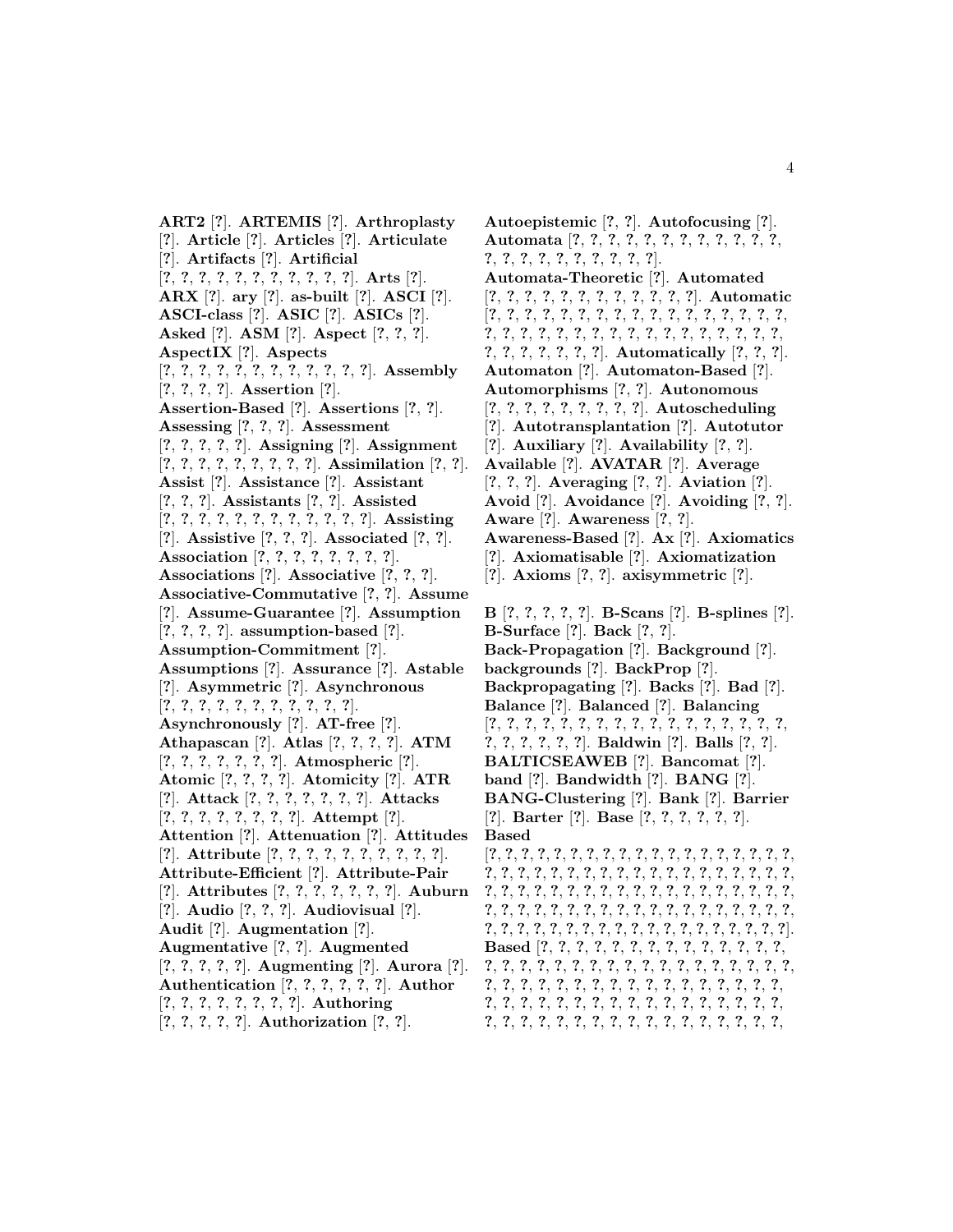**ART2** [?]. **ARTEMIS** [?]. **Arthroplasty** [?]. **Article** [?]. **Articles** [?]. **Articulate** [?]. **Artifacts** [?]. **Artificial** [?, ?, ?, ?, ?, ?, ?, ?, ?, ?, ?, ?]. **Arts** [?]. **ARX** [?]. **ary** [?]. **as-built** [?]. **ASCI** [?]. **ASCI-class** [?]. **ASIC** [?]. **ASICs** [?]. **Asked** [?]. **ASM** [?]. **Aspect** [?, ?, ?]. **AspectIX** [?]. **Aspects** [?, ?, ?, ?, ?, ?, ?, ?, ?, ?, ?, ?, ?]. **Assembly** [?, ?, ?, ?]. **Assertion** [?]. **Assertion-Based** [?]. **Assertions** [?, ?]. **Assessing** [?, ?, ?]. **Assessment** [?, ?, ?, ?, ?]. **Assigning** [?]. **Assignment** [?, ?, ?, ?, ?, ?, ?, ?, ?, ?]. **Assimilation** [?, ?]. **Assist** [?]. **Assistance** [?]. **Assistant** [?, ?, ?]. **Assistants** [?, ?]. **Assisted** [?, ?, ?, ?, ?, ?, ?, ?, ?, ?, ?, ?, ?]. **Assisting** [?]. **Assistive** [?, ?, ?]. **Associated** [?, ?]. **Association** [?, ?, ?, ?, ?, ?, ?, ?, ?]. **Associations** [?]. **Associative** [?, ?, ?]. **Associative-Commutative** [?, ?]. **Assume** [?]. **Assume-Guarantee** [?]. **Assumption** [?, ?, ?, ?]. **assumption-based** [?]. **Assumption-Commitment** [?]. **Assumptions** [?]. **Assurance** [?]. **Astable** [?]. **Asymmetric** [?]. **Asynchronous** [?, ?, ?, ?, ?, ?, ?, ?, ?, ?, ?, ?]. **Asynchronously** [?]. **AT-free** [?]. **Athapascan** [?]. **Atlas** [?, ?, ?, ?]. **ATM** [?, ?, ?, ?, ?, ?, ?]. **Atmospheric** [?]. **Atomic** [?, ?, ?, ?]. **Atomicity** [?]. **ATR** [?]. **Attack** [?, ?, ?, ?, ?, ?, ?]. **Attacks** [?, ?, ?, ?, ?, ?, ?, ?, ?]. **Attempt** [?]. **Attention** [?]. **Attenuation** [?]. **Attitudes** [?]. **Attribute** [?, ?, ?, ?, ?, ?, ?, ?, ?, ?, ?]. **Attribute-Efficient** [?]. **Attribute-Pair** [?]. **Attributes** [?, ?, ?, ?, ?, ?, ?]. **Auburn** [?]. **Audio** [?, ?, ?]. **Audiovisual** [?]. **Audit** [?]. **Augmentation** [?]. **Augmentative** [?, ?]. **Augmented** [?, ?, ?, ?, ?]. **Augmenting** [?]. **Aurora** [?]. **Authentication** [?, ?, ?, ?, ?, ?]. **Author** [?, ?, ?, ?, ?, ?, ?, ?, ?]. **Authoring** [?, ?, ?, ?, ?]. **Authorization** [?, ?].

**Autoepistemic** [?, ?]. **Autofocusing** [?]. **Automata** [?, ?, ?, ?, ?, ?, ?, ?, ?, ?, ?, ?, ?, ?, ?, ?, ?, ?, ?, ?, ?, ?, ?]. **Automata-Theoretic** [?]. **Automated** [?, ?, ?, ?, ?, ?, ?, ?, ?, ?, ?, ?, ?]. **Automatic** [?, ?, ?, ?, ?, ?, ?, ?, ?, ?, ?, ?, ?, ?, ?, ?, ?, ?, ?, ?, ?, ?, ?, ?, ?, ?, ?, ?, ?, ?, ?, ?, ?, ?, ?, ?, ?, ?, ?, ?, ?, ?, ?, ?, ?]. **Automatically** [?, ?, ?]. **Automaton** [?]. **Automaton-Based** [?]. **Automorphisms** [?, ?]. **Autonomous** [?, ?, ?, ?, ?, ?, ?, ?, ?, ?]. **Autoscheduling** [?]. **Autotransplantation** [?]. **Autotutor** [?]. **Auxiliary** [?]. **Availability** [?, ?]. **Available** [?]. **AVATAR** [?]. **Average** [?, ?, ?]. **Averaging** [?, ?]. **Aviation** [?]. **Avoid** [?]. **Avoidance** [?]. **Avoiding** [?, ?]. **Aware** [?]. **Awareness** [?, ?]. **Awareness-Based** [?]. **Ax** [?]. **Axiomatics** [?]. **Axiomatisable** [?]. **Axiomatization** [?]. **Axioms** [?, ?]. **axisymmetric** [?].

**B** [?, ?, ?, ?, ?]. **B-Scans** [?]. **B-splines** [?]. **B-Surface** [?]. **Back** [?, ?]. **Back-Propagation** [?]. **Background** [?]. **backgrounds** [?]. **BackProp** [?]. **Backpropagating** [?]. **Backs** [?]. **Bad** [?]. **Balance** [?]. **Balanced** [?]. **Balancing** [?, ?, ?, ?, ?, ?, ?, ?, ?, ?, ?, ?, ?, ?, ?, ?, ?, ?, ?, ?, ?, ?, ?, ?, ?]. **Baldwin** [?]. **Balls** [?, ?]. **BALTICSEAWEB** [?]. **Bancomat** [?]. **band** [?]. **Bandwidth** [?]. **BANG** [?]. **BANG-Clustering** [?]. **Bank** [?]. **Barrier** [?]. **Barter** [?]. **Base** [?, ?, ?, ?, ?, ?]. **Based** [?, ?, ?, ?, ?, ?, ?, ?, ?, ?, ?, ?, ?, ?, ?, ?, ?, ?, ?, ?, ?, ?, ?, ?, ?, ?, ?, ?, ?, ?, ?, ?, ?, ?, ?, ?, ?, ?, ?, ?, ?, ?, ?, ?, ?, ?, ?, ?, ?, ?, ?, ?, ?, ?, ?, ?, ?, ?, ?, ?, ?, ?, ?, ?, ?, ?, ?, ?, ?, ?, ?, ?, ?, ?, ?, ?, ?, ?, ?, ?, ?, ?, ?, ?, ?, ?, ?, ?, ?, ?, ?, ?, ?, ?, ?, ?, ?, ?, ?, ?, ?, ?, ?, ?, ?, ?, ?, ?, ?, ?, ?]. **Based** [?, ?, ?, ?, ?, ?, ?, ?, ?, ?, ?, ?, ?, ?, ?, ?, ?, ?, ?, ?, ?, ?, ?, ?, ?, ?, ?, ?, ?, ?, ?, ?, ?, ?, ?, ?, ?, ?, ?, ?, ?, ?, ?, ?, ?, ?, ?, ?, ?, ?, ?, ?, ?, ?, ?, ?, ?, ?, ?, ?, ?, ?, ?, ?, ?, ?, ?, ?, ?, ?, ?, ?, ?, ?, ?, ?, ?, ?, ?, ?, ?, ?, ?, ?, ?, ?, ?,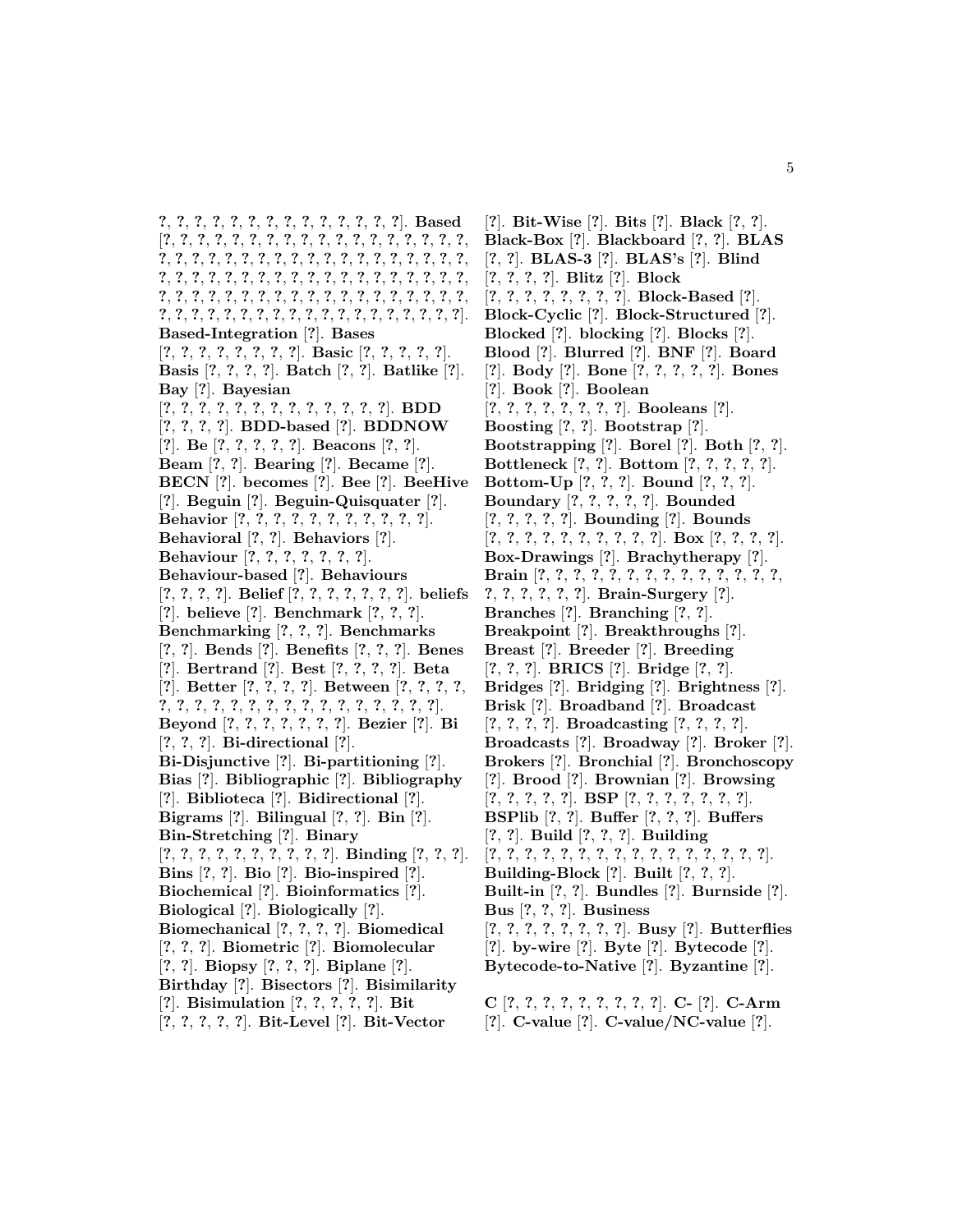?, ?, ?, ?, ?, ?, ?, ?, ?, ?, ?, ?, ?, ?, ?, ?]. **Based** [?, ?, ?, ?, ?, ?, ?, ?, ?, ?, ?, ?, ?, ?, ?, ?, ?, ?, ?, ?, ?, ?, ?, ?, ?, ?, ?, ?, ?, ?, ?, ?, ?, ?, ?, ?, ?, ?, ?, ?, ?, ?, ?, ?, ?, ?, ?, ?, ?, ?, ?, ?, ?, ?, ?, ?, ?, ?, ?, ?, ?, ?, ?, ?, ?, ?, ?, ?, ?, ?, ?, ?, ?, ?, ?, ?, ?, ?, ?, ?, ?, ?, ?, ?, ?, ?, ?, ?, ?, ?, ?, ?, ?, ?, ?, ?, ?, ?, ?, ?, ?, ?, ?, ?]. **Based-Integration** [?]. **Bases** [?, ?, ?, ?, ?, ?, ?, ?, ?]. **Basic** [?, ?, ?, ?, ?]. **Basis** [?, ?, ?, ?]. **Batch** [?, ?]. **Batlike** [?]. **Bay** [?]. **Bayesian** [?, ?, ?, ?, ?, ?, ?, ?, ?, ?, ?, ?, ?, ?]. **BDD** [?, ?, ?, ?]. **BDD-based** [?]. **BDDNOW** [?]. **Be** [?, ?, ?, ?, ?]. **Beacons** [?, ?]. **Beam** [?, ?]. **Bearing** [?]. **Became** [?]. **BECN** [?]. **becomes** [?]. **Bee** [?]. **BeeHive** [?]. **Beguin** [?]. **Beguin-Quisquater** [?]. **Behavior** [?, ?, ?, ?, ?, ?, ?, ?, ?, ?, ?, ?]. **Behavioral** [?, ?]. **Behaviors** [?]. **Behaviour** [?, ?, ?, ?, ?, ?, ?, ?]. **Behaviour-based** [?]. **Behaviours** [?, ?, ?, ?]. **Belief** [?, ?, ?, ?, ?, ?, ?]. **beliefs** [?]. **believe** [?]. **Benchmark** [?, ?, ?]. **Benchmarking** [?, ?, ?]. **Benchmarks** [?, ?]. **Bends** [?]. **Benefits** [?, ?, ?]. **Benes** [?]. **Bertrand** [?]. **Best** [?, ?, ?, ?]. **Beta** [?]. **Better** [?, ?, ?, ?]. **Between** [?, ?, ?, ?, ?, ?, ?, ?, ?, ?, ?, ?, ?, ?, ?, ?, ?, ?, ?, ?, ?, ?]. **Beyond** [?, ?, ?, ?, ?, ?, ?, ?]. **Bezier** [?]. **Bi** [?, ?, ?]. **Bi-directional** [?]. **Bi-Disjunctive** [?]. **Bi-partitioning** [?]. **Bias** [?]. **Bibliographic** [?]. **Bibliography** [?]. **Biblioteca** [?]. **Bidirectional** [?]. **Bigrams** [?]. **Bilingual** [?, ?]. **Bin** [?]. **Bin-Stretching** [?]. **Binary** [?, ?, ?, ?, ?, ?, ?, ?, ?, ?, ?, ?]. **Binding** [?, ?, ?]. **Bins** [?, ?]. **Bio** [?]. **Bio-inspired** [?]. **Biochemical** [?]. **Bioinformatics** [?]. **Biological** [?]. **Biologically** [?]. **Biomechanical** [?, ?, ?, ?]. **Biomedical** [?, ?, ?]. **Biometric** [?]. **Biomolecular** [?, ?]. **Biopsy** [?, ?, ?]. **Biplane** [?]. **Birthday** [?]. **Bisectors** [?]. **Bisimilarity** [?]. **Bisimulation** [?, ?, ?, ?, ?]. **Bit** [?, ?, ?, ?, ?]. **Bit-Level** [?]. **Bit-Vector** [?]. **Bit-Wise** [?]. **Bits** [?]. **Black** [?, ?]. **Black-Box** [?]. **Blackboard** [?, ?]. **BLAS** [?, ?]. **BLAS-3** [?]. **BLAS's** [?]. **Blind** [?, ?, ?, ?]. **Blitz** [?]. **Block** [?, ?, ?, ?, ?, ?, ?, ?]. **Block-Based** [?]. **Block-Cyclic** [?]. **Block-Structured** [?]. **Blocked** [?]. **blocking** [?]. **Blocks** [?]. **Blood** [?]. **Blurred** [?]. **BNF** [?]. **Board** [?]. **Body** [?]. **Bone** [?, ?, ?, ?, ?]. **Bones** [?]. **Book** [?]. **Boolean** [?, ?, ?, ?, ?, ?, ?, ?, ?]. **Booleans** [?]. **Boosting** [?, ?]. **Bootstrap** [?]. **Bootstrapping** [?]. **Borel** [?]. **Both** [?, ?]. **Bottleneck** [?, ?]. **Bottom** [?, ?, ?, ?, ?]. **Bottom-Up** [?, ?, ?]. **Bound** [?, ?, ?]. **Boundary** [?, ?, ?, ?, ?]. **Bounded** [?, ?, ?, ?, ?]. **Bounding** [?]. **Bounds** [?, ?, ?, ?, ?, ?, ?, ?, ?, ?, ?]. **Box** [?, ?, ?, ?]. **Box-Drawings** [?]. **Brachytherapy** [?]. **Brain** [?, ?, ?, ?, ?, ?, ?, ?, ?, ?, ?, ?, ?, ?, ?, ?, ?, ?, ?, ?, ?, ?]. **Brain-Surgery** [?]. **Branches** [?]. **Branching** [?, ?]. **Breakpoint** [?]. **Breakthroughs** [?]. **Breast** [?]. **Breeder** [?]. **Breeding** [?, ?, ?]. **BRICS** [?]. **Bridge** [?, ?]. **Bridges** [?]. **Bridging** [?]. **Brightness** [?]. **Brisk** [?]. **Broadband** [?]. **Broadcast** [?, ?, ?, ?]. **Broadcasting** [?, ?, ?, ?]. **Broadcasts** [?]. **Broadway** [?]. **Broker** [?]. **Brokers** [?]. **Bronchial** [?]. **Bronchoscopy** [?]. **Brood** [?]. **Brownian** [?]. **Browsing** [?, ?, ?, ?, ?]. **BSP** [?, ?, ?, ?, ?, ?, ?]. **BSPlib** [?, ?]. **Buffer** [?, ?, ?]. **Buffers** [?, ?]. **Build** [?, ?, ?]. **Building** [?, ?, ?, ?, ?, ?, ?, ?, ?, ?, ?, ?, ?, ?, ?, ?, ?, ?]. **Building-Block** [?]. **Built** [?, ?, ?]. **Built-in** [?, ?]. **Bundles** [?]. **Burnside** [?]. **Bus** [?, ?, ?]. **Business** [?, ?, ?, ?, ?, ?, ?, ?]. **Busy** [?]. **Butterflies** [?]. **by-wire** [?]. **Byte** [?]. **Bytecode** [?]. **Bytecode-to-Native** [?]. **Byzantine** [?].

**C** [?, ?, ?, ?, ?, ?, ?, ?, ?, ?]. **C-** [?]. **C-Arm** [?]. **C-value** [?]. **C-value/NC-value** [?].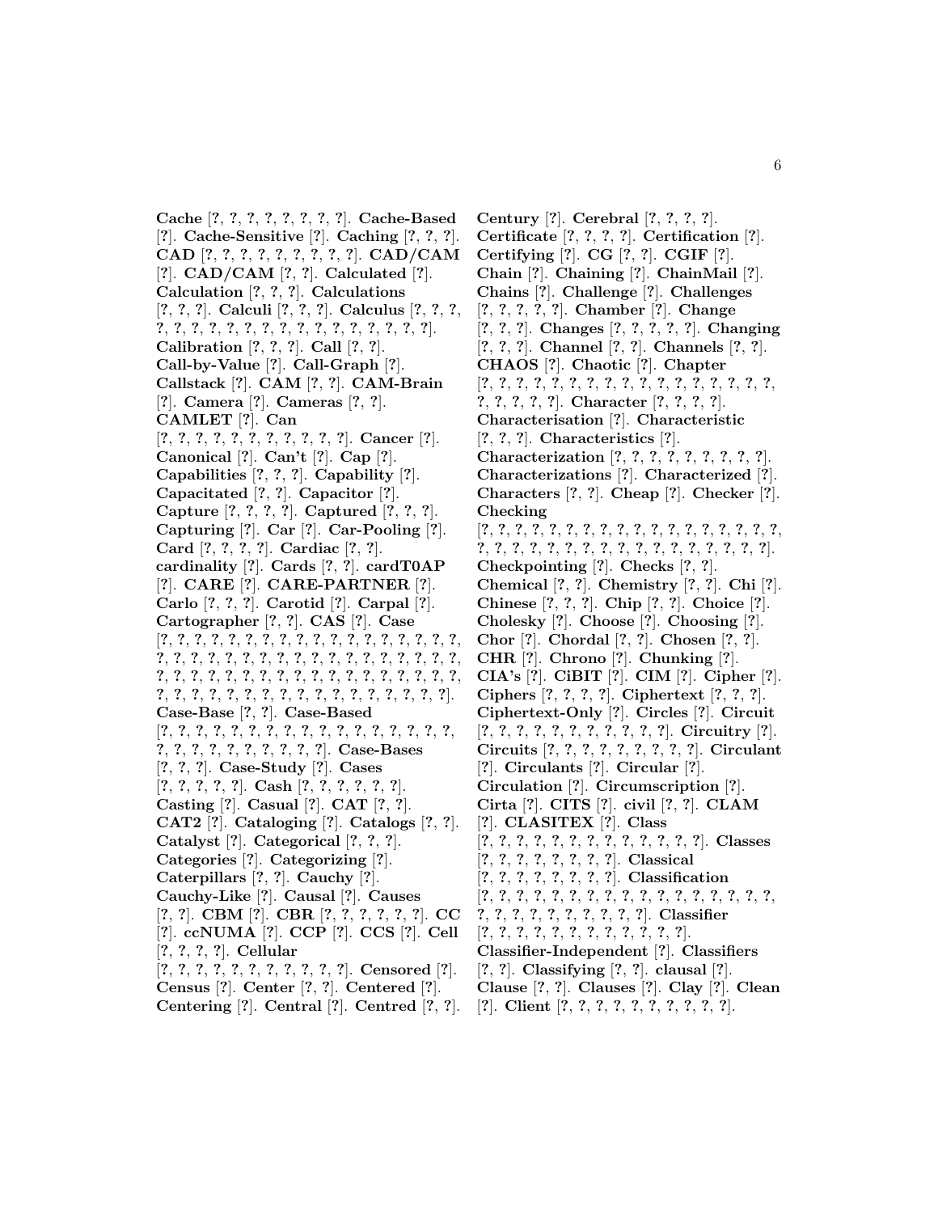**Cache** [?, ?, ?, ?, ?, ?, ?, ?, ?]. **Cache-Based** [?]. **Cache-Sensitive** [?]. **Caching** [?, ?, ?]. **CAD** [?, ?, ?, ?, ?, ?, ?, ?, ?]. **CAD/CAM** [?]. **CAD/CAM** [?, ?]. **Calculated** [?]. **Calculation** [?, ?, ?]. **Calculations** [?, ?, ?]. **Calculi** [?, ?, ?]. **Calculus** [?, ?, ?, ?, ?, ?, ?, ?, ?, ?, ?, ?, ?, ?, ?, ?, ?, ?, ?, ?, ?]. **Calibration** [?, ?, ?]. **Call** [?, ?]. **Call-by-Value** [?]. **Call-Graph** [?]. **Callstack** [?]. **CAM** [?, ?]. **CAM-Brain** [?]. **Camera** [?]. **Cameras** [?, ?]. **CAMLET** [?]. **Can** [?, ?, ?, ?, ?, ?, ?, ?, ?, ?, ?, ?]. **Cancer** [?]. **Canonical** [?]. **Can't** [?]. **Cap** [?]. **Capabilities** [?, ?, ?]. **Capability** [?]. **Capacitated** [?, ?]. **Capacitor** [?]. **Capture** [?, ?, ?, ?]. **Captured** [?, ?, ?]. **Capturing** [?]. **Car** [?]. **Car-Pooling** [?]. **Card** [?, ?, ?, ?]. **Cardiac** [?, ?]. **cardinality** [?]. **Cards** [?, ?]. **cardT0AP** [?]. **CARE** [?]. **CARE-PARTNER** [?]. **Carlo** [?, ?, ?]. **Carotid** [?]. **Carpal** [?]. **Cartographer** [?, ?, ?]. **CAS** [?]. **Case** [?, ?, ?, ?, ?, ?, ?, ?, ?, ?, ?, ?, ?, ?, ?, ?, ?, ?, ?, ?, ?, ?, ?, ?, ?, ?, ?, ?, ?, ?, ?, ?, ?, ?, ?, ?, ?, ?, ?, ?, ?, ?, ?, ?, ?, ?, ?, ?, ?, ?, ?, ?, ?, ?, ?, ?, ?, ?, ?, ?, ?, ?, ?, ?, ?, ?, ?, ?, ?, ?, ?, ?, ?, ?, ?, ?, ?, ?, ?]. **Case-Base** [?, ?]. **Case-Based** [?, ?, ?, ?, ?, ?, ?, ?, ?, ?, ?, ?, ?, ?, ?, ?, ?, ?, ?, ?, ?, ?, ?, ?, ?, ?, ?, ?, ?, ?, ?, ?]. **Case-Bases** [?, ?, ?]. **Case-Study** [?]. **Cases** [?, ?, ?, ?, ?]. **Cash** [?, ?, ?, ?, ?, ?]. **Casting** [?]. **Casual** [?]. **CAT** [?, ?]. **CAT2** [?]. **Cataloging** [?]. **Catalogs** [?, ?]. **Catalyst** [?]. **Categorical** [?, ?, ?]. **Categories** [?]. **Categorizing** [?]. **Caterpillars** [?, ?]. **Cauchy** [?]. **Cauchy-Like** [?]. **Causal** [?]. **Causes** [?, ?]. **CBM** [?]. **CBR** [?, ?, ?, ?, ?, ?]. **CC** [?]. **ccNUMA** [?]. **CCP** [?]. **CCS** [?]. **Cell** [?, ?, ?, ?]. **Cellular** [?, ?, ?, ?, ?, ?, ?, ?, ?, ?, ?, ?]. **Censored** [?]. **Census** [?]. **Center** [?, ?]. **Centered** [?]. **Centering** [?]. **Central** [?]. **Centred** [?, ?]. **Century** [?]. **Cerebral** [?, ?, ?, ?]. **Certificate** [?, ?, ?, ?]. **Certification** [?]. **Certifying** [?]. **CG** [?, ?]. **CGIF** [?]. **Chain** [?]. **Chaining** [?]. **ChainMail** [?]. **Chains** [?]. **Challenge** [?]. **Challenges** [?, ?, ?, ?, ?]. **Chamber** [?]. **Change** [?, ?, ?]. **Changes** [?, ?, ?, ?, ?]. **Changing** [?, ?, ?]. **Channel** [?, ?]. **Channels** [?, ?]. **CHAOS** [?]. **Chaotic** [?]. **Chapter** [?, ?, ?, ?, ?, ?, ?, ?, ?, ?, ?, ?, ?, ?, ?, ?, ?, ?, ?, ?, ?, ?, ?, ?]. **Character** [?, ?, ?, ?]. **Characterisation** [?]. **Characteristic** [?, ?, ?]. **Characteristics** [?]. **Characterization** [?, ?, ?, ?, ?, ?, ?, ?, ?, ?]. **Characterizations** [?]. **Characterized** [?]. **Characters** [?, ?]. **Cheap** [?]. **Checker** [?]. **Checking** [?, ?, ?, ?, ?, ?, ?, ?, ?, ?, ?, ?, ?, ?, ?, ?, ?, ?, ?, ?, ?, ?, ?, ?, ?, ?, ?, ?, ?, ?, ?, ?, ?, ?, ?, ?, ?, ?]. **Checkpointing** [?]. **Checks** [?, ?]. **Chemical** [?, ?]. **Chemistry** [?, ?]. **Chi** [?]. **Chinese** [?, ?, ?]. **Chip** [?, ?]. **Choice** [?]. **Cholesky** [?]. **Choose** [?]. **Choosing** [?]. **Chor** [?]. **Chordal** [?, ?]. **Chosen** [?, ?]. **CHR** [?]. **Chrono** [?]. **Chunking** [?]. **CIA's** [?]. **CiBIT** [?]. **CIM** [?]. **Cipher** [?]. **Ciphers** [?, ?, ?, ?]. **Ciphertext** [?, ?, ?]. **Ciphertext-Only** [?]. **Circles** [?]. **Circuit** [?, ?, ?, ?, ?, ?, ?, ?, ?, ?, ?]. **Circuitry** [?]. **Circuits** [?, ?, ?, ?, ?, ?, ?, ?, ?]. **Circulant** [?]. **Circulants** [?]. **Circular** [?]. **Circulation** [?]. **Circumscription** [?]. **Cirta** [?]. **CITS** [?]. **civil** [?, ?]. **CLAM** [?]. **CLASITEX** [?]. **Class** [?, ?, ?, ?, ?, ?, ?, ?, ?, ?, ?, ?, ?, ?]. **Classes** [?, ?, ?, ?, ?, ?, ?, ?]. **Classical** [?, ?, ?, ?, ?, ?, ?, ?]. **Classification** [?, ?, ?, ?, ?, ?, ?, ?, ?, ?, ?, ?, ?, ?, ?, ?, ?, ?, ?, ?, ?, ?, ?, ?, ?, ?, ?, ?, ?]. **Classifier** [?, ?, ?, ?, ?, ?, ?, ?, ?, ?, ?, ?]. **Classifier-Independent** [?]. **Classifiers** [?, ?]. **Classifying** [?, ?]. **clausal** [?]. **Clause** [?, ?]. **Clauses** [?]. **Clay** [?]. **Clean** [?]. **Client** [?, ?, ?, ?, ?, ?, ?, ?, ?, ?].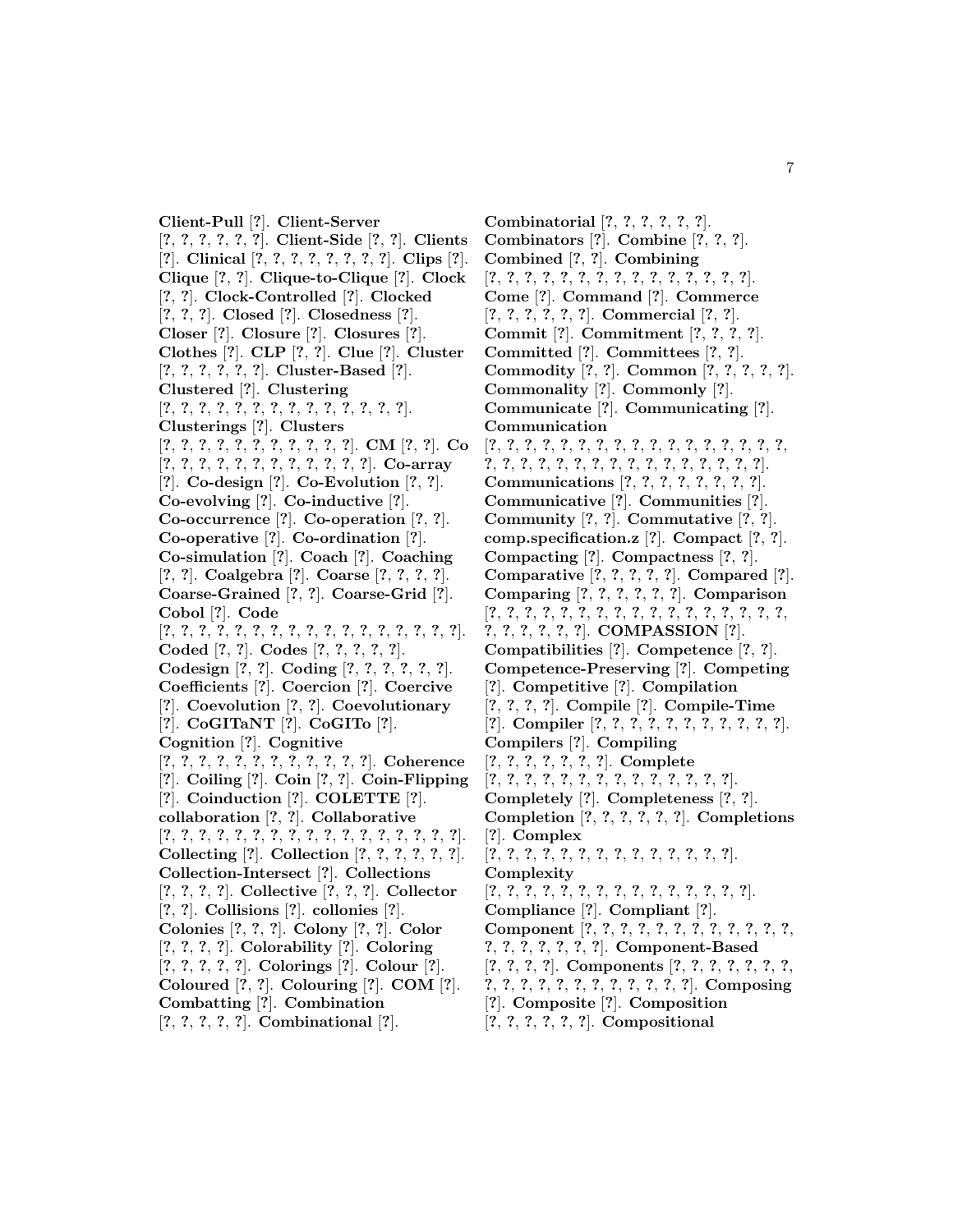**Client-Pull** [?]. **Client-Server** [?, ?, ?, ?, ?, ?]. **Client-Side** [?, ?]. **Clients** [?]. **Clinical** [?, ?, ?, ?, ?, ?, ?, ?]. **Clips** [?]. **Clique** [?, ?]. **Clique-to-Clique** [?]. **Clock** [?, ?]. **Clock-Controlled** [?]. **Clocked** [?, ?, ?]. **Closed** [?]. **Closedness** [?]. **Closer** [?]. **Closure** [?]. **Closures** [?]. **Clothes** [?]. **CLP** [?, ?]. **Clue** [?]. **Cluster** [?, ?, ?, ?, ?, ?]. **Cluster-Based** [?]. **Clustered** [?]. **Clustering** [?, ?, ?, ?, ?, ?, ?, ?, ?, ?, ?, ?, ?, ?]. **Clusterings** [?]. **Clusters** [?, ?, ?, ?, ?, ?, ?, ?, ?, ?, ?]. **CM** [?, ?]. **Co** [?, ?, ?, ?, ?, ?, ?, ?, ?, ?, ?, ?]. **Co-array** [?]. **Co-design** [?]. **Co-Evolution** [?, ?]. **Co-evolving** [?]. **Co-inductive** [?]. **Co-occurrence** [?]. **Co-operation** [?, ?]. **Co-operative** [?]. **Co-ordination** [?]. **Co-simulation** [?]. **Coach** [?]. **Coaching** [?, ?]. **Coalgebra** [?]. **Coarse** [?, ?, ?, ?]. **Coarse-Grained** [?, ?]. **Coarse-Grid** [?]. **Cobol** [?]. **Code** [?, ?, ?, ?, ?, ?, ?, ?, ?, ?, ?, ?, ?, ?, ?, ?, ?, ?]. **Coded** [?, ?]. **Codes** [?, ?, ?, ?, ?]. **Codesign** [?, ?]. **Coding** [?, ?, ?, ?, ?, ?]. **Coefficients** [?]. **Coercion** [?]. **Coercive** [?]. **Coevolution** [?, ?]. **Coevolutionary** [?]. **CoGITaNT** [?]. **CoGITo** [?]. **Cognition** [?]. **Cognitive** [?, ?, ?, ?, ?, ?, ?, ?, ?, ?, ?, ?]. **Coherence** [?]. **Coiling** [?]. **Coin** [?, ?]. **Coin-Flipping** [?]. **Coinduction** [?]. **COLETTE** [?]. **collaboration** [?, ?]. **Collaborative** [?, ?, ?, ?, ?, ?, ?, ?, ?, ?, ?, ?, ?, ?, ?, ?, ?, ?]. **Collecting** [?]. **Collection** [?, ?, ?, ?, ?, ?]. **Collection-Intersect** [?]. **Collections** [?, ?, ?, ?]. **Collective** [?, ?, ?]. **Collector** [?, ?]. **Collisions** [?]. **collonies** [?]. **Colonies** [?, ?, ?]. **Colony** [?, ?]. **Color** [?, ?, ?, ?]. **Colorability** [?]. **Coloring** [?, ?, ?, ?, ?]. **Colorings** [?]. **Colour** [?]. **Coloured** [?, ?]. **Colouring** [?]. **COM** [?]. **Combatting** [?]. **Combination** [?, ?, ?, ?, ?]. **Combinational** [?].

**Combinatorial** [?, ?, ?, ?, ?, ?]. **Combinators** [?]. **Combine** [?, ?, ?]. **Combined** [?, ?]. **Combining** [?, ?, ?, ?, ?, ?, ?, ?, ?, ?, ?, ?, ?, ?, ?, ?]. **Come** [?]. **Command** [?]. **Commerce** [?, ?, ?, ?, ?, ?]. **Commercial** [?, ?]. **Commit** [?]. **Commitment** [?, ?, ?, ?]. **Committed** [?]. **Committees** [?, ?]. **Commodity** [?, ?]. **Common** [?, ?, ?, ?, ?]. **Commonality** [?]. **Commonly** [?]. **Communicate** [?]. **Communicating** [?]. **Communication** [?, ?, ?, ?, ?, ?, ?, ?, ?, ?, ?, ?, ?, ?, ?, ?, ?, ?, ?, ?, ?, ?, ?, ?, ?, ?, ?, ?, ?, ?, ?, ?, ?, ?, ?, ?]. **Communications** [?, ?, ?, ?, ?, ?, ?, ?]. **Communicative** [?]. **Communities** [?]. **Community** [?, ?]. **Commutative** [?, ?]. **comp.specification.z** [?]. **Compact** [?, ?]. **Compacting** [?]. **Compactness** [?, ?]. **Comparative** [?, ?, ?, ?, ?]. **Compared** [?]. **Comparing** [?, ?, ?, ?, ?, ?]. **Comparison** [?, ?, ?, ?, ?, ?, ?, ?, ?, ?, ?, ?, ?, ?, ?, ?, ?, ?, ?, ?, ?, ?, ?, ?]. **COMPASSION** [?]. **Compatibilities** [?]. **Competence** [?, ?]. **Competence-Preserving** [?]. **Competing** [?]. **Competitive** [?]. **Compilation** [?, ?, ?, ?]. **Compile** [?]. **Compile-Time** [?]. **Compiler** [?, ?, ?, ?, ?, ?, ?, ?, ?, ?, ?, ?]. **Compilers** [?]. **Compiling** [?, ?, ?, ?, ?, ?, ?]. **Complete** [?, ?, ?, ?, ?, ?, ?, ?, ?, ?, ?, ?, ?, ?]. **Completely** [?]. **Completeness** [?, ?]. **Completion** [?, ?, ?, ?, ?, ?]. **Completions** [?]. **Complex** [?, ?, ?, ?, ?, ?, ?, ?, ?, ?, ?, ?, ?, ?]. **Complexity** [?, ?, ?, ?, ?, ?, ?, ?, ?, ?, ?, ?, ?, ?, ?]. **Compliance** [?]. **Compliant** [?]. **Component** [?, ?, ?, ?, ?, ?, ?, ?, ?, ?, ?, ?, ?, ?, ?, ?, ?, ?, ?]. **Component-Based** [?, ?, ?, ?]. **Components** [?, ?, ?, ?, ?, ?, ?, ?, ?, ?, ?, ?, ?, ?, ?, ?, ?, ?, ?]. **Composing** [?]. **Composite** [?]. **Composition** [?, ?, ?, ?, ?, ?]. **Compositional**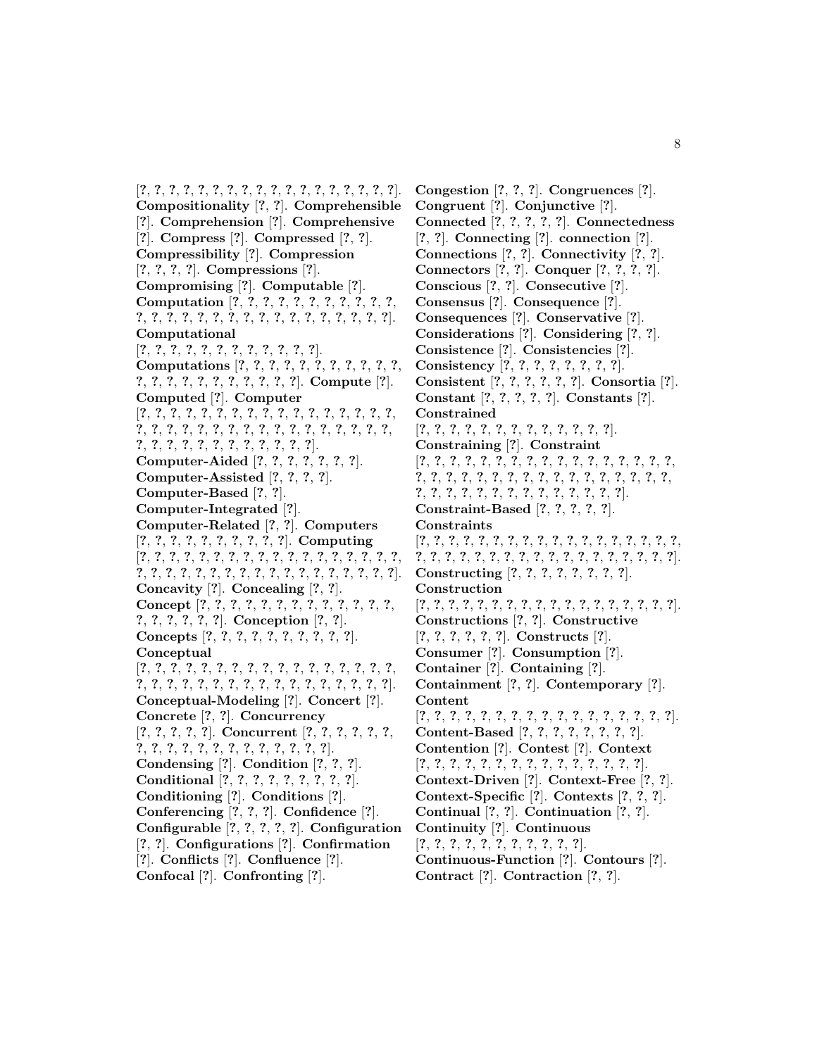[?, ?, ?, ?, ?, ?, ?, ?, ?, ?, ?, ?, ?, ?, ?, ?, ?, ?, ?, ?]. **Compositionality** [?, ?]. **Comprehensible** [?]. **Comprehension** [?]. **Comprehensive** [?]. **Compress** [?]. **Compressed** [?, ?]. **Compressibility** [?]. **Compression** [?, ?, ?, ?]. **Compressions** [?]. **Compromising** [?]. **Computable** [?]. **Computation** [?, ?, ?, ?, ?, ?, ?, ?, ?, ?, ?, ?, ?, ?, ?, ?, ?, ?, ?, ?, ?, ?, ?, ?, ?, ?, ?, ?, ?, ?, ?]. **Computational** [?, ?, ?, ?, ?, ?, ?, ?, ?, ?, ?, ?, ?]. **Computations** [?, ?, ?, ?, ?, ?, ?, ?, ?, ?, ?, ?, ?, ?, ?, ?, ?, ?, ?, ?, ?, ?, ?, ?]. **Compute** [?]. **Computed** [?]. **Computer** [?, ?, ?, ?, ?, ?, ?, ?, ?, ?, ?, ?, ?, ?, ?, ?, ?, ?, ?, ?, ?, ?, ?, ?, ?, ?, ?, ?, ?, ?, ?, ?, ?, ?, ?, ?, ?, ?, ?, ?, ?, ?, ?, ?, ?, ?, ?, ?, ?, ?, ?, ?]. **Computer-Aided** [?, ?, ?, ?, ?, ?, ?]. **Computer-Assisted** [?, ?, ?, ?]. **Computer-Based** [?, ?]. **Computer-Integrated** [?]. **Computer-Related** [?, ?]. **Computers** [?, ?, ?, ?, ?, ?, ?, ?, ?, ?, ?]. **Computing** [?, ?, ?, ?, ?, ?, ?, ?, ?, ?, ?, ?, ?, ?, ?, ?, ?, ?, ?, ?, ?, ?, ?, ?, ?, ?, ?, ?, ?, ?, ?, ?, ?, ?, ?, ?, ?, ?, ?, ?]. **Concavity** [?]. **Concealing** [?, ?]. **Concept** [?, ?, ?, ?, ?, ?, ?, ?, ?, ?, ?, ?, ?, ?, ?, ?, ?, ?, ?, ?]. **Conception** [?, ?]. **Concepts** [?, ?, ?, ?, ?, ?, ?, ?, ?, ?, ?]. **Conceptual** [?, ?, ?, ?, ?, ?, ?, ?, ?, ?, ?, ?, ?, ?, ?, ?, ?, ?, ?, ?, ?, ?, ?, ?, ?, ?, ?, ?, ?, ?, ?, ?, ?, ?, ?, ?, ?, ?, ?, ?]. **Conceptual-Modeling** [?]. **Concert** [?]. **Concrete** [?, ?]. **Concurrency** [?, ?, ?, ?, ?]. **Concurrent** [?, ?, ?, ?, ?, ?, ?, ?, ?, ?, ?, ?, ?, ?, ?, ?, ?, ?, ?, ?]. **Condensing** [?]. **Condition** [?, ?, ?]. **Conditional** [?, ?, ?, ?, ?, ?, ?, ?, ?, ?]. **Conditioning** [?]. **Conditions** [?]. **Conferencing** [?, ?, ?]. **Confidence** [?]. **Configurable** [?, ?, ?, ?, ?]. **Configuration** [?, ?]. **Configurations** [?]. **Confirmation** [?]. **Conflicts** [?]. **Confluence** [?]. **Confocal** [?]. **Confronting** [?].

**Congestion** [?, ?, ?]. **Congruences** [?]. **Congruent** [?]. **Conjunctive** [?]. **Connected** [?, ?, ?, ?, ?]. **Connectedness** [?, ?]. **Connecting** [?]. **connection** [?]. **Connections** [?, ?]. **Connectivity** [?, ?]. **Connectors** [?, ?]. **Conquer** [?, ?, ?, ?]. **Conscious** [?, ?]. **Consecutive** [?]. **Consensus** [?]. **Consequence** [?]. **Consequences** [?]. **Conservative** [?]. **Considerations** [?]. **Considering** [?, ?]. **Consistence** [?]. **Consistencies** [?]. **Consistency** [?, ?, ?, ?, ?, ?, ?, ?, ?]. **Consistent** [?, ?, ?, ?, ?, ?]. **Consortia** [?]. **Constant** [?, ?, ?, ?, ?]. **Constants** [?]. **Constrained** [?, ?, ?, ?, ?, ?, ?, ?, ?, ?, ?, ?, ?, ?]. **Constraining** [?]. **Constraint** [?, ?, ?, ?, ?, ?, ?, ?, ?, ?, ?, ?, ?, ?, ?, ?, ?, ?, ?, ?, ?, ?, ?, ?, ?, ?, ?, ?, ?, ?, ?, ?, ?, ?, ?, ?, ?, ?, ?, ?, ?, ?, ?, ?, ?, ?, ?, ?, ?, ?, ?, ?, ?]. **Constraint-Based** [?, ?, ?, ?, ?]. **Constraints** [?, ?, ?, ?, ?, ?, ?, ?, ?, ?, ?, ?, ?, ?, ?, ?, ?, ?, ?, ?, ?, ?, ?, ?, ?, ?, ?, ?, ?, ?, ?, ?, ?, ?, ?, ?, ?, ?, ?, ?]. **Constructing** [?, ?, ?, ?, ?, ?, ?, ?, ?]. **Construction** [?, ?, ?, ?, ?, ?, ?, ?, ?, ?, ?, ?, ?, ?, ?, ?, ?, ?, ?, ?]. **Constructions** [?, ?]. **Constructive** [?, ?, ?, ?, ?, ?]. **Constructs** [?]. **Consumer** [?]. **Consumption** [?]. **Container** [?]. **Containing** [?]. **Containment** [?, ?]. **Contemporary** [?]. **Content** [?, ?, ?, ?, ?, ?, ?, ?, ?, ?, ?, ?, ?, ?, ?, ?, ?, ?, ?, ?]. **Content-Based** [?, ?, ?, ?, ?, ?, ?, ?, ?]. **Contention** [?]. **Contest** [?]. **Context** [?, ?, ?, ?, ?, ?, ?, ?, ?, ?, ?, ?, ?, ?, ?, ?, ?]. **Context-Driven** [?]. **Context-Free** [?, ?]. **Context-Specific** [?]. **Contexts** [?, ?, ?]. **Continual** [?, ?]. **Continuation** [?, ?]. **Continuity** [?]. **Continuous** [?, ?, ?, ?, ?, ?, ?, ?, ?, ?, ?, ?]. **Continuous-Function** [?]. **Contours** [?]. **Contract** [?]. **Contraction** [?, ?].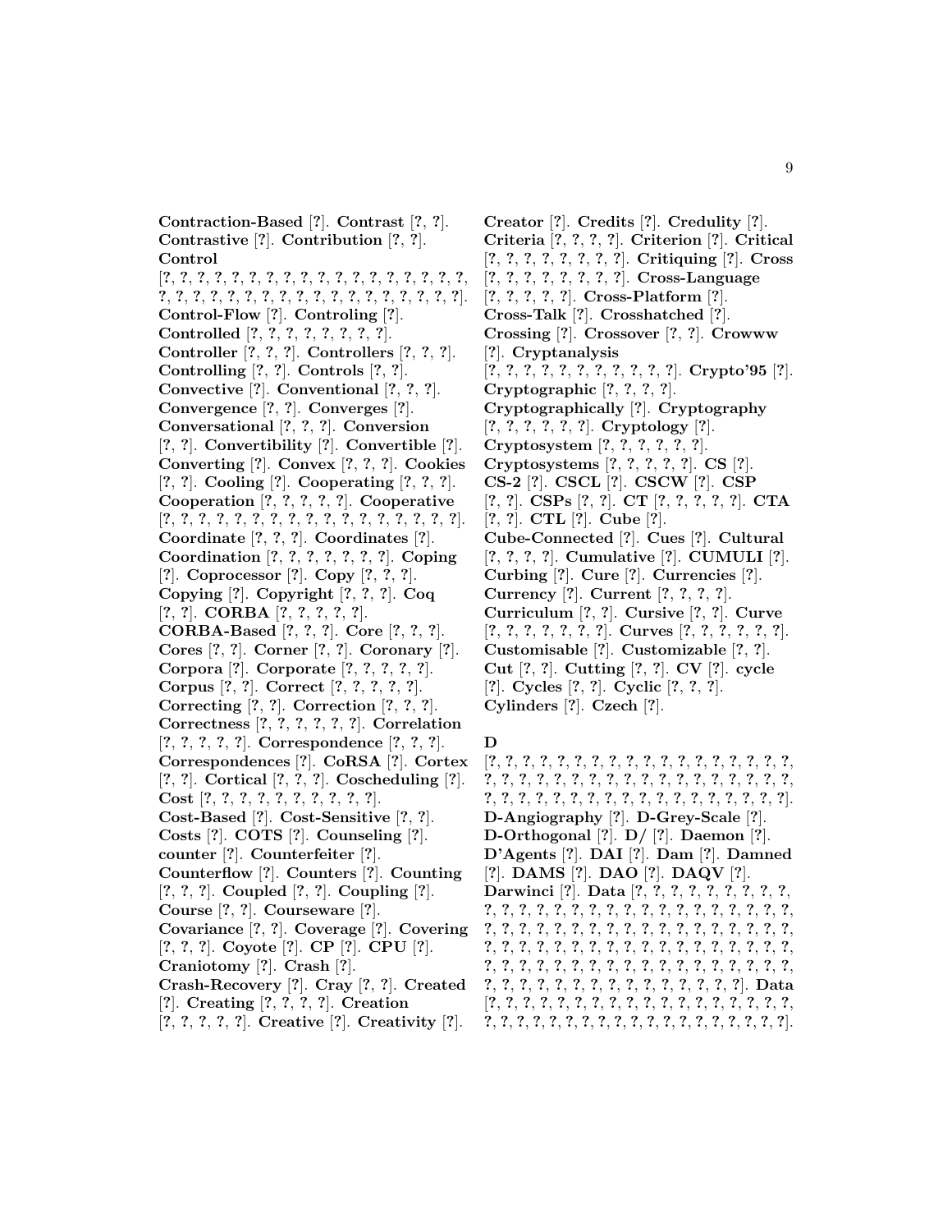**Contraction-Based** [?]. **Contrast** [?, ?]. **Contrastive** [?]. **Contribution** [?, ?]. **Control** [?, ?, ?, ?, ?, ?, ?, ?, ?, ?, ?, ?, ?, ?, ?, ?, ?, ?, ?, ?, ?, ?, ?, ?, ?, ?, ?, ?, ?, ?, ?, ?, ?, ?, ?, ?, ?, ?, ?]. **Control-Flow** [?]. **Controling** [?]. **Controlled** [?, ?, ?, ?, ?, ?, ?, ?, ?]. **Controller** [?, ?, ?]. **Controllers** [?, ?, ?]. **Controlling** [?, ?]. **Controls** [?, ?]. **Convective** [?]. **Conventional** [?, ?, ?]. **Convergence** [?, ?]. **Converges** [?]. **Conversational** [?, ?, ?]. **Conversion** [?, ?]. **Convertibility** [?]. **Convertible** [?]. **Converting** [?]. **Convex** [?, ?, ?]. **Cookies** [?, ?]. **Cooling** [?]. **Cooperating** [?, ?, ?]. **Cooperation** [?, ?, ?, ?, ?]. **Cooperative** [?, ?, ?, ?, ?, ?, ?, ?, ?, ?, ?, ?, ?, ?, ?, ?, ?, ?]. **Coordinate** [?, ?, ?]. **Coordinates** [?]. **Coordination** [?, ?, ?, ?, ?, ?, ?]. **Coping** [?]. **Coprocessor** [?]. **Copy** [?, ?, ?]. **Copying** [?]. **Copyright** [?, ?, ?]. **Coq** [?, ?]. **CORBA** [?, ?, ?, ?, ?]. **CORBA-Based** [?, ?, ?]. **Core** [?, ?, ?]. **Cores** [?, ?]. **Corner** [?, ?]. **Coronary** [?]. **Corpora** [?]. **Corporate** [?, ?, ?, ?, ?]. **Corpus** [?, ?]. **Correct** [?, ?, ?, ?, ?]. **Correcting** [?, ?]. **Correction** [?, ?, ?]. **Correctness** [?, ?, ?, ?, ?, ?]. **Correlation** [?, ?, ?, ?, ?]. **Correspondence** [?, ?, ?]. **Correspondences** [?]. **CoRSA** [?]. **Cortex** [?, ?]. **Cortical** [?, ?, ?]. **Coscheduling** [?]. **Cost** [?, ?, ?, ?, ?, ?, ?, ?, ?, ?, ?]. **Cost-Based** [?]. **Cost-Sensitive** [?, ?]. **Costs** [?]. **COTS** [?]. **Counseling** [?]. **counter** [?]. **Counterfeiter** [?]. **Counterflow** [?]. **Counters** [?]. **Counting** [?, ?, ?]. **Coupled** [?, ?]. **Coupling** [?]. **Course** [?, ?]. **Courseware** [?]. **Covariance** [?, ?]. **Coverage** [?]. **Covering** [?, ?, ?]. **Coyote** [?]. **CP** [?]. **CPU** [?]. **Craniotomy** [?]. **Crash** [?]. **Crash-Recovery** [?]. **Cray** [?, ?]. **Created** [?]. **Creating** [?, ?, ?, ?]. **Creation** [?, ?, ?, ?, ?]. **Creative** [?]. **Creativity** [?].

**Creator** [?]. **Credits** [?]. **Credulity** [?]. **Criteria** [?, ?, ?, ?]. **Criterion** [?]. **Critical** [?, ?, ?, ?, ?, ?, ?, ?]. **Critiquing** [?]. **Cross** [?, ?, ?, ?, ?, ?, ?, ?, ?]. **Cross-Language** [?, ?, ?, ?, ?]. **Cross-Platform** [?]. **Cross-Talk** [?]. **Crosshatched** [?]. **Crossing** [?]. **Crossover** [?, ?]. **Crowww** [?]. **Cryptanalysis** [?, ?, ?, ?, ?, ?, ?, ?, ?, ?, ?, ?]. **Crypto'95** [?]. **Cryptographic** [?, ?, ?, ?]. **Cryptographically** [?]. **Cryptography** [?, ?, ?, ?, ?, ?]. **Cryptology** [?]. **Cryptosystem** [?, ?, ?, ?, ?, ?]. **Cryptosystems** [?, ?, ?, ?, ?]. **CS** [?]. **CS-2** [?]. **CSCL** [?]. **CSCW** [?]. **CSP** [?, ?]. **CSPs** [?, ?]. **CT** [?, ?, ?, ?, ?]. **CTA** [?, ?]. **CTL** [?]. **Cube** [?]. **Cube-Connected** [?]. **Cues** [?]. **Cultural** [?, ?, ?, ?]. **Cumulative** [?]. **CUMULI** [?]. **Curbing** [?]. **Cure** [?]. **Currencies** [?]. **Currency** [?]. **Current** [?, ?, ?, ?]. **Curriculum** [?, ?]. **Cursive** [?, ?]. **Curve** [?, ?, ?, ?, ?, ?, ?, ?]. **Curves** [?, ?, ?, ?, ?, ?]. **Customisable** [?]. **Customizable** [?, ?]. **Cut** [?, ?]. **Cutting** [?, ?]. **CV** [?]. **cycle** [?]. **Cycles** [?, ?]. **Cyclic** [?, ?, ?]. **Cylinders** [?]. **Czech** [?].

**D**

[?, ?, ?, ?, ?, ?, ?, ?, ?, ?, ?, ?, ?, ?, ?, ?, ?, ?, ?, ?, ?, ?, ?, ?, ?, ?, ?, ?, ?, ?, ?, ?, ?, ?, ?, ?, ?, ?, ?, ?, ?, ?, ?, ?, ?, ?, ?, ?, ?, ?, ?, ?, ?, ?, ?, ?, ?, ?, ?, ?]. **D-Angiography** [?]. **D-Grey-Scale** [?]. **D-Orthogonal** [?]. **D/** [?]. **Daemon** [?]. **D'Agents** [?]. **DAI** [?]. **Dam** [?]. **Damned** [?]. **DAMS** [?]. **DAO** [?]. **DAQV** [?]. **Darwinci** [?]. **Data** [?, ?, ?, ?, ?, ?, ?, ?, ?, ?, ?, ?, ?, ?, ?, ?, ?, ?, ?, ?, ?, ?, ?, ?, ?, ?, ?, ?, ?, ?, ?, ?, ?, ?, ?, ?, ?, ?, ?, ?, ?, ?, ?, ?, ?, ?, ?, ?, ?, ?, ?, ?, ?, ?, ?, ?, ?, ?, ?, ?, ?, ?, ?, ?, ?, ?, ?, ?, ?, ?, ?, ?, ?, ?, ?, ?, ?, ?, ?, ?, ?, ?, ?, ?, ?, ?, ?, ?, ?, ?, ?, ?, ?, ?, ?, ?]. **Data** [?, ?, ?, ?, ?, ?, ?, ?, ?, ?, ?, ?, ?, ?, ?, ?, ?, ?, ?, ?, ?, ?, ?, ?, ?, ?, ?, ?, ?, ?, ?, ?, ?, ?, ?, ?, ?, ?, ?, ?].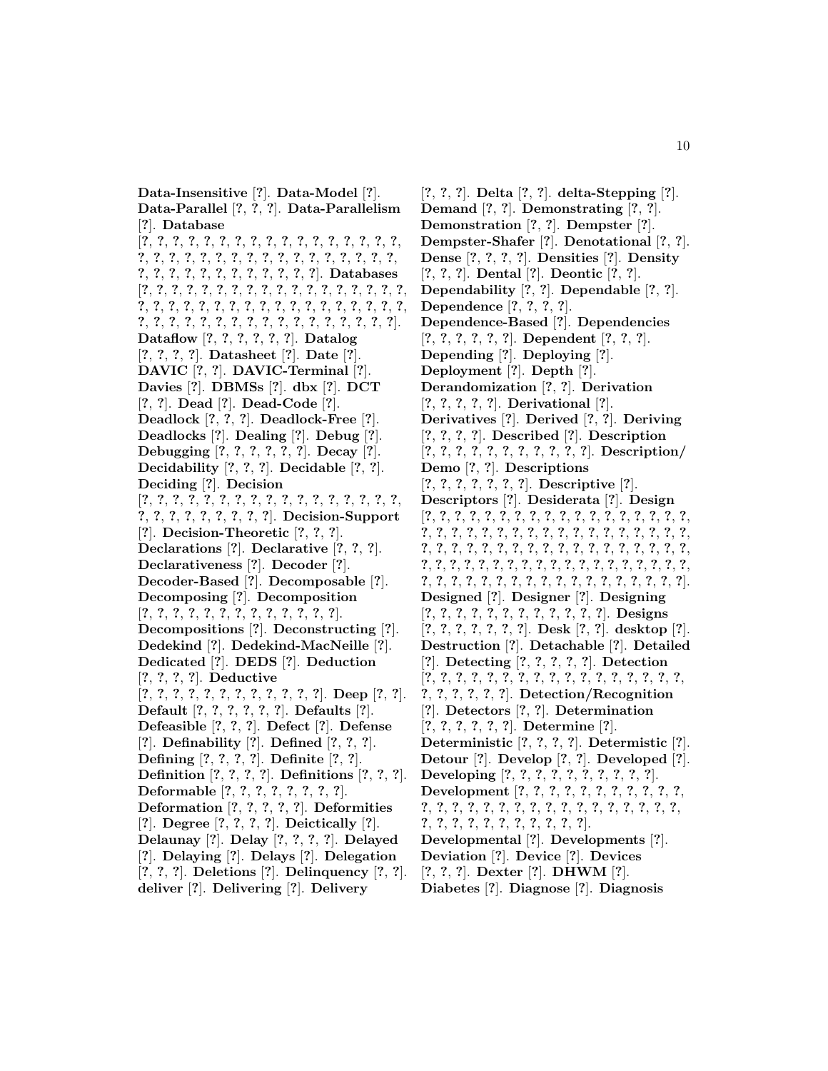**Data-Insensitive** [?]. **Data-Model** [?]. **Data-Parallel** [?, ?, ?]. **Data-Parallelism** [?]. **Database** [?, ?, ?, ?, ?, ?, ?, ?, ?, ?, ?, ?, ?, ?, ?, ?, ?, ?, ?, ?, ?, ?, ?, ?, ?, ?, ?, ?, ?, ?, ?, ?, ?, ?, ?, ?, ?, ?, ?, ?, ?, ?, ?, ?, ?, ?, ?, ?, ?, ?, ?]. **Databases** [?, ?, ?, ?, ?, ?, ?, ?, ?, ?, ?, ?, ?, ?, ?, ?, ?, ?, ?, ?, ?, ?, ?, ?, ?, ?, ?, ?, ?, ?, ?, ?, ?, ?, ?, ?, ?, ?, ?, ?, ?, ?, ?, ?, ?, ?, ?, ?, ?, ?, ?, ?, ?, ?, ?, ?, ?, ?, ?]. **Dataflow** [?, ?, ?, ?, ?, ?]. **Datalog** [?, ?, ?, ?]. **Datasheet** [?]. **Date** [?]. **DAVIC** [?, ?]. **DAVIC-Terminal** [?]. **Davies** [?]. **DBMSs** [?]. **dbx** [?]. **DCT** [?, ?]. **Dead** [?]. **Dead-Code** [?]. **Deadlock** [?, ?, ?]. **Deadlock-Free** [?]. **Deadlocks** [?]. **Dealing** [?]. **Debug** [?]. **Debugging** [?, ?, ?, ?, ?, ?]. **Decay** [?]. **Decidability** [?, ?, ?]. **Decidable** [?, ?]. **Deciding** [?]. **Decision** [?, ?, ?, ?, ?, ?, ?, ?, ?, ?, ?, ?, ?, ?, ?, ?, ?, ?, ?, ?, ?, ?, ?, ?, ?, ?, ?, ?]. **Decision-Support** [?]. **Decision-Theoretic** [?, ?, ?]. **Declarations** [?]. **Declarative** [?, ?, ?]. **Declarativeness** [?]. **Decoder** [?]. **Decoder-Based** [?]. **Decomposable** [?]. **Decomposing** [?]. **Decomposition** [?, ?, ?, ?, ?, ?, ?, ?, ?, ?, ?, ?, ?, ?]. **Decompositions** [?]. **Deconstructing** [?]. **Dedekind** [?]. **Dedekind-MacNeille** [?]. **Dedicated** [?]. **DEDS** [?]. **Deduction** [?, ?, ?, ?]. **Deductive** [?, ?, ?, ?, ?, ?, ?, ?, ?, ?, ?, ?, ?]. **Deep** [?, ?]. **Default** [?, ?, ?, ?, ?, ?]. **Defaults** [?]. **Defeasible** [?, ?, ?]. **Defect** [?]. **Defense** [?]. **Definability** [?]. **Defined** [?, ?, ?]. **Defining** [?, ?, ?, ?]. **Definite** [?, ?]. **Definition** [?, ?, ?, ?]. **Definitions** [?, ?, ?]. **Deformable** [?, ?, ?, ?, ?, ?, ?, ?]. **Deformation** [?, ?, ?, ?, ?]. **Deformities** [?]. **Degree** [?, ?, ?, ?]. **Deictically** [?]. **Delaunay** [?]. **Delay** [?, ?, ?, ?]. **Delayed** [?]. **Delaying** [?]. **Delays** [?]. **Delegation** [?, ?, ?]. **Deletions** [?]. **Delinquency** [?, ?]. **deliver** [?]. **Delivering** [?]. **Delivery** [?, ?, ?]. **Delta** [?, ?]. **delta-Stepping** [?]. **Demand** [?, ?]. **Demonstrating** [?, ?]. **Demonstration** [?, ?]. **Dempster** [?]. **Dempster-Shafer** [?]. **Denotational** [?, ?]. **Dense** [?, ?, ?, ?]. **Densities** [?]. **Density** [?, ?, ?]. **Dental** [?]. **Deontic** [?, ?]. **Dependability** [?, ?]. **Dependable** [?, ?]. **Dependence** [?, ?, ?, ?]. **Dependence-Based** [?]. **Dependencies** [?, ?, ?, ?, ?, ?]. **Dependent** [?, ?, ?]. **Depending** [?]. **Deploying** [?]. **Deployment** [?]. **Depth** [?]. **Derandomization** [?, ?]. **Derivation** [?, ?, ?, ?, ?]. **Derivational** [?]. **Derivatives** [?]. **Derived** [?, ?]. **Deriving** [?, ?, ?, ?]. **Described** [?]. **Description** [?, ?, ?, ?, ?, ?, ?, ?, ?, ?, ?, ?]. **Description/ Demo** [?, ?]. **Descriptions** [?, ?, ?, ?, ?, ?, ?]. **Descriptive** [?]. **Descriptors** [?]. **Desiderata** [?]. **Design** [?, ?, ?, ?, ?, ?, ?, ?, ?, ?, ?, ?, ?, ?, ?, ?, ?, ?, ?, ?, ?, ?, ?, ?, ?, ?, ?, ?, ?, ?, ?, ?, ?, ?, ?, ?, ?, ?, ?, ?, ?, ?, ?, ?, ?, ?, ?, ?, ?, ?, ?, ?, ?, ?, ?, ?, ?, ?, ?, ?, ?, ?, ?, ?, ?, ?, ?, ?, ?, ?, ?, ?, ?, ?, ?, ?, ?, ?, ?, ?, ?, ?, ?, ?, ?, ?, ?, ?, ?, ?, ?, ?, ?, ?, ?, ?, ?, ?, ?]. **Designed** [?]. **Designer** [?]. **Designing** [?, ?, ?, ?, ?, ?, ?, ?, ?, ?, ?, ?, ?]. **Designs** [?, ?, ?, ?, ?, ?, ?, ?]. **Desk** [?, ?]. **desktop** [?]. **Destruction** [?]. **Detachable** [?]. **Detailed** [?]. **Detecting** [?, ?, ?, ?, ?]. **Detection** [?, ?, ?, ?, ?, ?, ?, ?, ?, ?, ?, ?, ?, ?, ?, ?, ?, ?, ?, ?, ?, ?, ?, ?, ?]. **Detection/Recognition** [?]. **Detectors** [?, ?]. **Determination** [?, ?, ?, ?, ?, ?]. **Determine** [?]. **Deterministic** [?, ?, ?, ?]. **Determistic** [?]. **Detour** [?]. **Develop** [?, ?]. **Developed** [?]. **Developing** [?, ?, ?, ?, ?, ?, ?, ?, ?, ?, ?]. **Development** [?, ?, ?, ?, ?, ?, ?, ?, ?, ?, ?, ?, ?, ?, ?, ?, ?, ?, ?, ?, ?, ?, ?, ?, ?, ?, ?, ?, ?, ?, ?, ?, ?, ?, ?, ?, ?, ?, ?, ?, ?, ?, ?]. **Developmental** [?]. **Developments** [?]. **Deviation** [?]. **Device** [?]. **Devices** [?, ?, ?]. **Dexter** [?]. **DHWM** [?]. **Diabetes** [?]. **Diagnose** [?]. **Diagnosis**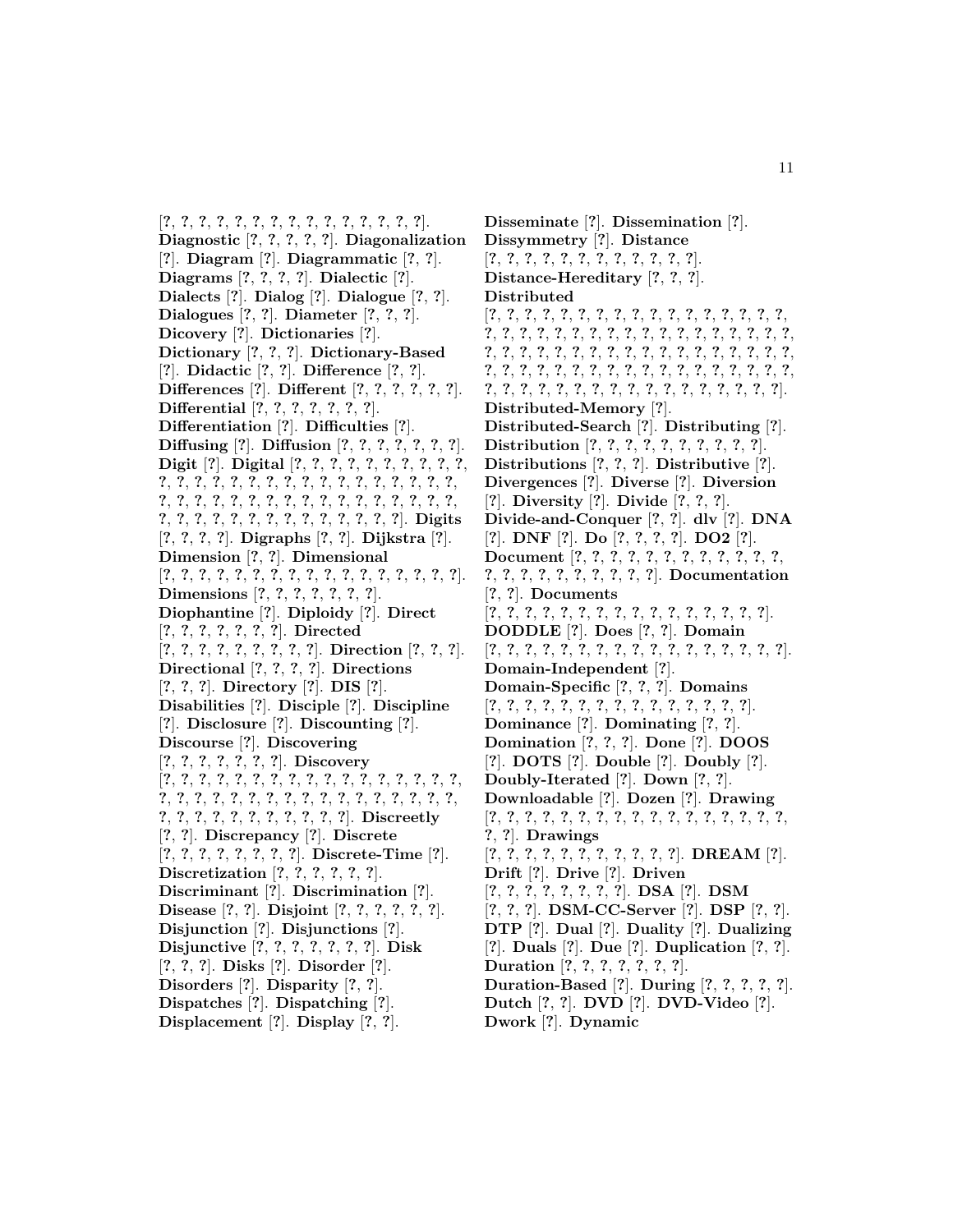[?, ?, ?, ?, ?, ?, ?, ?, ?, ?, ?, ?, ?, ?, ?, ?]. **Diagnostic** [?, ?, ?, ?, ?]. **Diagonalization** [?]. **Diagram** [?]. **Diagrammatic** [?, ?]. **Diagrams** [?, ?, ?, ?]. **Dialectic** [?]. **Dialects** [?]. **Dialog** [?]. **Dialogue** [?, ?]. **Dialogues** [?, ?]. **Diameter** [?, ?, ?]. **Dicovery** [?]. **Dictionaries** [?]. **Dictionary** [?, ?, ?]. **Dictionary-Based** [?]. **Didactic** [?, ?]. **Difference** [?, ?]. **Differences** [?]. **Different** [?, ?, ?, ?, ?, ?]. **Differential** [?, ?, ?, ?, ?, ?, ?]. **Differentiation** [?]. **Difficulties** [?]. **Diffusing** [?]. **Diffusion** [?, ?, ?, ?, ?, ?, ?]. **Digit** [?]. **Digital** [?, ?, ?, ?, ?, ?, ?, ?, ?, ?, ?, ?, ?, ?, ?, ?, ?, ?, ?, ?, ?, ?, ?, ?, ?, ?, ?, ?, ?, ?, ?, ?, ?, ?, ?, ?, ?, ?, ?, ?, ?, ?, ?, ?, ?, ?, ?, ?, ?, ?, ?, ?, ?, ?, ?, ?, ?, ?, ?, ?, ?, ?, ?, ?, ?, ?]. **Digits** [?, ?, ?, ?]. **Digraphs** [?, ?]. **Dijkstra** [?]. **Dimension** [?, ?]. **Dimensional** [?, ?, ?, ?, ?, ?, ?, ?, ?, ?, ?, ?, ?, ?, ?, ?, ?, ?, ?]. **Dimensions** [?, ?, ?, ?, ?, ?, ?]. **Diophantine** [?]. **Diploidy** [?]. **Direct** [?, ?, ?, ?, ?, ?, ?]. **Directed** [?, ?, ?, ?, ?, ?, ?, ?, ?]. **Direction** [?, ?, ?]. **Directional** [?, ?, ?, ?]. **Directions** [?, ?, ?]. **Directory** [?]. **DIS** [?]. **Disabilities** [?]. **Disciple** [?]. **Discipline** [?]. **Disclosure** [?]. **Discounting** [?]. **Discourse** [?]. **Discovering** [?, ?, ?, ?, ?, ?, ?]. **Discovery** [?, ?, ?, ?, ?, ?, ?, ?, ?, ?, ?, ?, ?, ?, ?, ?, ?, ?, ?, ?, ?, ?, ?, ?, ?, ?, ?, ?, ?, ?, ?, ?, ?, ?, ?, ?, ?, ?, ?, ?, ?, ?, ?, ?, ?, ?, ?, ?, ?, ?]. **Discreetly** [?, ?]. **Discrepancy** [?]. **Discrete** [?, ?, ?, ?, ?, ?, ?, ?]. **Discrete-Time** [?]. **Discretization** [?, ?, ?, ?, ?, ?]. **Discriminant** [?]. **Discrimination** [?]. **Disease** [?, ?]. **Disjoint** [?, ?, ?, ?, ?, ?]. **Disjunction** [?]. **Disjunctions** [?]. **Disjunctive** [?, ?, ?, ?, ?, ?, ?]. **Disk** [?, ?, ?]. **Disks** [?]. **Disorder** [?]. **Disorders** [?]. **Disparity** [?, ?]. **Dispatches** [?]. **Dispatching** [?]. **Displacement** [?]. **Display** [?, ?].

**Disseminate** [?]. **Dissemination** [?]. **Dissymmetry** [?]. **Distance** [?, ?, ?, ?, ?, ?, ?, ?, ?, ?, ?, ?]. **Distance-Hereditary** [?, ?, ?]. **Distributed** [?, ?, ?, ?, ?, ?, ?, ?, ?, ?, ?, ?, ?, ?, ?, ?, ?, ?, ?, ?, ?, ?, ?, ?, ?, ?, ?, ?, ?, ?, ?, ?, ?, ?, ?, ?, ?, ?, ?, ?, ?, ?, ?, ?, ?, ?, ?, ?, ?, ?, ?, ?, ?, ?, ?, ?, ?, ?, ?, ?, ?, ?, ?, ?, ?, ?, ?, ?, ?, ?, ?, ?, ?, ?, ?, ?, ?, ?, ?, ?, ?, ?, ?, ?, ?, ?, ?, ?, ?, ?, ?, ?]. **Distributed-Memory** [?]. **Distributed-Search** [?]. **Distributing** [?]. **Distribution** [?, ?, ?, ?, ?, ?, ?, ?, ?, ?, ?]. **Distributions** [?, ?, ?]. **Distributive** [?]. **Divergences** [?]. **Diverse** [?]. **Diversion** [?]. **Diversity** [?]. **Divide** [?, ?, ?]. **Divide-and-Conquer** [?, ?]. **dlv** [?]. **DNA** [?]. **DNF** [?]. **Do** [?, ?, ?, ?]. **DO2** [?]. **Document** [?, ?, ?, ?, ?, ?, ?, ?, ?, ?, ?, ?, ?, ?, ?, ?, ?, ?, ?, ?, ?, ?, ?, ?]. **Documentation** [?, ?]. **Documents** [?, ?, ?, ?, ?, ?, ?, ?, ?, ?, ?, ?, ?, ?, ?, ?]. **DODDLE** [?]. **Does** [?, ?]. **Domain** [?, ?, ?, ?, ?, ?, ?, ?, ?, ?, ?, ?, ?, ?, ?, ?, ?, ?]. **Domain-Independent** [?]. **Domain-Specific** [?, ?, ?]. **Domains** [?, ?, ?, ?, ?, ?, ?, ?, ?, ?, ?, ?, ?, ?, ?, ?]. **Dominance** [?]. **Dominating** [?, ?]. **Domination** [?, ?, ?]. **Done** [?]. **DOOS** [?]. **DOTS** [?]. **Double** [?]. **Doubly** [?]. **Doubly-Iterated** [?]. **Down** [?, ?]. **Downloadable** [?]. **Dozen** [?]. **Drawing** [?, ?, ?, ?, ?, ?, ?, ?, ?, ?, ?, ?, ?, ?, ?, ?, ?, ?, ?, ?]. **Drawings** [?, ?, ?, ?, ?, ?, ?, ?, ?, ?, ?, ?]. **DREAM** [?]. **Drift** [?]. **Drive** [?]. **Driven** [?, ?, ?, ?, ?, ?, ?, ?]. **DSA** [?]. **DSM** [?, ?, ?]. **DSM-CC-Server** [?]. **DSP** [?, ?]. **DTP** [?]. **Dual** [?]. **Duality** [?]. **Dualizing** [?]. **Duals** [?]. **Due** [?]. **Duplication** [?, ?]. **Duration** [?, ?, ?, ?, ?, ?, ?]. **Duration-Based** [?]. **During** [?, ?, ?, ?, ?]. **Dutch** [?, ?]. **DVD** [?]. **DVD-Video** [?]. **Dwork** [?]. **Dynamic**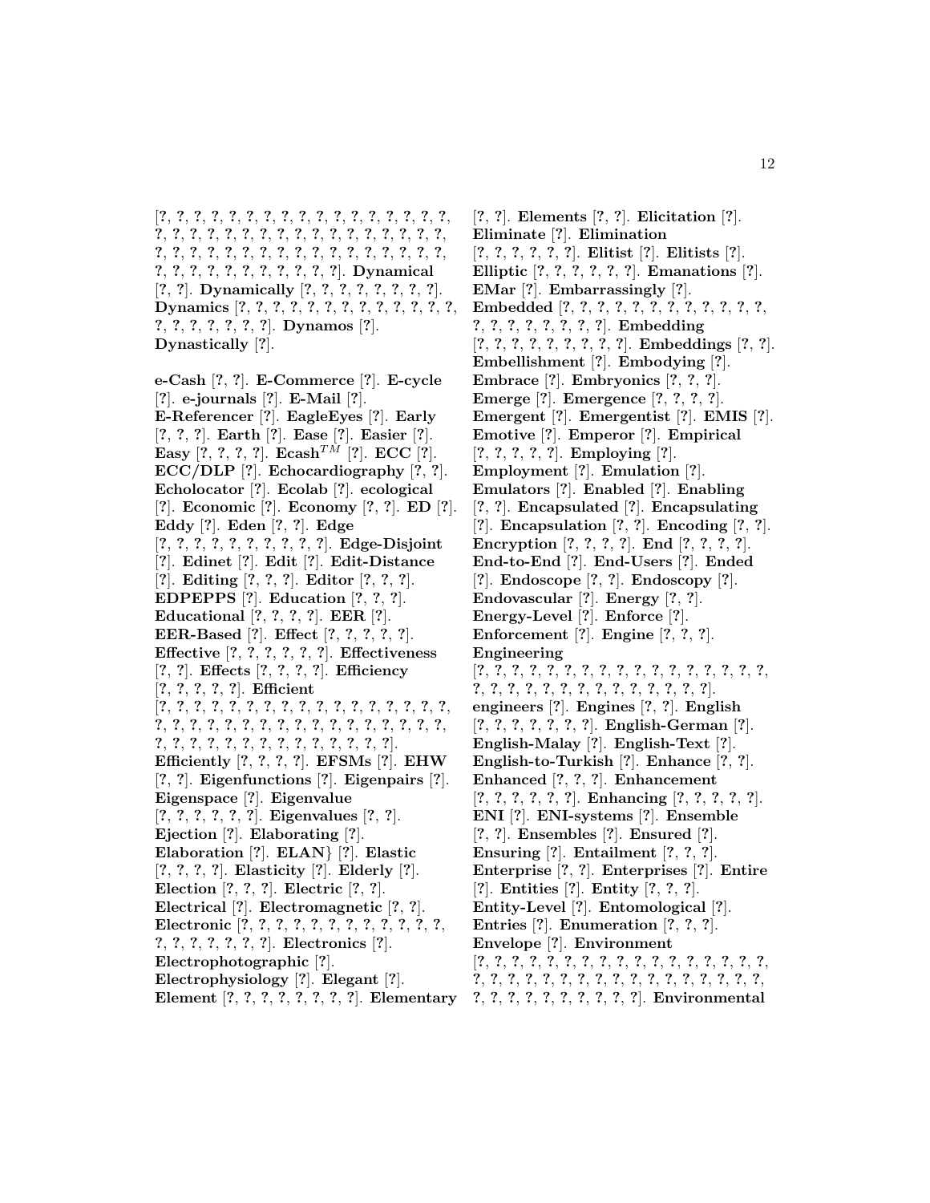[?, ?, ?, ?, ?, ?, ?, ?, ?, ?, ?, ?, ?, ?, ?, ?, ?, ?, ?, ?, ?, ?, ?, ?, ?, ?, ?, ?, ?, ?, ?, ?, ?, ?, ?, ?, ?, ?, ?, ?, ?, ?, ?, ?, ?, ?, ?, ?, ?, ?, ?, ?, ?, ?, ?, ?, ?, ?, ?, ?, ?, ?, ?, ?, ?, ?, ?, ?, ?, ?, ?]. **Dynamical** [?, ?]. **Dynamically** [?, ?, ?, ?, ?, ?, ?, ?]. **Dynamics** [?, ?, ?, ?, ?, ?, ?, ?, ?, ?, ?, ?, ?, ?, ?, ?, ?, ?, ?, ?, ?]. **Dynamos** [?]. **Dynastically** [?].

**e-Cash** [?, ?]. **E-Commerce** [?]. **E-cycle** [?]. **e-journals** [?]. **E-Mail** [?]. **E-Referencer** [?]. **EagleEyes** [?]. **Early** [?, ?, ?]. **Earth** [?]. **Ease** [?]. **Easier** [?]. **Easy** [?, ?, ?, ?]. **Ecash**$^{TM}$ [?]. **ECC** [?]. **ECC/DLP** [?]. **Echocardiography** [?, ?]. **Echolocator** [?]. **Ecolab** [?]. **ecological** [?]. **Economic** [?]. **Economy** [?, ?]. **ED** [?]. **Eddy** [?]. **Eden** [?, ?]. **Edge** [?, ?, ?, ?, ?, ?, ?, ?, ?, ?, ?]. **Edge-Disjoint** [?]. **Edinet** [?]. **Edit** [?]. **Edit-Distance** [?]. **Editing** [?, ?, ?]. **Editor** [?, ?, ?]. **EDPEPPS** [?]. **Education** [?, ?, ?]. **Educational** [?, ?, ?, ?]. **EER** [?]. **EER-Based** [?]. **Effect** [?, ?, ?, ?, ?]. **Effective** [?, ?, ?, ?, ?, ?]. **Effectiveness** [?, ?]. **Effects** [?, ?, ?, ?]. **Efficiency** [?, ?, ?, ?, ?]. **Efficient** [?, ?, ?, ?, ?, ?, ?, ?, ?, ?, ?, ?, ?, ?, ?, ?, ?, ?, ?, ?, ?, ?, ?, ?, ?, ?, ?, ?, ?, ?, ?, ?, ?, ?, ?, ?, ?, ?, ?, ?, ?, ?, ?, ?, ?, ?, ?, ?, ?, ?, ?, ?, ?, ?]. **Efficiently** [?, ?, ?, ?]. **EFSMs** [?]. **EHW** [?, ?]. **Eigenfunctions** [?]. **Eigenpairs** [?]. **Eigenspace** [?]. **Eigenvalue** [?, ?, ?, ?, ?, ?]. **Eigenvalues** [?, ?]. **Ejection** [?]. **Elaborating** [?]. **Elaboration** [?]. **ELAN}** [?]. **Elastic** [?, ?, ?, ?]. **Elasticity** [?]. **Elderly** [?]. **Election** [?, ?, ?]. **Electric** [?, ?]. **Electrical** [?]. **Electromagnetic** [?, ?]. **Electronic** [?, ?, ?, ?, ?, ?, ?, ?, ?, ?, ?, ?, ?, ?, ?, ?, ?, ?, ?, ?, ?]. **Electronics** [?]. **Electrophotographic** [?]. **Electrophysiology** [?]. **Elegant** [?]. **Element** [?, ?, ?, ?, ?, ?, ?, ?]. **Elementary** [?, ?]. **Elements** [?, ?]. **Elicitation** [?]. **Eliminate** [?]. **Elimination** [?, ?, ?, ?, ?, ?]. **Elitist** [?]. **Elitists** [?]. **Elliptic** [?, ?, ?, ?, ?, ?]. **Emanations** [?]. **EMar** [?]. **Embarrassingly** [?]. **Embedded** [?, ?, ?, ?, ?, ?, ?, ?, ?, ?, ?, ?, ?, ?, ?, ?, ?, ?, ?, ?, ?]. **Embedding** [?, ?, ?, ?, ?, ?, ?, ?, ?, ?]. **Embeddings** [?, ?]. **Embellishment** [?]. **Embodying** [?]. **Embrace** [?]. **Embryonics** [?, ?, ?]. **Emerge** [?]. **Emergence** [?, ?, ?, ?]. **Emergent** [?]. **Emergentist** [?]. **EMIS** [?]. **Emotive** [?]. **Emperor** [?]. **Empirical** [?, ?, ?, ?, ?]. **Employing** [?]. **Employment** [?]. **Emulation** [?]. **Emulators** [?]. **Enabled** [?]. **Enabling** [?, ?]. **Encapsulated** [?]. **Encapsulating** [?]. **Encapsulation** [?, ?]. **Encoding** [?, ?]. **Encryption** [?, ?, ?, ?]. **End** [?, ?, ?, ?]. **End-to-End** [?]. **End-Users** [?]. **Ended** [?]. **Endoscope** [?, ?]. **Endoscopy** [?]. **Endovascular** [?]. **Energy** [?, ?]. **Energy-Level** [?]. **Enforce** [?]. **Enforcement** [?]. **Engine** [?, ?, ?]. **Engineering** [?, ?, ?, ?, ?, ?, ?, ?, ?, ?, ?, ?, ?, ?, ?, ?, ?, ?, ?, ?, ?, ?, ?, ?, ?, ?, ?, ?, ?, ?, ?, ?, ?]. **engineers** [?]. **Engines** [?, ?]. **English** [?, ?, ?, ?, ?, ?, ?]. **English-German** [?]. **English-Malay** [?]. **English-Text** [?]. **English-to-Turkish** [?]. **Enhance** [?, ?]. **Enhanced** [?, ?, ?]. **Enhancement** [?, ?, ?, ?, ?, ?]. **Enhancing** [?, ?, ?, ?, ?]. **ENI** [?]. **ENI-systems** [?]. **Ensemble** [?, ?]. **Ensembles** [?]. **Ensured** [?]. **Ensuring** [?]. **Entailment** [?, ?, ?]. **Enterprise** [?, ?]. **Enterprises** [?]. **Entire** [?]. **Entities** [?]. **Entity** [?, ?, ?]. **Entity-Level** [?]. **Entomological** [?]. **Entries** [?, ?, ?]. **Enumeration** [?, ?, ?]. **Envelope** [?]. **Environment** [?, ?, ?, ?, ?, ?, ?, ?, ?, ?, ?, ?, ?, ?, ?, ?, ?, ?, ?, ?, ?, ?, ?, ?, ?, ?, ?, ?, ?, ?, ?, ?, ?, ?, ?, ?, ?, ?, ?, ?, ?, ?, ?, ?, ?, ?]. **Environmental**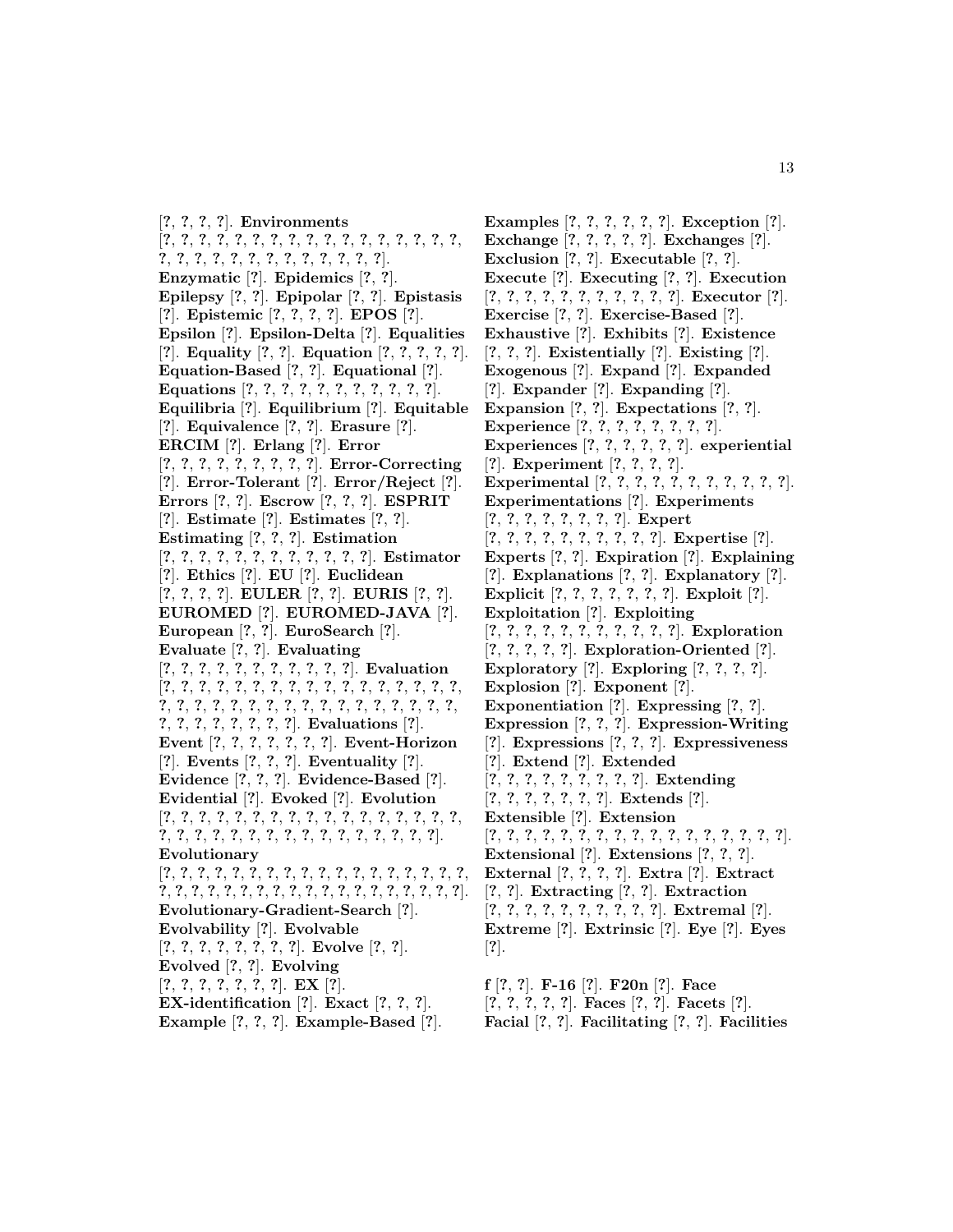[?, ?, ?, ?]. **Environments** [?, ?, ?, ?, ?, ?, ?, ?, ?, ?, ?, ?, ?, ?, ?, ?, ?, ?, ?, ?, ?, ?, ?, ?, ?, ?, ?, ?, ?, ?, ?, ?, ?]. **Enzymatic** [?]. **Epidemics** [?, ?]. **Epilepsy** [?, ?]. **Epipolar** [?, ?]. **Epistasis** [?]. **Epistemic** [?, ?, ?, ?]. **EPOS** [?]. **Epsilon** [?]. **Epsilon-Delta** [?]. **Equalities** [?]. **Equality** [?, ?]. **Equation** [?, ?, ?, ?, ?]. **Equation-Based** [?, ?]. **Equational** [?]. **Equations** [?, ?, ?, ?, ?, ?, ?, ?, ?, ?, ?, ?]. **Equilibria** [?]. **Equilibrium** [?]. **Equitable** [?]. **Equivalence** [?, ?]. **Erasure** [?]. **ERCIM** [?]. **Erlang** [?]. **Error** [?, ?, ?, ?, ?, ?, ?, ?, ?, ?]. **Error-Correcting** [?]. **Error-Tolerant** [?]. **Error/Reject** [?]. **Errors** [?, ?]. **Escrow** [?, ?, ?]. **ESPRIT** [?]. **Estimate** [?]. **Estimates** [?, ?]. **Estimating** [?, ?, ?]. **Estimation** [?, ?, ?, ?, ?, ?, ?, ?, ?, ?, ?, ?, ?]. **Estimator** [?]. **Ethics** [?]. **EU** [?]. **Euclidean** [?, ?, ?, ?]. **EULER** [?, ?]. **EURIS** [?, ?]. **EUROMED** [?]. **EUROMED-JAVA** [?]. **European** [?, ?]. **EuroSearch** [?]. **Evaluate** [?, ?]. **Evaluating** [?, ?, ?, ?, ?, ?, ?, ?, ?, ?, ?, ?]. **Evaluation** [?, ?, ?, ?, ?, ?, ?, ?, ?, ?, ?, ?, ?, ?, ?, ?, ?, ?, ?, ?, ?, ?, ?, ?, ?, ?, ?, ?, ?, ?, ?, ?, ?, ?, ?, ?, ?, ?, ?, ?, ?, ?, ?, ?, ?, ?]. **Evaluations** [?]. **Event** [?, ?, ?, ?, ?, ?, ?, ?]. **Event-Horizon** [?]. **Events** [?, ?, ?]. **Eventuality** [?]. **Evidence** [?, ?, ?]. **Evidence-Based** [?]. **Evidential** [?]. **Evoked** [?]. **Evolution** [?, ?, ?, ?, ?, ?, ?, ?, ?, ?, ?, ?, ?, ?, ?, ?, ?, ?, ?, ?, ?, ?, ?, ?, ?, ?, ?, ?, ?, ?, ?, ?, ?, ?, ?, ?, ?]. **Evolutionary** [?, ?, ?, ?, ?, ?, ?, ?, ?, ?, ?, ?, ?, ?, ?, ?, ?, ?, ?, ?, ?, ?, ?, ?, ?, ?, ?, ?, ?, ?, ?, ?, ?, ?, ?, ?, ?, ?, ?, ?]. **Evolutionary-Gradient-Search** [?]. **Evolvability** [?]. **Evolvable** [?, ?, ?, ?, ?, ?, ?, ?, ?]. **Evolve** [?, ?]. **Evolved** [?, ?]. **Evolving** [?, ?, ?, ?, ?, ?, ?]. **EX** [?]. **EX-identification** [?]. **Exact** [?, ?, ?]. **Example** [?, ?, ?]. **Example-Based** [?]. **Examples** [?, ?, ?, ?, ?, ?]. **Exception** [?]. **Exchange** [?, ?, ?, ?, ?]. **Exchanges** [?]. **Exclusion** [?, ?]. **Executable** [?, ?]. **Execute** [?]. **Executing** [?, ?]. **Execution** [?, ?, ?, ?, ?, ?, ?, ?, ?, ?, ?, ?]. **Executor** [?]. **Exercise** [?, ?]. **Exercise-Based** [?]. **Exhaustive** [?]. **Exhibits** [?]. **Existence** [?, ?, ?]. **Existentially** [?]. **Existing** [?]. **Exogenous** [?]. **Expand** [?]. **Expanded** [?]. **Expander** [?]. **Expanding** [?]. **Expansion** [?, ?]. **Expectations** [?, ?]. **Experience** [?, ?, ?, ?, ?, ?, ?, ?, ?]. **Experiences** [?, ?, ?, ?, ?, ?]. **experiential** [?]. **Experiment** [?, ?, ?, ?]. **Experimental** [?, ?, ?, ?, ?, ?, ?, ?, ?, ?, ?, ?]. **Experimentations** [?]. **Experiments** [?, ?, ?, ?, ?, ?, ?, ?, ?]. **Expert** [?, ?, ?, ?, ?, ?, ?, ?, ?, ?, ?]. **Expertise** [?]. **Experts** [?, ?]. **Expiration** [?]. **Explaining** [?]. **Explanations** [?, ?]. **Explanatory** [?]. **Explicit** [?, ?, ?, ?, ?, ?, ?]. **Exploit** [?]. **Exploitation** [?]. **Exploiting** [?, ?, ?, ?, ?, ?, ?, ?, ?, ?, ?, ?]. **Exploration** [?, ?, ?, ?, ?]. **Exploration-Oriented** [?]. **Exploratory** [?]. **Exploring** [?, ?, ?, ?]. **Explosion** [?]. **Exponent** [?]. **Exponentiation** [?]. **Expressing** [?, ?]. **Expression** [?, ?, ?]. **Expression-Writing** [?]. **Expressions** [?, ?, ?]. **Expressiveness** [?]. **Extend** [?]. **Extended** [?, ?, ?, ?, ?, ?, ?, ?, ?, ?]. **Extending** [?, ?, ?, ?, ?, ?, ?]. **Extends** [?]. **Extensible** [?]. **Extension** [?, ?, ?, ?, ?, ?, ?, ?, ?, ?, ?, ?, ?, ?, ?, ?, ?, ?]. **Extensional** [?]. **Extensions** [?, ?, ?]. **External** [?, ?, ?, ?]. **Extra** [?]. **Extract** [?, ?]. **Extracting** [?, ?]. **Extraction** [?, ?, ?, ?, ?, ?, ?, ?, ?, ?, ?]. **Extremal** [?]. **Extreme** [?]. **Extrinsic** [?]. **Eye** [?]. **Eyes** [?].

**f** [?, ?]. **F-16** [?]. **F20n** [?]. **Face** [?, ?, ?, ?, ?, ?]. **Faces** [?, ?]. **Facets** [?]. **Facial** [?, ?]. **Facilitating** [?, ?]. **Facilities**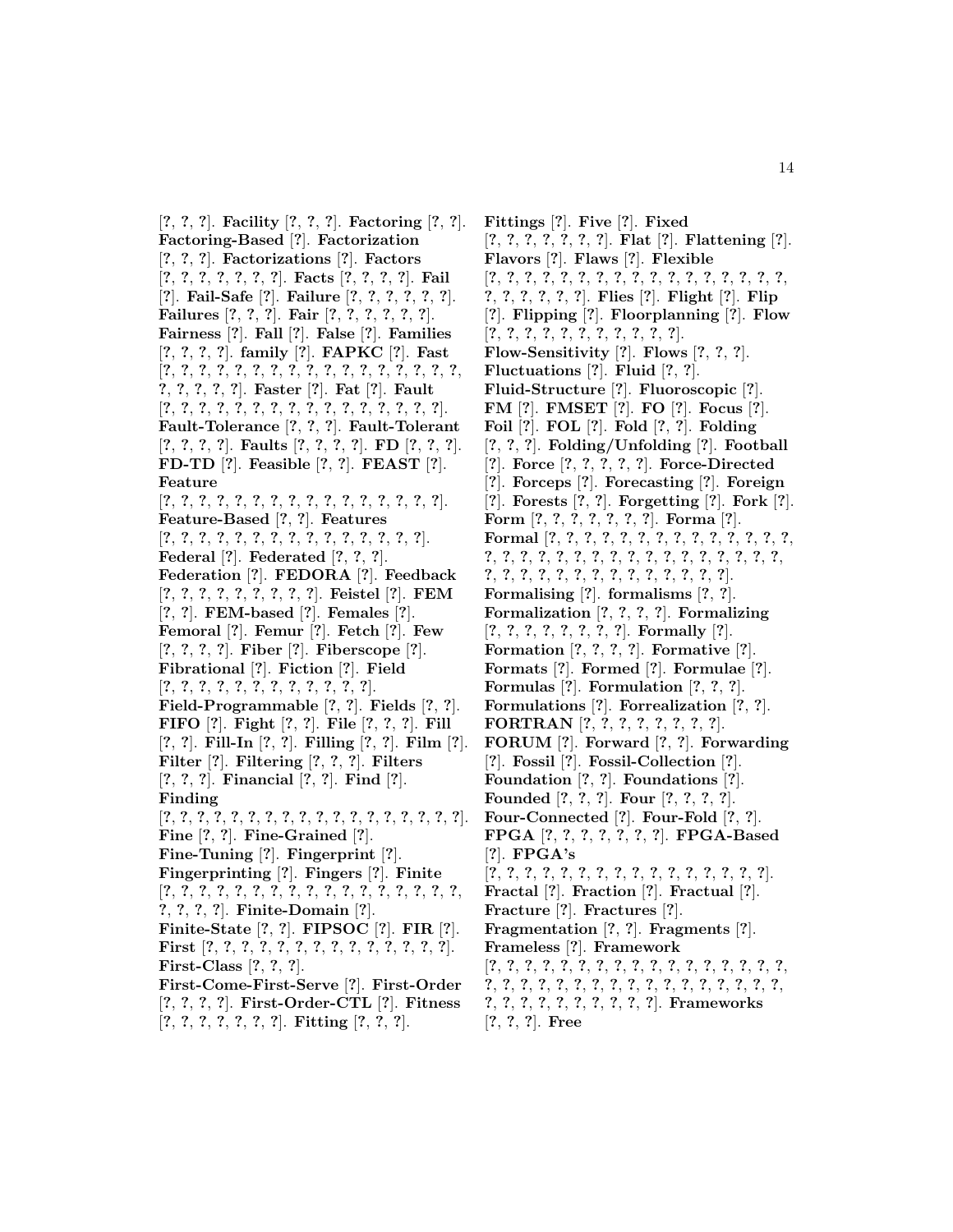[?, ?, ?]. **Facility** [?, ?, ?]. **Factoring** [?, ?]. **Factoring-Based** [?]. **Factorization** [?, ?, ?]. **Factorizations** [?]. **Factors** [?, ?, ?, ?, ?, ?, ?, ?]. **Facts** [?, ?, ?, ?]. **Fail** [?]. **Fail-Safe** [?]. **Failure** [?, ?, ?, ?, ?, ?]. **Failures** [?, ?, ?]. **Fair** [?, ?, ?, ?, ?, ?]. **Fairness** [?]. **Fall** [?]. **False** [?]. **Families** [?, ?, ?, ?]. **family** [?]. **FAPKC** [?]. **Fast** [?, ?, ?, ?, ?, ?, ?, ?, ?, ?, ?, ?, ?, ?, ?, ?, ?, ?, ?, ?, ?, ?, ?, ?]. **Faster** [?]. **Fat** [?]. **Fault** [?, ?, ?, ?, ?, ?, ?, ?, ?, ?, ?, ?, ?, ?, ?, ?, ?, ?]. **Fault-Tolerance** [?, ?, ?]. **Fault-Tolerant** [?, ?, ?, ?]. **Faults** [?, ?, ?, ?]. **FD** [?, ?, ?]. **FD-TD** [?]. **Feasible** [?, ?]. **FEAST** [?]. **Feature** [?, ?, ?, ?, ?, ?, ?, ?, ?, ?, ?, ?, ?, ?, ?, ?, ?, ?]. **Feature-Based** [?, ?]. **Features** [?, ?, ?, ?, ?, ?, ?, ?, ?, ?, ?, ?, ?, ?, ?, ?, ?]. **Federal** [?]. **Federated** [?, ?, ?]. **Federation** [?]. **FEDORA** [?]. **Feedback** [?, ?, ?, ?, ?, ?, ?, ?, ?, ?]. **Feistel** [?]. **FEM** [?, ?]. **FEM-based** [?]. **Females** [?]. **Femoral** [?]. **Femur** [?]. **Fetch** [?]. **Few** [?, ?, ?, ?]. **Fiber** [?]. **Fiberscope** [?]. **Fibrational** [?]. **Fiction** [?]. **Field** [?, ?, ?, ?, ?, ?, ?, ?, ?, ?, ?, ?, ?, ?]. **Field-Programmable** [?, ?]. **Fields** [?, ?]. **FIFO** [?]. **Fight** [?, ?]. **File** [?, ?, ?]. **Fill** [?, ?]. **Fill-In** [?, ?]. **Filling** [?, ?]. **Film** [?]. **Filter** [?]. **Filtering** [?, ?, ?]. **Filters** [?, ?, ?]. **Financial** [?, ?]. **Find** [?]. **Finding** [?, ?, ?, ?, ?, ?, ?, ?, ?, ?, ?, ?, ?, ?, ?, ?, ?, ?, ?, ?, ?]. **Fine** [?, ?]. **Fine-Grained** [?]. **Fine-Tuning** [?]. **Fingerprint** [?]. **Fingerprinting** [?]. **Fingers** [?]. **Finite** [?, ?, ?, ?, ?, ?, ?, ?, ?, ?, ?, ?, ?, ?, ?, ?, ?, ?, ?, ?, ?, ?, ?, ?]. **Finite-Domain** [?]. **Finite-State** [?, ?]. **FIPSOC** [?]. **FIR** [?]. **First** [?, ?, ?, ?, ?, ?, ?, ?, ?, ?, ?, ?, ?, ?, ?, ?]. **First-Class** [?, ?, ?]. **First-Come-First-Serve** [?]. **First-Order** [?, ?, ?, ?]. **First-Order-CTL** [?]. **Fitness** [?, ?, ?, ?, ?, ?, ?, ?]. **Fitting** [?, ?, ?].

**Fittings** [?]. **Five** [?]. **Fixed** [?, ?, ?, ?, ?, ?, ?, ?]. **Flat** [?]. **Flattening** [?]. **Flavors** [?]. **Flaws** [?]. **Flexible** [?, ?, ?, ?, ?, ?, ?, ?, ?, ?, ?, ?, ?, ?, ?, ?, ?, ?, ?, ?, ?, ?, ?, ?]. **Flies** [?]. **Flight** [?]. **Flip** [?]. **Flipping** [?]. **Floorplanning** [?]. **Flow** [?, ?, ?, ?, ?, ?, ?, ?, ?, ?, ?, ?, ?]. **Flow-Sensitivity** [?]. **Flows** [?, ?, ?]. **Fluctuations** [?]. **Fluid** [?, ?]. **Fluid-Structure** [?]. **Fluoroscopic** [?]. **FM** [?]. **FMSET** [?]. **FO** [?]. **Focus** [?]. **Foil** [?]. **FOL** [?]. **Fold** [?, ?]. **Folding** [?, ?, ?]. **Folding/Unfolding** [?]. **Football** [?]. **Force** [?, ?, ?, ?, ?]. **Force-Directed** [?]. **Forceps** [?]. **Forecasting** [?]. **Foreign** [?]. **Forests** [?, ?]. **Forgetting** [?]. **Fork** [?]. **Form** [?, ?, ?, ?, ?, ?, ?, ?]. **Forma** [?]. **Formal** [?, ?, ?, ?, ?, ?, ?, ?, ?, ?, ?, ?, ?, ?, ?, ?, ?, ?, ?, ?, ?, ?, ?, ?, ?, ?, ?, ?, ?, ?, ?, ?, ?, ?, ?, ?, ?, ?, ?, ?, ?, ?, ?, ?, ?, ?, ?, ?]. **Formalising** [?]. **formalisms** [?, ?]. **Formalization** [?, ?, ?, ?]. **Formalizing** [?, ?, ?, ?, ?, ?, ?, ?, ?]. **Formally** [?]. **Formation** [?, ?, ?, ?]. **Formative** [?]. **Formats** [?]. **Formed** [?]. **Formulae** [?]. **Formulas** [?]. **Formulation** [?, ?, ?]. **Formulations** [?]. **Forrealization** [?, ?]. **FORTRAN** [?, ?, ?, ?, ?, ?, ?, ?, ?]. **FORUM** [?]. **Forward** [?, ?]. **Forwarding** [?]. **Fossil** [?]. **Fossil-Collection** [?]. **Foundation** [?, ?]. **Foundations** [?]. **Founded** [?, ?, ?]. **Four** [?, ?, ?, ?]. **Four-Connected** [?]. **Four-Fold** [?, ?]. **FPGA** [?, ?, ?, ?, ?, ?, ?, ?]. **FPGA-Based** [?]. **FPGA's** [?, ?, ?, ?, ?, ?, ?, ?, ?, ?, ?, ?, ?, ?, ?, ?, ?, ?]. **Fractal** [?]. **Fraction** [?]. **Fractual** [?]. **Fracture** [?]. **Fractures** [?]. **Fragmentation** [?, ?]. **Fragments** [?]. **Frameless** [?]. **Framework** [?, ?, ?, ?, ?, ?, ?, ?, ?, ?, ?, ?, ?, ?, ?, ?, ?, ?, ?, ?, ?, ?, ?, ?, ?, ?, ?, ?, ?, ?, ?, ?, ?, ?, ?, ?, ?, ?, ?, ?, ?, ?, ?, ?, ?, ?]. **Frameworks** [?, ?, ?]. **Free**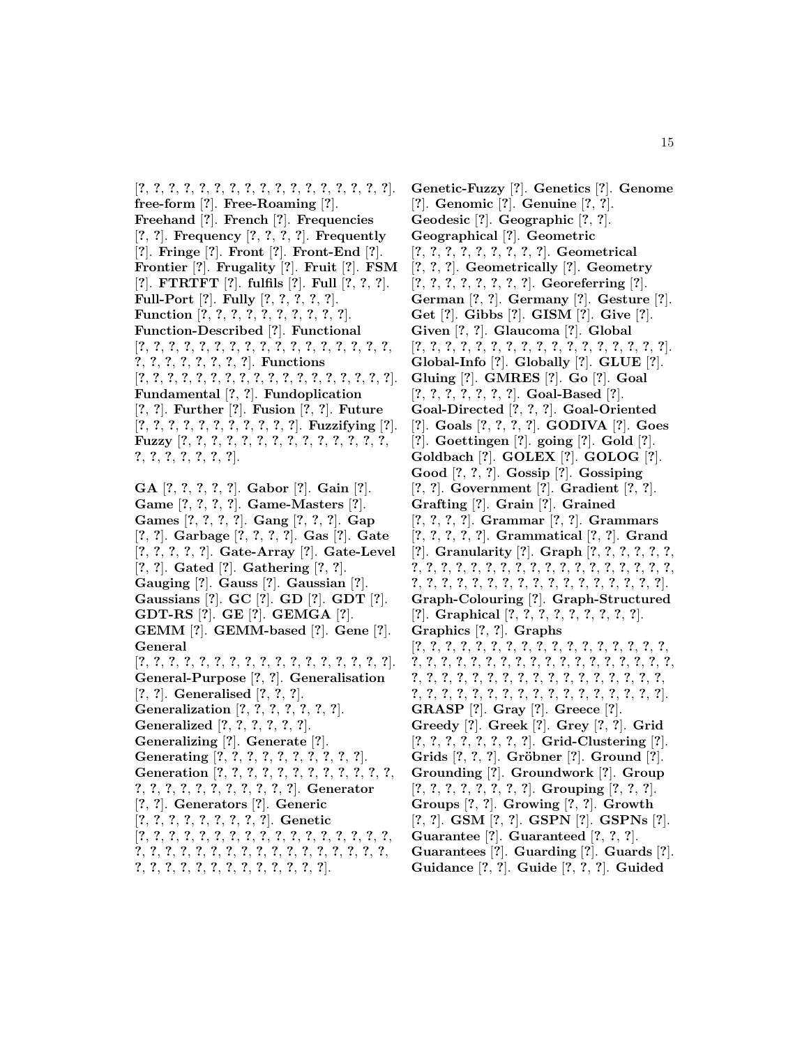[?, ?, ?, ?, ?, ?, ?, ?, ?, ?, ?, ?, ?, ?, ?, ?, ?, ?, ?]. **free-form** [?]. **Free-Roaming** [?]. **Freehand** [?]. **French** [?]. **Frequencies** [?, ?]. **Frequency** [?, ?, ?, ?]. **Frequently** [?]. **Fringe** [?]. **Front** [?]. **Front-End** [?]. **Frontier** [?]. **Frugality** [?]. **Fruit** [?]. **FSM** [?]. **FTRTFT** [?]. **fulfils** [?]. **Full** [?, ?, ?]. **Full-Port** [?]. **Fully** [?, ?, ?, ?, ?]. **Function** [?, ?, ?, ?, ?, ?, ?, ?, ?, ?]. **Function-Described** [?]. **Functional** [?, ?, ?, ?, ?, ?, ?, ?, ?, ?, ?, ?, ?, ?, ?, ?, ?, ?, ?, ?, ?, ?, ?, ?, ?, ?, ?]. **Functions** [?, ?, ?, ?, ?, ?, ?, ?, ?, ?, ?, ?, ?, ?, ?, ?, ?, ?, ?]. **Fundamental** [?, ?]. **Fundoplication** [?, ?]. **Further** [?]. **Fusion** [?, ?]. **Future** [?, ?, ?, ?, ?, ?, ?, ?, ?, ?, ?]. **Fuzzifying** [?]. **Fuzzy** [?, ?, ?, ?, ?, ?, ?, ?, ?, ?, ?, ?, ?, ?, ?, ?, ?, ?, ?, ?, ?, ?, ?].

**GA** [?, ?, ?, ?, ?]. **Gabor** [?]. **Gain** [?]. **Game** [?, ?, ?, ?]. **Game-Masters** [?]. **Games** [?, ?, ?, ?]. **Gang** [?, ?, ?]. **Gap** [?, ?]. **Garbage** [?, ?, ?, ?]. **Gas** [?]. **Gate** [?, ?, ?, ?, ?]. **Gate-Array** [?]. **Gate-Level** [?, ?]. **Gated** [?]. **Gathering** [?, ?]. **Gauging** [?]. **Gauss** [?]. **Gaussian** [?]. **Gaussians** [?]. **GC** [?]. **GD** [?]. **GDT** [?]. **GDT-RS** [?]. **GE** [?]. **GEMGA** [?]. **GEMM** [?]. **GEMM-based** [?]. **Gene** [?]. **General** [?, ?, ?, ?, ?, ?, ?, ?, ?, ?, ?, ?, ?, ?, ?, ?, ?, ?, ?]. **General-Purpose** [?, ?]. **Generalisation** [?, ?]. **Generalised** [?, ?, ?]. **Generalization** [?, ?, ?, ?, ?, ?, ?]. **Generalized** [?, ?, ?, ?, ?, ?]. **Generalizing** [?]. **Generate** [?]. **Generating** [?, ?, ?, ?, ?, ?, ?, ?, ?, ?, ?]. **Generation** [?, ?, ?, ?, ?, ?, ?, ?, ?, ?, ?, ?, ?, ?, ?, ?, ?, ?, ?, ?, ?, ?, ?, ?, ?]. **Generator** [?, ?]. **Generators** [?]. **Generic** [?, ?, ?, ?, ?, ?, ?, ?, ?, ?]. **Genetic** [?, ?, ?, ?, ?, ?, ?, ?, ?, ?, ?, ?, ?, ?, ?, ?, ?, ?, ?, ?, ?, ?, ?, ?, ?, ?, ?, ?, ?, ?, ?, ?, ?, ?, ?, ?, ?, ?, ?, ?, ?, ?, ?, ?, ?, ?, ?, ?, ?, ?, ?]. **Genetic-Fuzzy** [?]. **Genetics** [?]. **Genome** [?]. **Genomic** [?]. **Genuine** [?, ?]. **Geodesic** [?]. **Geographic** [?, ?]. **Geographical** [?]. **Geometric** [?, ?, ?, ?, ?, ?, ?, ?, ?, ?]. **Geometrical** [?, ?, ?]. **Geometrically** [?]. **Geometry** [?, ?, ?, ?, ?, ?, ?, ?, ?]. **Georeferring** [?]. **German** [?, ?]. **Germany** [?]. **Gesture** [?]. **Get** [?]. **Gibbs** [?]. **GISM** [?]. **Give** [?]. **Given** [?, ?]. **Glaucoma** [?]. **Global** [?, ?, ?, ?, ?, ?, ?, ?, ?, ?, ?, ?, ?, ?, ?, ?, ?, ?, ?]. **Global-Info** [?]. **Globally** [?]. **GLUE** [?]. **Gluing** [?]. **GMRES** [?]. **Go** [?]. **Goal** [?, ?, ?, ?, ?, ?, ?]. **Goal-Based** [?]. **Goal-Directed** [?, ?, ?]. **Goal-Oriented** [?]. **Goals** [?, ?, ?, ?]. **GODIVA** [?]. **Goes** [?]. **Goettingen** [?]. **going** [?]. **Gold** [?]. **Goldbach** [?]. **GOLEX** [?]. **GOLOG** [?]. **Good** [?, ?, ?]. **Gossip** [?]. **Gossiping** [?, ?]. **Government** [?]. **Gradient** [?, ?]. **Grafting** [?]. **Grain** [?]. **Grained** [?, ?, ?, ?]. **Grammar** [?, ?]. **Grammars** [?, ?, ?, ?, ?]. **Grammatical** [?, ?]. **Grand** [?]. **Granularity** [?]. **Graph** [?, ?, ?, ?, ?, ?, ?, ?, ?, ?, ?, ?, ?, ?, ?, ?, ?, ?, ?, ?, ?, ?, ?, ?, ?, ?, ?, ?, ?, ?, ?, ?, ?, ?, ?, ?, ?, ?, ?, ?, ?, ?, ?, ?, ?, ?, ?]. **Graph-Colouring** [?]. **Graph-Structured** [?]. **Graphical** [?, ?, ?, ?, ?, ?, ?, ?, ?, ?]. **Graphics** [?, ?]. **Graphs** [?, ?, ?, ?, ?, ?, ?, ?, ?, ?, ?, ?, ?, ?, ?, ?, ?, ?, ?, ?, ?, ?, ?, ?, ?, ?, ?, ?, ?, ?, ?, ?, ?, ?, ?, ?, ?, ?, ?, ?, ?, ?, ?, ?, ?, ?, ?, ?, ?, ?, ?, ?, ?, ?, ?, ?, ?, ?, ?, ?, ?, ?, ?, ?, ?, ?, ?, ?, ?, ?, ?, ?, ?, ?, ?]. **GRASP** [?]. **Gray** [?]. **Greece** [?]. **Greedy** [?]. **Greek** [?]. **Grey** [?, ?]. **Grid** [?, ?, ?, ?, ?, ?, ?, ?, ?]. **Grid-Clustering** [?]. **Grids** [?, ?, ?]. **Gröbner** [?]. **Ground** [?]. **Grounding** [?]. **Groundwork** [?]. **Group** [?, ?, ?, ?, ?, ?, ?, ?, ?]. **Grouping** [?, ?, ?]. **Groups** [?, ?]. **Growing** [?, ?]. **Growth** [?, ?]. **GSM** [?, ?]. **GSPN** [?]. **GSPNs** [?]. **Guarantee** [?]. **Guaranteed** [?, ?, ?]. **Guarantees** [?]. **Guarding** [?]. **Guards** [?]. **Guidance** [?, ?]. **Guide** [?, ?, ?]. **Guided**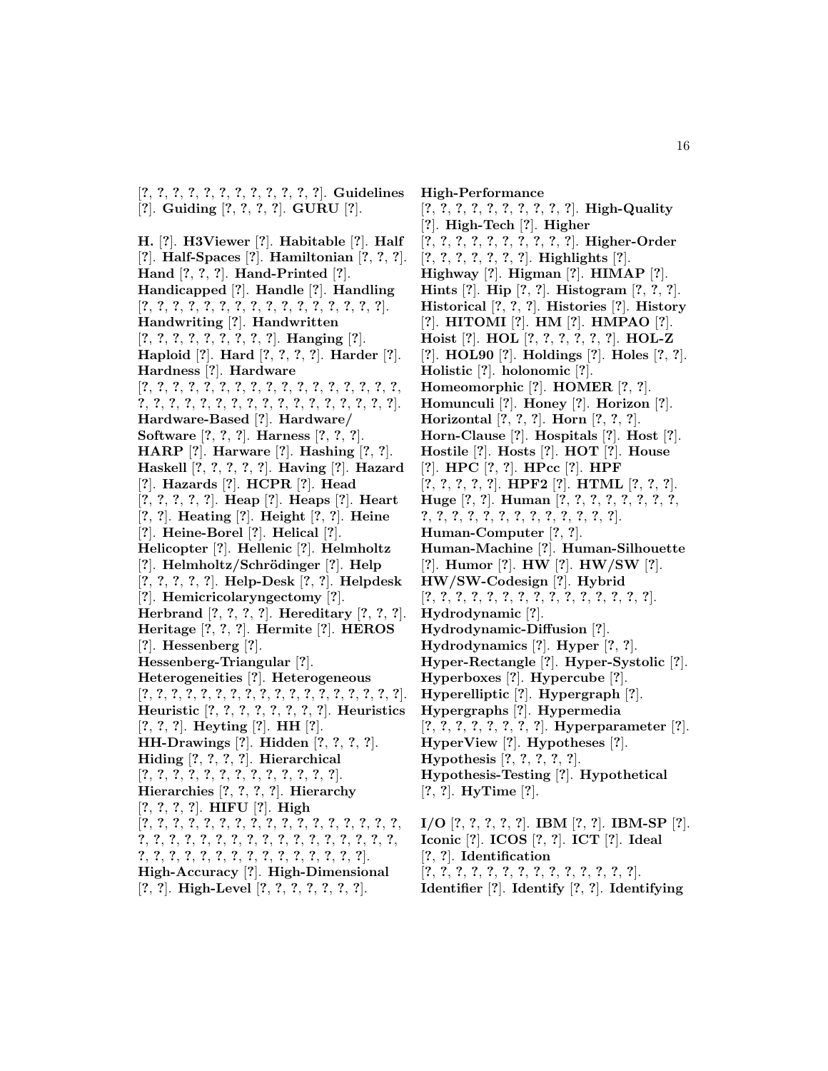[?, ?, ?, ?, ?, ?, ?, ?, ?, ?, ?, ?, ?]. **Guidelines** [?]. **Guiding** [?, ?, ?, ?]. **GURU** [?].

**H.** [?]. **H3Viewer** [?]. **Habitable** [?]. **Half** [?]. **Half-Spaces** [?]. **Hamiltonian** [?, ?, ?]. **Hand** [?, ?, ?]. **Hand-Printed** [?]. **Handicapped** [?]. **Handle** [?]. **Handling** [?, ?, ?, ?, ?, ?, ?, ?, ?, ?, ?, ?, ?, ?, ?, ?, ?]. **Handwriting** [?]. **Handwritten** [?, ?, ?, ?, ?, ?, ?, ?, ?, ?]. **Hanging** [?]. **Haploid** [?]. **Hard** [?, ?, ?, ?]. **Harder** [?]. **Hardness** [?]. **Hardware** [?, ?, ?, ?, ?, ?, ?, ?, ?, ?, ?, ?, ?, ?, ?, ?, ?, ?, ?, ?, ?, ?, ?, ?, ?, ?, ?, ?, ?, ?, ?, ?, ?, ?, ?, ?, ?, ?, ?, ?]. **Hardware-Based** [?]. **Hardware/ Software** [?, ?, ?]. **Harness** [?, ?, ?]. **HARP** [?]. **Harware** [?]. **Hashing** [?, ?]. **Haskell** [?, ?, ?, ?, ?]. **Having** [?]. **Hazard** [?]. **Hazards** [?]. **HCPR** [?]. **Head** [?, ?, ?, ?, ?]. **Heap** [?]. **Heaps** [?]. **Heart** [?, ?]. **Heating** [?]. **Height** [?, ?]. **Heine** [?]. **Heine-Borel** [?]. **Helical** [?]. **Helicopter** [?]. **Hellenic** [?]. **Helmholtz** [?]. **Helmholtz/Schrödinger** [?]. **Help** [?, ?, ?, ?, ?]. **Help-Desk** [?, ?]. **Helpdesk** [?]. **Hemicricolaryngectomy** [?]. **Herbrand** [?, ?, ?, ?]. **Hereditary** [?, ?, ?]. **Heritage** [?, ?, ?]. **Hermite** [?]. **HEROS** [?]. **Hessenberg** [?]. **Hessenberg-Triangular** [?]. **Heterogeneities** [?]. **Heterogeneous** [?, ?, ?, ?, ?, ?, ?, ?, ?, ?, ?, ?, ?, ?, ?, ?, ?, ?, ?, ?]. **Heuristic** [?, ?, ?, ?, ?, ?, ?, ?, ?]. **Heuristics** [?, ?, ?]. **Heyting** [?]. **HH** [?]. **HH-Drawings** [?]. **Hidden** [?, ?, ?, ?]. **Hiding** [?, ?, ?, ?]. **Hierarchical** [?, ?, ?, ?, ?, ?, ?, ?, ?, ?, ?, ?, ?, ?]. **Hierarchies** [?, ?, ?, ?]. **Hierarchy** [?, ?, ?, ?]. **HIFU** [?]. **High** [?, ?, ?, ?, ?, ?, ?, ?, ?, ?, ?, ?, ?, ?, ?, ?, ?, ?, ?, ?, ?, ?, ?, ?, ?, ?, ?, ?, ?, ?, ?, ?, ?, ?, ?, ?, ?, ?, ?, ?, ?, ?, ?, ?, ?, ?, ?, ?, ?, ?, ?, ?, ?, ?, ?, ?, ?]. **High-Accuracy** [?]. **High-Dimensional** [?, ?]. **High-Level** [?, ?, ?, ?, ?, ?, ?]. **High-Performance** [?, ?, ?, ?, ?, ?, ?, ?, ?, ?, ?]. **High-Quality** [?]. **High-Tech** [?]. **Higher** [?, ?, ?, ?, ?, ?, ?, ?, ?, ?]. **Higher-Order** [?, ?, ?, ?, ?, ?, ?, ?]. **Highlights** [?]. **Highway** [?]. **Higman** [?]. **HIMAP** [?]. **Hints** [?]. **Hip** [?, ?]. **Histogram** [?, ?, ?]. **Historical** [?, ?, ?]. **Histories** [?]. **History** [?]. **HITOMI** [?]. **HM** [?]. **HMPAO** [?]. **Hoist** [?]. **HOL** [?, ?, ?, ?, ?, ?]. **HOL-Z** [?]. **HOL90** [?]. **Holdings** [?]. **Holes** [?, ?]. **Holistic** [?]. **holonomic** [?]. **Homeomorphic** [?]. **HOMER** [?, ?]. **Homunculi** [?]. **Honey** [?]. **Horizon** [?]. **Horizontal** [?, ?, ?]. **Horn** [?, ?, ?]. **Horn-Clause** [?]. **Hospitals** [?]. **Host** [?]. **Hostile** [?]. **Hosts** [?]. **HOT** [?]. **House** [?]. **HPC** [?, ?]. **HPcc** [?]. **HPF** [?, ?, ?, ?, ?]. **HPF2** [?]. **HTML** [?, ?, ?]. **Huge** [?, ?]. **Human** [?, ?, ?, ?, ?, ?, ?, ?, ?, ?, ?, ?, ?, ?, ?, ?, ?, ?, ?, ?, ?, ?]. **Human-Computer** [?, ?]. **Human-Machine** [?]. **Human-Silhouette** [?]. **Humor** [?]. **HW** [?]. **HW/SW** [?]. **HW/SW-Codesign** [?]. **Hybrid** [?, ?, ?, ?, ?, ?, ?, ?, ?, ?, ?, ?, ?, ?, ?, ?]. **Hydrodynamic** [?]. **Hydrodynamic-Diffusion** [?]. **Hydrodynamics** [?]. **Hyper** [?, ?]. **Hyper-Rectangle** [?]. **Hyper-Systolic** [?]. **Hyperboxes** [?]. **Hypercube** [?]. **Hyperelliptic** [?]. **Hypergraph** [?]. **Hypergraphs** [?]. **Hypermedia** [?, ?, ?, ?, ?, ?, ?, ?, ?]. **Hyperparameter** [?]. **HyperView** [?]. **Hypotheses** [?]. **Hypothesis** [?, ?, ?, ?, ?]. **Hypothesis-Testing** [?]. **Hypothetical** [?, ?]. **HyTime** [?].

**I/O** [?, ?, ?, ?, ?]. **IBM** [?, ?]. **IBM-SP** [?]. **Iconic** [?]. **ICOS** [?, ?]. **ICT** [?]. **Ideal** [?, ?]. **Identification** [?, ?, ?, ?, ?, ?, ?, ?, ?, ?, ?, ?, ?, ?, ?]. **Identifier** [?]. **Identify** [?, ?]. **Identifying**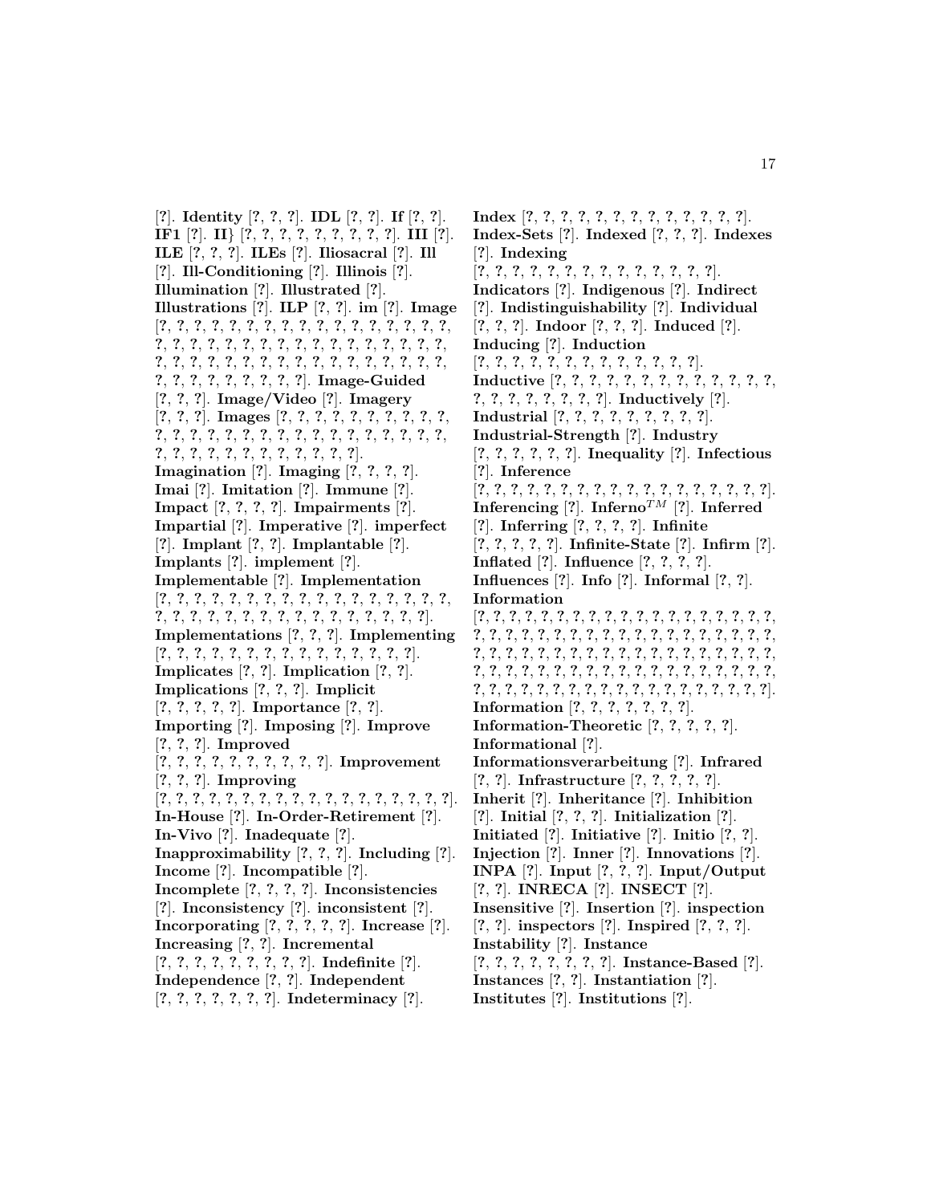[?]. **Identity** [?, ?, ?]. **IDL** [?, ?]. **If** [?, ?]. **IF1** [?]. **II}** [?, ?, ?, ?, ?, ?, ?, ?, ?, ?]. **III** [?]. **ILE** [?, ?, ?]. **ILEs** [?]. **Iliosacral** [?]. **Ill** [?]. **Ill-Conditioning** [?]. **Illinois** [?]. **Illumination** [?]. **Illustrated** [?]. **Illustrations** [?]. **ILP** [?, ?]. **im** [?]. **Image** [?, ?, ?, ?, ?, ?, ?, ?, ?, ?, ?, ?, ?, ?, ?, ?, ?, ?, ?, ?, ?, ?, ?, ?, ?, ?, ?, ?, ?, ?, ?, ?, ?, ?, ?, ?, ?, ?, ?, ?, ?, ?, ?, ?, ?, ?, ?, ?, ?, ?, ?, ?, ?, ?, ?, ?, ?, ?, ?, ?, ?, ?, ?, ?, ?]. **Image-Guided** [?, ?, ?]. **Image/Video** [?]. **Imagery** [?, ?, ?]. **Images** [?, ?, ?, ?, ?, ?, ?, ?, ?, ?, ?, ?, ?, ?, ?, ?, ?, ?, ?, ?, ?, ?, ?, ?, ?, ?, ?, ?, ?, ?, ?, ?, ?, ?, ?, ?, ?, ?, ?, ?, ?, ?, ?, ?]. **Imagination** [?]. **Imaging** [?, ?, ?, ?]. **Imai** [?]. **Imitation** [?]. **Immune** [?]. **Impact** [?, ?, ?, ?]. **Impairments** [?]. **Impartial** [?]. **Imperative** [?]. **imperfect** [?]. **Implant** [?, ?]. **Implantable** [?]. **Implants** [?]. **implement** [?]. **Implementable** [?]. **Implementation** [?, ?, ?, ?, ?, ?, ?, ?, ?, ?, ?, ?, ?, ?, ?, ?, ?, ?, ?, ?, ?, ?, ?, ?, ?, ?, ?, ?, ?, ?, ?, ?, ?, ?, ?, ?, ?, ?]. **Implementations** [?, ?, ?]. **Implementing** [?, ?, ?, ?, ?, ?, ?, ?, ?, ?, ?, ?, ?, ?, ?, ?, ?]. **Implicates** [?, ?]. **Implication** [?, ?]. **Implications** [?, ?, ?]. **Implicit** [?, ?, ?, ?, ?]. **Importance** [?, ?]. **Importing** [?]. **Imposing** [?]. **Improve** [?, ?, ?]. **Improved** [?, ?, ?, ?, ?, ?, ?, ?, ?, ?, ?]. **Improvement** [?, ?, ?]. **Improving** [?, ?, ?, ?, ?, ?, ?, ?, ?, ?, ?, ?, ?, ?, ?, ?, ?, ?, ?, ?, ?]. **In-House** [?]. **In-Order-Retirement** [?]. **In-Vivo** [?]. **Inadequate** [?]. **Inapproximability** [?, ?, ?]. **Including** [?]. **Income** [?]. **Incompatible** [?]. **Incomplete** [?, ?, ?, ?]. **Inconsistencies** [?]. **Inconsistency** [?]. **inconsistent** [?]. **Incorporating** [?, ?, ?, ?, ?]. **Increase** [?]. **Increasing** [?, ?]. **Incremental** [?, ?, ?, ?, ?, ?, ?, ?, ?, ?]. **Indefinite** [?]. **Independence** [?, ?]. **Independent** [?, ?, ?, ?, ?, ?, ?, ?]. **Indeterminacy** [?].

**Index** [?, ?, ?, ?, ?, ?, ?, ?, ?, ?, ?, ?, ?, ?, ?]. **Index-Sets** [?]. **Indexed** [?, ?, ?]. **Indexes** [?]. **Indexing** [?, ?, ?, ?, ?, ?, ?, ?, ?, ?, ?, ?, ?, ?, ?, ?]. **Indicators** [?]. **Indigenous** [?]. **Indirect** [?]. **Indistinguishability** [?]. **Individual** [?, ?, ?]. **Indoor** [?, ?, ?]. **Induced** [?]. **Inducing** [?]. **Induction** [?, ?, ?, ?, ?, ?, ?, ?, ?, ?, ?, ?, ?, ?, ?]. **Inductive** [?, ?, ?, ?, ?, ?, ?, ?, ?, ?, ?, ?, ?, ?, ?, ?, ?, ?, ?, ?, ?, ?, ?]. **Inductively** [?]. **Industrial** [?, ?, ?, ?, ?, ?, ?, ?, ?, ?]. **Industrial-Strength** [?]. **Industry** [?, ?, ?, ?, ?, ?]. **Inequality** [?]. **Infectious** [?]. **Inference** [?, ?, ?, ?, ?, ?, ?, ?, ?, ?, ?, ?, ?, ?, ?, ?, ?, ?, ?, ?, ?]. **Inferencing** [?]. **Inferno**$^{TM}$ [?]. **Inferred** [?]. **Inferring** [?, ?, ?, ?]. **Infinite** [?, ?, ?, ?, ?]. **Infinite-State** [?]. **Infirm** [?]. **Inflated** [?]. **Influence** [?, ?, ?, ?]. **Influences** [?]. **Info** [?]. **Informal** [?, ?]. **Information** [?, ?, ?, ?, ?, ?, ?, ?, ?, ?, ?, ?, ?, ?, ?, ?, ?, ?, ?, ?, ?, ?, ?, ?, ?, ?, ?, ?, ?, ?, ?, ?, ?, ?, ?, ?, ?, ?, ?, ?, ?, ?, ?, ?, ?, ?, ?, ?, ?, ?, ?, ?, ?, ?, ?, ?, ?, ?, ?, ?, ?, ?, ?, ?, ?, ?, ?, ?, ?, ?, ?, ?, ?, ?, ?, ?, ?, ?, ?, ?, ?, ?, ?, ?, ?, ?, ?, ?, ?, ?, ?, ?, ?, ?, ?, ?, ?, ?, ?, ?, ?, ?, ?, ?, ?, ?, ?, ?, ?, ?]. **Information** [?, ?, ?, ?, ?, ?, ?]. **Information-Theoretic** [?, ?, ?, ?, ?]. **Informational** [?]. **Informationsverarbeitung** [?]. **Infrared** [?, ?]. **Infrastructure** [?, ?, ?, ?, ?]. **Inherit** [?]. **Inheritance** [?]. **Inhibition** [?]. **Initial** [?, ?, ?]. **Initialization** [?]. **Initiated** [?]. **Initiative** [?]. **Initio** [?, ?]. **Injection** [?]. **Inner** [?]. **Innovations** [?]. **INPA** [?]. **Input** [?, ?, ?]. **Input/Output** [?, ?]. **INRECA** [?]. **INSECT** [?]. **Insensitive** [?]. **Insertion** [?]. **inspection** [?, ?]. **inspectors** [?]. **Inspired** [?, ?, ?]. **Instability** [?]. **Instance** [?, ?, ?, ?, ?, ?, ?, ?, ?]. **Instance-Based** [?]. **Instances** [?, ?]. **Instantiation** [?]. **Institutes** [?]. **Institutions** [?].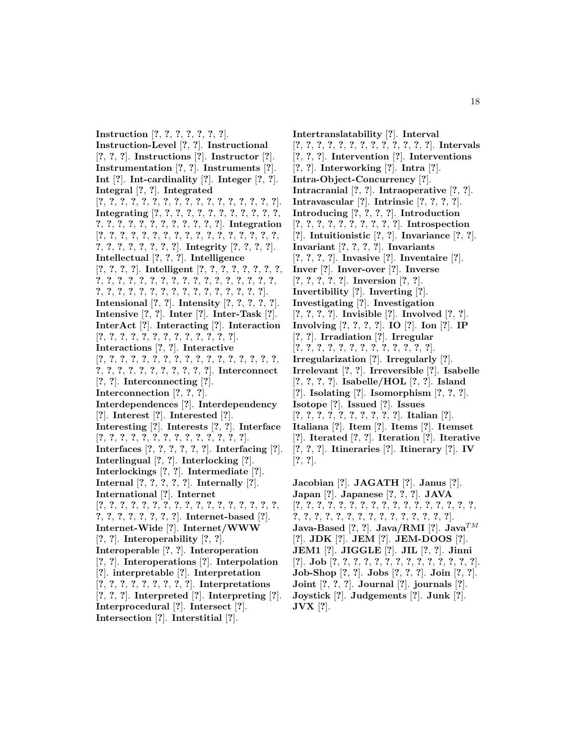**Instruction** [?, ?, ?, ?, ?, ?, ?]. **Instruction-Level** [?, ?]. **Instructional** [?, ?, ?]. **Instructions** [?]. **Instructor** [?]. **Instrumentation** [?, ?]. **Instruments** [?]. **Int** [?]. **Int-cardinality** [?]. **Integer** [?, ?]. **Integral** [?, ?]. **Integrated** [?, ?, ?, ?, ?, ?, ?, ?, ?, ?, ?, ?, ?, ?, ?, ?, ?, ?]. **Integrating** [?, ?, ?, ?, ?, ?, ?, ?, ?, ?, ?, ?, ?, ?, ?, ?, ?, ?, ?, ?, ?, ?, ?, ?, ?, ?]. **Integration** [?, ?, ?, ?, ?, ?, ?, ?, ?, ?, ?, ?, ?, ?, ?, ?, ?, ?, ?, ?, ?, ?, ?, ?, ?, ?, ?]. **Integrity** [?, ?, ?, ?]. **Intellectual** [?, ?, ?]. **Intelligence** [?, ?, ?, ?]. **Intelligent** [?, ?, ?, ?, ?, ?, ?, ?, ?, ?, ?, ?, ?, ?, ?, ?, ?, ?, ?, ?, ?, ?, ?, ?, ?, ?, ?, ?, ?, ?, ?, ?, ?, ?, ?, ?, ?, ?, ?, ?, ?, ?, ?, ?, ?, ?]. **Intensional** [?, ?]. **Intensity** [?, ?, ?, ?, ?]. **Intensive** [?, ?]. **Inter** [?]. **Inter-Task** [?]. **InterAct** [?]. **Interacting** [?]. **Interaction** [?, ?, ?, ?, ?, ?, ?, ?, ?, ?, ?, ?, ?, ?, ?]. **Interactions** [?, ?]. **Interactive** [?, ?, ?, ?, ?, ?, ?, ?, ?, ?, ?, ?, ?, ?, ?, ?, ?, ?, ?, ?, ?, ?, ?, ?, ?, ?, ?, ?, ?, ?, ?, ?]. **Interconnect** [?, ?]. **Interconnecting** [?]. **Interconnection** [?, ?, ?]. **Interdependences** [?]. **Interdependency** [?]. **Interest** [?]. **Interested** [?]. **Interesting** [?]. **Interests** [?, ?]. **Interface** [?, ?, ?, ?, ?, ?, ?, ?, ?, ?, ?, ?, ?, ?, ?]. **Interfaces** [?, ?, ?, ?, ?, ?]. **Interfacing** [?]. **Interlingual** [?, ?]. **Interlocking** [?]. **Interlockings** [?, ?]. **Intermediate** [?]. **Internal** [?, ?, ?, ?, ?]. **Internally** [?]. **International** [?]. **Internet** [?, ?, ?, ?, ?, ?, ?, ?, ?, ?, ?, ?, ?, ?, ?, ?, ?, ?, ?, ?, ?, ?, ?, ?, ?, ?, ?, ?, ?]. **Internet-based** [?]. **Internet-Wide** [?]. **Internet/WWW** [?, ?]. **Interoperability** [?, ?]. **Interoperable** [?, ?]. **Interoperation** [?, ?]. **Interoperations** [?]. **Interpolation** [?]. **interpretable** [?]. **Interpretation** [?, ?, ?, ?, ?, ?, ?, ?, ?, ?]. **Interpretations** [?, ?, ?]. **Interpreted** [?]. **Interpreting** [?]. **Interprocedural** [?]. **Intersect** [?]. **Intersection** [?]. **Interstitial** [?].

**Intertranslatability** [?]. **Interval** [?, ?, ?, ?, ?, ?, ?, ?, ?, ?, ?, ?, ?, ?, ?]. **Intervals** [?, ?, ?]. **Intervention** [?]. **Interventions** [?, ?]. **Interworking** [?]. **Intra** [?]. **Intra-Object-Concurrency** [?]. **Intracranial** [?, ?]. **Intraoperative** [?, ?]. **Intravascular** [?]. **Intrinsic** [?, ?, ?, ?]. **Introducing** [?, ?, ?, ?]. **Introduction** [?, ?, ?, ?, ?, ?, ?, ?, ?, ?, ?]. **Introspection** [?]. **Intuitionistic** [?, ?]. **Invariance** [?, ?]. **Invariant** [?, ?, ?, ?]. **Invariants** [?, ?, ?, ?]. **Invasive** [?]. **Inventaire** [?]. **Inver** [?]. **Inver-over** [?]. **Inverse** [?, ?, ?, ?, ?]. **Inversion** [?, ?]. **Invertibility** [?]. **Inverting** [?]. **Investigating** [?]. **Investigation** [?, ?, ?, ?]. **Invisible** [?]. **Involved** [?, ?]. **Involving** [?, ?, ?, ?]. **IO** [?]. **Ion** [?]. **IP** [?, ?]. **Irradiation** [?]. **Irregular** [?, ?, ?, ?, ?, ?, ?, ?, ?, ?, ?, ?, ?, ?]. **Irregularization** [?]. **Irregularly** [?]. **Irrelevant** [?, ?]. **Irreversible** [?]. **Isabelle** [?, ?, ?, ?]. **Isabelle/HOL** [?, ?]. **Island** [?]. **Isolating** [?]. **Isomorphism** [?, ?, ?]. **Isotope** [?]. **Issued** [?]. **Issues** [?, ?, ?, ?, ?, ?, ?, ?, ?, ?, ?]. **Italian** [?]. **Italiana** [?]. **Item** [?]. **Items** [?]. **Itemset** [?]. **Iterated** [?, ?]. **Iteration** [?]. **Iterative** [?, ?, ?]. **Itineraries** [?]. **Itinerary** [?]. **IV** [?, ?].

**Jacobian** [?]. **JAGATH** [?]. **Janus** [?]. **Japan** [?]. **Japanese** [?, ?, ?]. **JAVA** [?, ?, ?, ?, ?, ?, ?, ?, ?, ?, ?, ?, ?, ?, ?, ?, ?, ?, ?, ?, ?, ?, ?, ?, ?, ?, ?, ?, ?, ?, ?, ?, ?, ?, ?, ?]. **Java-Based** [?, ?]. **Java/RMI** [?]. **Java**$^{TM}$ [?]. **JDK** [?]. **JEM** [?]. **JEM-DOOS** [?]. **JEM1** [?]. **JIGGLE** [?]. **JIL** [?, ?]. **Jinni** [?]. **Job** [?, ?, ?, ?, ?, ?, ?, ?, ?, ?, ?, ?, ?, ?, ?]. **Job-Shop** [?, ?]. **Jobs** [?, ?, ?]. **Join** [?, ?]. **Joint** [?, ?, ?]. **Journal** [?]. **journals** [?]. **Joystick** [?]. **Judgements** [?]. **Junk** [?]. **JVX** [?].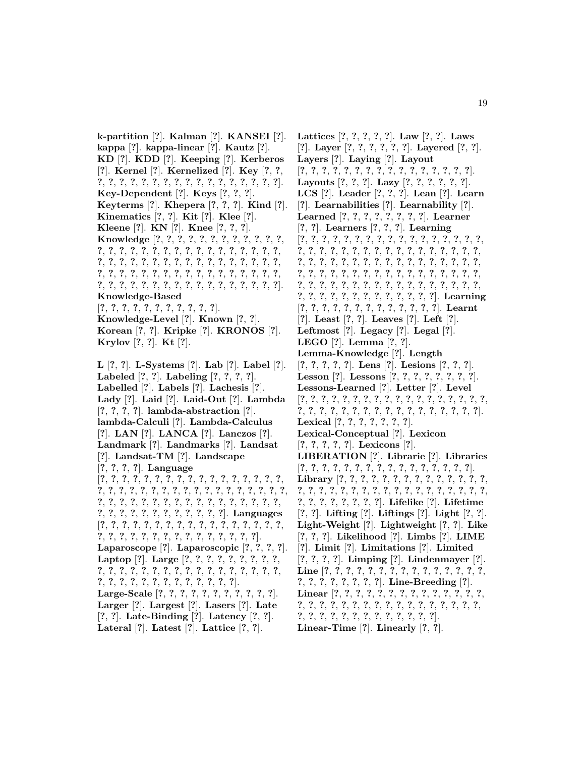**k-partition** [?]. **Kalman** [?]. **KANSEI** [?]. **kappa** [?]. **kappa-linear** [?]. **Kautz** [?]. **KD** [?]. **KDD** [?]. **Keeping** [?]. **Kerberos** [?]. **Kernel** [?]. **Kernelized** [?]. **Key** [?, ?, ?, ?, ?, ?, ?, ?, ?, ?, ?, ?, ?, ?, ?, ?, ?, ?, ?, ?]. **Key-Dependent** [?]. **Keys** [?, ?, ?]. **Keyterms** [?]. **Khepera** [?, ?, ?]. **Kind** [?]. **Kinematics** [?, ?]. **Kit** [?]. **Klee** [?]. **Kleene** [?]. **KN** [?]. **Knee** [?, ?, ?]. **Knowledge** [?, ?, ?, ?, ?, ?, ?, ?, ?, ?, ?, ?, ?, ?, ?, ?, ?, ?, ?, ?, ?, ?, ?, ?, ?, ?, ?, ?, ?, ?, ?, ?, ?, ?, ?, ?, ?, ?, ?, ?, ?, ?, ?, ?, ?, ?, ?, ?, ?, ?, ?, ?, ?, ?, ?, ?, ?, ?, ?, ?, ?, ?, ?, ?, ?, ?, ?, ?, ?, ?, ?, ?, ?, ?, ?, ?, ?, ?, ?, ?, ?, ?, ?, ?, ?, ?, ?, ?, ?, ?, ?, ?, ?]. **Knowledge-Based** [?, ?, ?, ?, ?, ?, ?, ?, ?, ?, ?]. **Knowledge-Level** [?]. **Known** [?, ?]. **Korean** [?, ?]. **Kripke** [?]. **KRONOS** [?]. **Krylov** [?, ?]. **Kt** [?].

**L** [?, ?]. **L-Systems** [?]. **Lab** [?]. **Label** [?]. **Labeled** [?, ?]. **Labeling** [?, ?, ?, ?]. **Labelled** [?]. **Labels** [?]. **Lachesis** [?]. **Lady** [?]. **Laid** [?]. **Laid-Out** [?]. **Lambda** [?, ?, ?, ?]. **lambda-abstraction** [?]. **lambda-Calculi** [?]. **Lambda-Calculus** [?]. **LAN** [?]. **LANCA** [?]. **Lanczos** [?]. **Landmark** [?]. **Landmarks** [?]. **Landsat** [?]. **Landsat-TM** [?]. **Landscape** [?, ?, ?, ?]. **Language** [?, ?, ?, ?, ?, ?, ?, ?, ?, ?, ?, ?, ?, ?, ?, ?, ?, ?, ?, ?, ?, ?, ?, ?, ?, ?, ?, ?, ?, ?, ?, ?, ?, ?, ?, ?, ?, ?, ?, ?, ?, ?, ?, ?, ?, ?, ?, ?, ?, ?, ?, ?, ?, ?, ?, ?, ?, ?, ?, ?, ?, ?, ?, ?, ?, ?, ?, ?, ?, ?, ?]. **Languages** [?, ?, ?, ?, ?, ?, ?, ?, ?, ?, ?, ?, ?, ?, ?, ?, ?, ?, ?, ?, ?, ?, ?, ?, ?, ?, ?, ?, ?, ?, ?, ?, ?, ?, ?]. **Laparoscope** [?]. **Laparoscopic** [?, ?, ?, ?]. **Laptop** [?]. **Large** [?, ?, ?, ?, ?, ?, ?, ?, ?, ?, ?, ?, ?, ?, ?, ?, ?, ?, ?, ?, ?, ?, ?, ?, ?, ?, ?, ?, ?, ?, ?, ?, ?, ?, ?, ?, ?, ?, ?, ?, ?, ?]. **Large-Scale** [?, ?, ?, ?, ?, ?, ?, ?, ?, ?, ?, ?]. **Larger** [?]. **Largest** [?]. **Lasers** [?]. **Late** [?, ?]. **Late-Binding** [?]. **Latency** [?, ?]. **Lateral** [?]. **Latest** [?]. **Lattice** [?, ?].

**Lattices** [?, ?, ?, ?, ?]. **Law** [?, ?]. **Laws** [?]. **Layer** [?, ?, ?, ?, ?, ?]. **Layered** [?, ?]. **Layers** [?]. **Laying** [?]. **Layout** [?, ?, ?, ?, ?, ?, ?, ?, ?, ?, ?, ?, ?, ?, ?, ?, ?, ?]. **Layouts** [?, ?, ?]. **Lazy** [?, ?, ?, ?, ?, ?]. **LCS** [?]. **Leader** [?, ?, ?]. **Lean** [?]. **Learn** [?]. **Learnabilities** [?]. **Learnability** [?]. **Learned** [?, ?, ?, ?, ?, ?, ?, ?]. **Learner** [?, ?]. **Learners** [?, ?, ?]. **Learning** [?, ?, ?, ?, ?, ?, ?, ?, ?, ?, ?, ?, ?, ?, ?, ?, ?, ?, ?, ?, ?, ?, ?, ?, ?, ?, ?, ?, ?, ?, ?, ?, ?, ?, ?, ?, ?, ?, ?, ?, ?, ?, ?, ?, ?, ?, ?, ?, ?, ?, ?, ?, ?, ?, ?, ?, ?, ?, ?, ?, ?, ?, ?, ?, ?, ?, ?, ?, ?, ?, ?, ?, ?, ?, ?, ?, ?, ?, ?, ?, ?, ?, ?, ?, ?, ?, ?, ?, ?, ?, ?, ?, ?, ?, ?, ?, ?, ?, ?, ?, ?, ?, ?, ?, ?, ?]. **Learning** [?, ?, ?, ?, ?, ?, ?, ?, ?, ?, ?, ?, ?]. **Learnt** [?]. **Least** [?, ?]. **Leaves** [?]. **Left** [?]. **Leftmost** [?]. **Legacy** [?]. **Legal** [?]. **LEGO** [?]. **Lemma** [?, ?]. **Lemma-Knowledge** [?]. **Length** [?, ?, ?, ?, ?]. **Lens** [?]. **Lesions** [?, ?, ?]. **Lesson** [?]. **Lessons** [?, ?, ?, ?, ?, ?, ?, ?]. **Lessons-Learned** [?]. **Letter** [?]. **Level** [?, ?, ?, ?, ?, ?, ?, ?, ?, ?, ?, ?, ?, ?, ?, ?, ?, ?, ?, ?, ?, ?, ?, ?, ?, ?, ?, ?, ?, ?, ?, ?, ?, ?, ?, ?, ?, ?, ?]. **Lexical** [?, ?, ?, ?, ?, ?, ?]. **Lexical-Conceptual** [?]. **Lexicon** [?, ?, ?, ?, ?]. **Lexicons** [?]. **LIBERATION** [?]. **Librarie** [?]. **Libraries** [?, ?, ?, ?, ?, ?, ?, ?, ?, ?, ?, ?, ?, ?, ?, ?, ?, ?]. **Library** [?, ?, ?, ?, ?, ?, ?, ?, ?, ?, ?, ?, ?, ?, ?, ?, ?, ?, ?, ?, ?, ?, ?, ?, ?, ?, ?, ?, ?, ?, ?, ?, ?, ?, ?, ?, ?, ?, ?, ?, ?, ?, ?]. **Lifelike** [?]. **Lifetime** [?, ?]. **Lifting** [?]. **Liftings** [?]. **Light** [?, ?]. **Light-Weight** [?]. **Lightweight** [?, ?]. **Like** [?, ?, ?]. **Likelihood** [?]. **Limbs** [?]. **LIME** [?]. **Limit** [?]. **Limitations** [?]. **Limited** [?, ?, ?, ?]. **Limping** [?]. **Lindenmayer** [?]. **Line** [?, ?, ?, ?, ?, ?, ?, ?, ?, ?, ?, ?, ?, ?, ?, ?, ?, ?, ?, ?, ?, ?, ?, ?, ?, ?]. **Line-Breeding** [?]. **Linear** [?, ?, ?, ?, ?, ?, ?, ?, ?, ?, ?, ?, ?, ?, ?, ?, ?, ?, ?, ?, ?, ?, ?, ?, ?, ?, ?, ?, ?, ?, ?, ?, ?, ?, ?, ?, ?, ?, ?, ?, ?, ?, ?, ?, ?, ?]. **Linear-Time** [?]. **Linearly** [?, ?].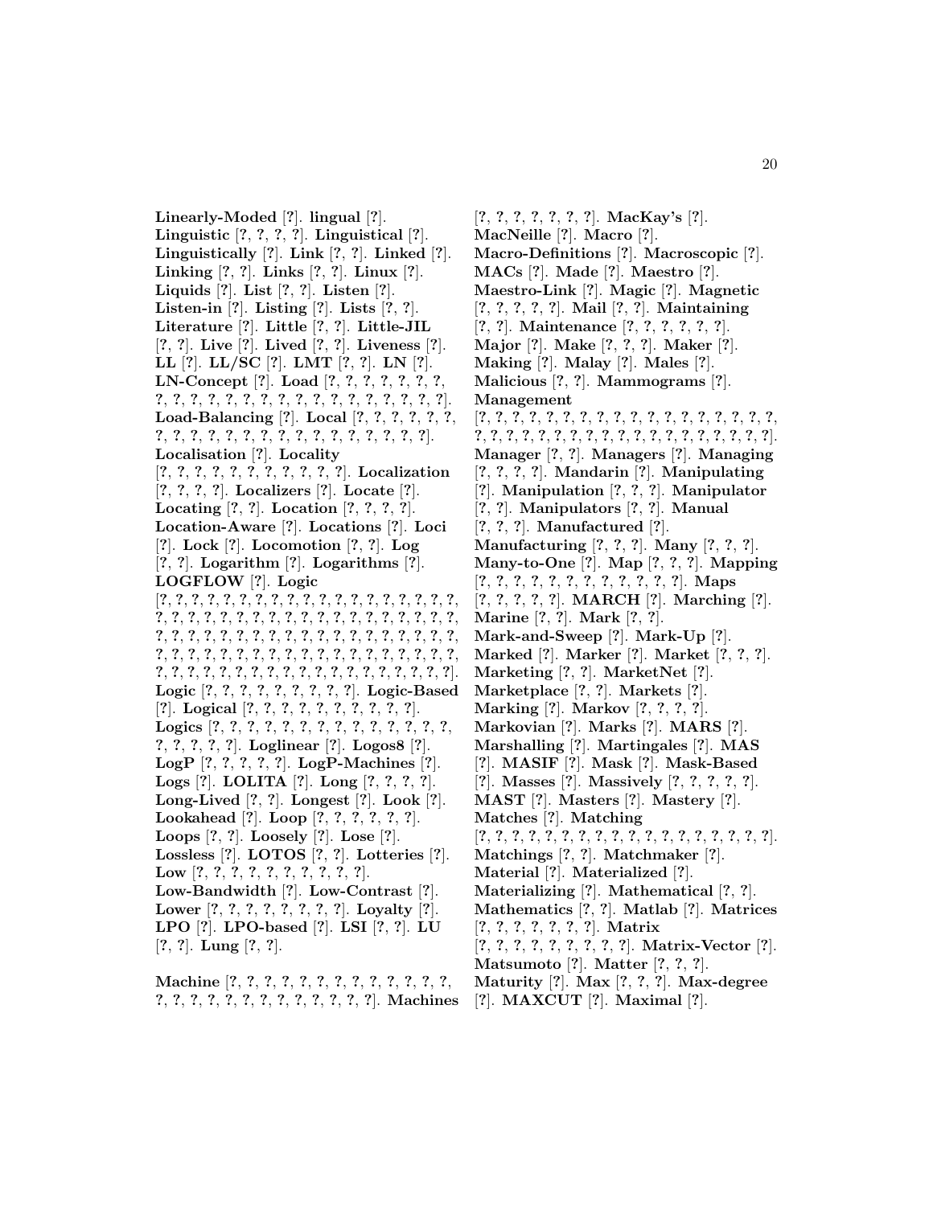**Linearly-Moded** [?]. **lingual** [?]. **Linguistic** [?, ?, ?, ?]. **Linguistical** [?]. **Linguistically** [?]. **Link** [?, ?]. **Linked** [?]. **Linking** [?, ?]. **Links** [?, ?]. **Linux** [?]. **Liquids** [?]. **List** [?, ?]. **Listen** [?]. **Listen-in** [?]. **Listing** [?]. **Lists** [?, ?]. **Literature** [?]. **Little** [?, ?]. **Little-JIL** [?, ?]. **Live** [?]. **Lived** [?, ?]. **Liveness** [?]. **LL** [?]. **LL/SC** [?]. **LMT** [?, ?]. **LN** [?]. **LN-Concept** [?]. **Load** [?, ?, ?, ?, ?, ?, ?, ?, ?, ?, ?, ?, ?, ?, ?, ?, ?, ?, ?, ?, ?, ?, ?, ?, ?, ?]. **Load-Balancing** [?]. **Local** [?, ?, ?, ?, ?, ?, ?, ?, ?, ?, ?, ?, ?, ?, ?, ?, ?, ?, ?, ?, ?, ?, ?]. **Localisation** [?]. **Locality** [?, ?, ?, ?, ?, ?, ?, ?, ?, ?, ?, ?]. **Localization** [?, ?, ?, ?]. **Localizers** [?]. **Locate** [?]. **Locating** [?, ?]. **Location** [?, ?, ?, ?]. **Location-Aware** [?]. **Locations** [?]. **Loci** [?]. **Lock** [?]. **Locomotion** [?, ?]. **Log** [?, ?]. **Logarithm** [?]. **Logarithms** [?]. **LOGFLOW** [?]. **Logic** [?, ?, ?, ?, ?, ?, ?, ?, ?, ?, ?, ?, ?, ?, ?, ?, ?, ?, ?, ?, ?, ?, ?, ?, ?, ?, ?, ?, ?, ?, ?, ?, ?, ?, ?, ?, ?, ?, ?, ?, ?, ?, ?, ?, ?, ?, ?, ?, ?, ?, ?, ?, ?, ?, ?, ?, ?, ?, ?, ?, ?, ?, ?, ?, ?, ?, ?, ?, ?, ?, ?, ?, ?, ?, ?, ?, ?, ?, ?, ?, ?, ?, ?, ?, ?, ?, ?, ?, ?, ?, ?, ?, ?, ?, ?, ?, ?, ?, ?, ?, ?, ?, ?, ?, ?, ?, ?, ?, ?, ?, ?, ?, ?]. **Logic** [?, ?, ?, ?, ?, ?, ?, ?, ?, ?]. **Logic-Based** [?]. **Logical** [?, ?, ?, ?, ?, ?, ?, ?, ?, ?, ?]. **Logics** [?, ?, ?, ?, ?, ?, ?, ?, ?, ?, ?, ?, ?, ?, ?, ?, ?, ?, ?, ?, ?, ?]. **Loglinear** [?]. **Logos8** [?]. **LogP** [?, ?, ?, ?, ?]. **LogP-Machines** [?]. **Logs** [?]. **LOLITA** [?]. **Long** [?, ?, ?, ?]. **Long-Lived** [?, ?]. **Longest** [?]. **Look** [?]. **Lookahead** [?]. **Loop** [?, ?, ?, ?, ?, ?]. **Loops** [?, ?]. **Loosely** [?]. **Lose** [?]. **Lossless** [?]. **LOTOS** [?, ?]. **Lotteries** [?]. **Low** [?, ?, ?, ?, ?, ?, ?, ?, ?, ?, ?]. **Low-Bandwidth** [?]. **Low-Contrast** [?]. **Lower** [?, ?, ?, ?, ?, ?, ?, ?, ?]. **Loyalty** [?]. **LPO** [?]. **LPO-based** [?]. **LSI** [?, ?]. **LU** [?, ?]. **Lung** [?, ?].

**Machine** [?, ?, ?, ?, ?, ?, ?, ?, ?, ?, ?, ?, ?, ?, ?, ?, ?, ?, ?, ?, ?, ?, ?, ?, ?, ?, ?, ?]. **Machines** [?, ?, ?, ?, ?, ?, ?, ?]. **MacKay's** [?]. **MacNeille** [?]. **Macro** [?]. **Macro-Definitions** [?]. **Macroscopic** [?]. **MACs** [?]. **Made** [?]. **Maestro** [?]. **Maestro-Link** [?]. **Magic** [?]. **Magnetic** [?, ?, ?, ?, ?]. **Mail** [?, ?]. **Maintaining** [?, ?]. **Maintenance** [?, ?, ?, ?, ?, ?]. **Major** [?]. **Make** [?, ?, ?]. **Maker** [?]. **Making** [?]. **Malay** [?]. **Males** [?]. **Malicious** [?, ?]. **Mammograms** [?]. **Management** [?, ?, ?, ?, ?, ?, ?, ?, ?, ?, ?, ?, ?, ?, ?, ?, ?, ?, ?, ?, ?, ?, ?, ?, ?, ?, ?, ?, ?, ?, ?, ?, ?, ?, ?, ?, ?, ?, ?, ?]. **Manager** [?, ?]. **Managers** [?]. **Managing** [?, ?, ?, ?]. **Mandarin** [?]. **Manipulating** [?]. **Manipulation** [?, ?, ?]. **Manipulator** [?, ?]. **Manipulators** [?, ?]. **Manual** [?, ?, ?]. **Manufactured** [?]. **Manufacturing** [?, ?, ?]. **Many** [?, ?, ?]. **Many-to-One** [?]. **Map** [?, ?, ?]. **Mapping** [?, ?, ?, ?, ?, ?, ?, ?, ?, ?, ?, ?]. **Maps** [?, ?, ?, ?, ?]. **MARCH** [?]. **Marching** [?]. **Marine** [?, ?]. **Mark** [?, ?]. **Mark-and-Sweep** [?]. **Mark-Up** [?]. **Marked** [?]. **Marker** [?]. **Market** [?, ?, ?]. **Marketing** [?, ?]. **MarketNet** [?]. **Marketplace** [?, ?]. **Markets** [?]. **Marking** [?]. **Markov** [?, ?, ?, ?]. **Markovian** [?]. **Marks** [?]. **MARS** [?]. **Marshalling** [?]. **Martingales** [?]. **MAS** [?]. **MASIF** [?]. **Mask** [?]. **Mask-Based** [?]. **Masses** [?]. **Massively** [?, ?, ?, ?, ?]. **MAST** [?]. **Masters** [?]. **Mastery** [?]. **Matches** [?]. **Matching** [?, ?, ?, ?, ?, ?, ?, ?, ?, ?, ?, ?, ?, ?, ?, ?, ?, ?, ?, ?]. **Matchings** [?, ?]. **Matchmaker** [?]. **Material** [?]. **Materialized** [?]. **Materializing** [?]. **Mathematical** [?, ?]. **Mathematics** [?, ?]. **Matlab** [?]. **Matrices** [?, ?, ?, ?, ?, ?, ?]. **Matrix** [?, ?, ?, ?, ?, ?, ?, ?, ?]. **Matrix-Vector** [?]. **Matsumoto** [?]. **Matter** [?, ?, ?]. **Maturity** [?]. **Max** [?, ?, ?]. **Max-degree** [?]. **MAXCUT** [?]. **Maximal** [?].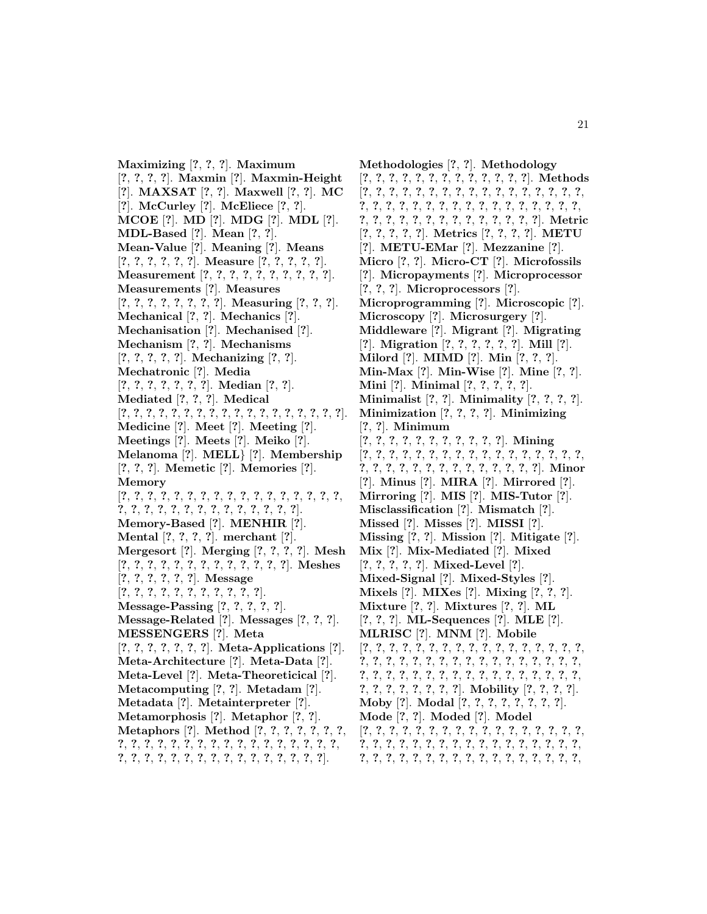**Maximizing** [?, ?, ?]. **Maximum** [?, ?, ?, ?]. **Maxmin** [?]. **Maxmin-Height** [?]. **MAXSAT** [?, ?]. **Maxwell** [?, ?]. **MC** [?]. **McCurley** [?]. **McEliece** [?, ?]. **MCOE** [?]. **MD** [?]. **MDG** [?]. **MDL** [?]. **MDL-Based** [?]. **Mean** [?, ?]. **Mean-Value** [?]. **Meaning** [?]. **Means** [?, ?, ?, ?, ?, ?]. **Measure** [?, ?, ?, ?, ?]. **Measurement** [?, ?, ?, ?, ?, ?, ?, ?, ?, ?]. **Measurements** [?]. **Measures** [?, ?, ?, ?, ?, ?, ?, ?]. **Measuring** [?, ?, ?]. **Mechanical** [?, ?]. **Mechanics** [?]. **Mechanisation** [?]. **Mechanised** [?]. **Mechanism** [?, ?]. **Mechanisms** [?, ?, ?, ?, ?]. **Mechanizing** [?, ?]. **Mechatronic** [?]. **Media** [?, ?, ?, ?, ?, ?, ?]. **Median** [?, ?]. **Mediated** [?, ?, ?]. **Medical** [?, ?, ?, ?, ?, ?, ?, ?, ?, ?, ?, ?, ?, ?, ?, ?, ?, ?, ?]. **Medicine** [?]. **Meet** [?]. **Meeting** [?]. **Meetings** [?]. **Meets** [?]. **Meiko** [?]. **Melanoma** [?]. **MELL}** [?]. **Membership** [?, ?, ?]. **Memetic** [?]. **Memories** [?]. **Memory** [?, ?, ?, ?, ?, ?, ?, ?, ?, ?, ?, ?, ?, ?, ?, ?, ?, ?, ?, ?, ?, ?, ?, ?, ?, ?, ?, ?, ?, ?, ?, ?, ?]. **Memory-Based** [?]. **MENHIR** [?]. **Mental** [?, ?, ?, ?]. **merchant** [?]. **Mergesort** [?]. **Merging** [?, ?, ?, ?]. **Mesh** [?, ?, ?, ?, ?, ?, ?, ?, ?, ?, ?, ?, ?]. **Meshes** [?, ?, ?, ?, ?, ?]. **Message** [?, ?, ?, ?, ?, ?, ?, ?, ?, ?, ?]. **Message-Passing** [?, ?, ?, ?, ?]. **Message-Related** [?]. **Messages** [?, ?, ?]. **MESSENGERS** [?]. **Meta** [?, ?, ?, ?, ?, ?, ?]. **Meta-Applications** [?]. **Meta-Architecture** [?]. **Meta-Data** [?]. **Meta-Level** [?]. **Meta-Theoreticical** [?]. **Metacomputing** [?, ?]. **Metadam** [?]. **Metadata** [?]. **Metainterpreter** [?]. **Metamorphosis** [?]. **Metaphor** [?, ?]. **Metaphors** [?]. **Method** [?, ?, ?, ?, ?, ?, ?, ?, ?, ?, ?, ?, ?, ?, ?, ?, ?, ?, ?, ?, ?, ?, ?, ?, ?, ?, ?, ?, ?, ?, ?, ?, ?, ?, ?, ?, ?, ?, ?, ?, ?]. **Methodologies** [?, ?]. **Methodology** [?, ?, ?, ?, ?, ?, ?, ?, ?, ?, ?, ?, ?, ?]. **Methods** [?, ?, ?, ?, ?, ?, ?, ?, ?, ?, ?, ?, ?, ?, ?, ?, ?, ?, ?, ?, ?, ?, ?, ?, ?, ?, ?, ?, ?, ?, ?, ?, ?, ?, ?, ?, ?, ?, ?, ?, ?, ?, ?, ?, ?, ?, ?, ?, ?, ?, ?, ?]. **Metric** [?, ?, ?, ?, ?]. **Metrics** [?, ?, ?, ?]. **METU** [?]. **METU-EMar** [?]. **Mezzanine** [?]. **Micro** [?, ?]. **Micro-CT** [?]. **Microfossils** [?]. **Micropayments** [?]. **Microprocessor** [?, ?, ?]. **Microprocessors** [?]. **Microprogramming** [?]. **Microscopic** [?]. **Microscopy** [?]. **Microsurgery** [?]. **Middleware** [?]. **Migrant** [?]. **Migrating** [?]. **Migration** [?, ?, ?, ?, ?, ?]. **Mill** [?]. **Milord** [?]. **MIMD** [?]. **Min** [?, ?, ?]. **Min-Max** [?]. **Min-Wise** [?]. **Mine** [?, ?]. **Mini** [?]. **Minimal** [?, ?, ?, ?, ?]. **Minimalist** [?, ?]. **Minimality** [?, ?, ?, ?]. **Minimization** [?, ?, ?, ?]. **Minimizing** [?, ?]. **Minimum** [?, ?, ?, ?, ?, ?, ?, ?, ?, ?, ?]. **Mining** [?, ?, ?, ?, ?, ?, ?, ?, ?, ?, ?, ?, ?, ?, ?, ?, ?, ?, ?, ?, ?, ?, ?, ?, ?, ?, ?, ?, ?, ?, ?, ?]. **Minor** [?]. **Minus** [?]. **MIRA** [?]. **Mirrored** [?]. **Mirroring** [?]. **MIS** [?]. **MIS-Tutor** [?]. **Misclassification** [?]. **Mismatch** [?]. **Missed** [?]. **Misses** [?]. **MISSI** [?]. **Missing** [?, ?]. **Mission** [?]. **Mitigate** [?]. **Mix** [?]. **Mix-Mediated** [?]. **Mixed** [?, ?, ?, ?, ?]. **Mixed-Level** [?]. **Mixed-Signal** [?]. **Mixed-Styles** [?]. **Mixels** [?]. **MIXes** [?]. **Mixing** [?, ?, ?]. **Mixture** [?, ?]. **Mixtures** [?, ?]. **ML** [?, ?, ?]. **ML-Sequences** [?]. **MLE** [?]. **MLRISC** [?]. **MNM** [?]. **Mobile** [?, ?, ?, ?, ?, ?, ?, ?, ?, ?, ?, ?, ?, ?, ?, ?, ?, ?, ?, ?, ?, ?, ?, ?, ?, ?, ?, ?, ?, ?, ?, ?, ?, ?, ?, ?, ?, ?, ?, ?, ?, ?, ?, ?, ?, ?, ?, ?, ?, ?, ?, ?, ?, ?, ?, ?, ?, ?, ?, ?, ?, ?]. **Mobility** [?, ?, ?, ?]. **Moby** [?]. **Modal** [?, ?, ?, ?, ?, ?, ?, ?]. **Mode** [?, ?]. **Moded** [?]. **Model** [?, ?, ?, ?, ?, ?, ?, ?, ?, ?, ?, ?, ?, ?, ?, ?, ?, ?, ?, ?, ?, ?, ?, ?, ?, ?, ?, ?, ?, ?, ?, ?, ?, ?, ?, ?, ?, ?, ?, ?, ?, ?, ?, ?, ?, ?, ?, ?, ?, ?, ?, ?, ?, ?,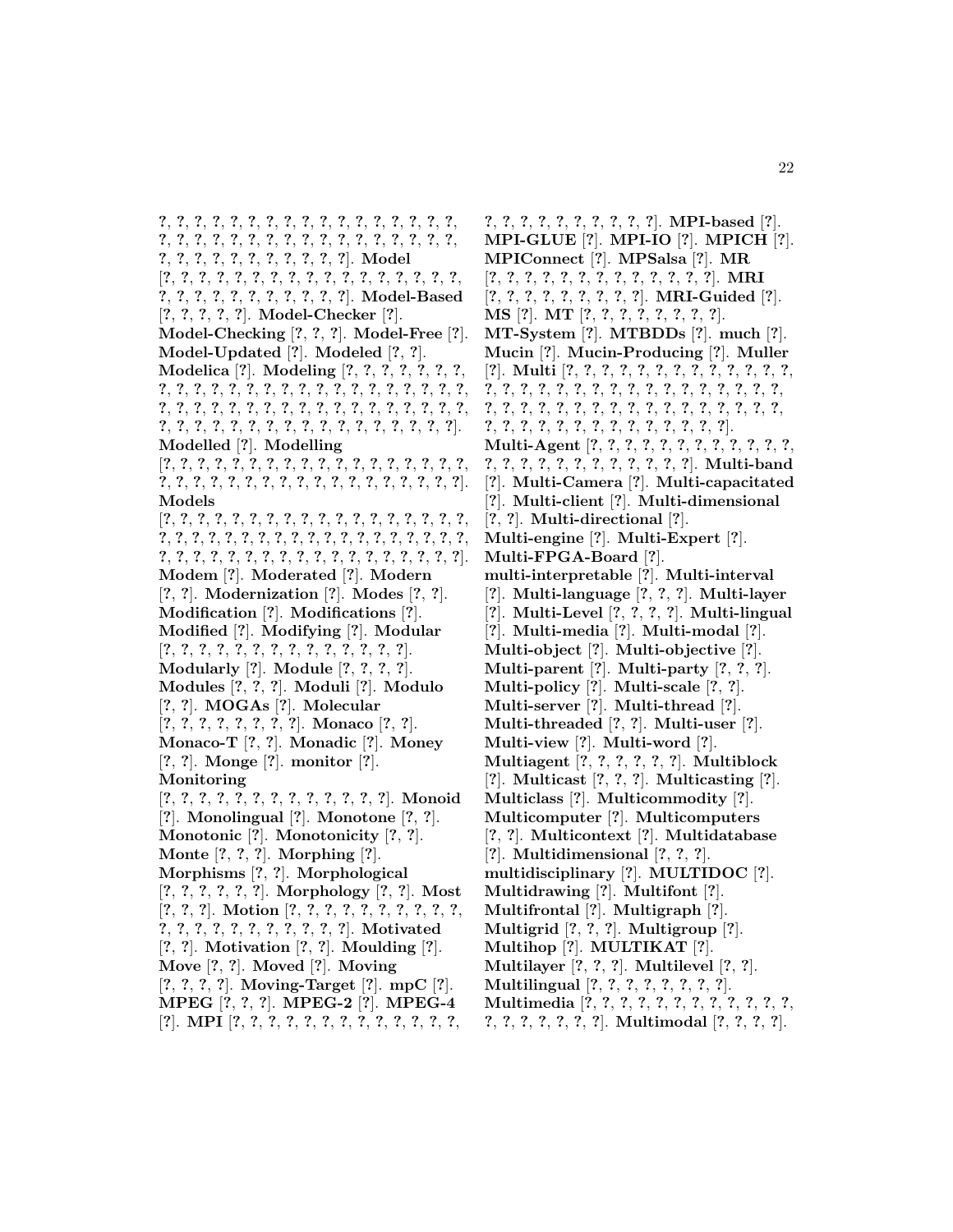?, ?, ?, ?, ?, ?, ?, ?, ?, ?, ?, ?, ?, ?, ?, ?, ?, ?, ?, ?, ?, ?, ?, ?, ?, ?, ?, ?, ?, ?, ?, ?, ?, ?, ?, ?, ?, ?, ?, ?, ?, ?, ?, ?, ?, ?, ?, ?, ?, ?]. **Model** [?, ?, ?, ?, ?, ?, ?, ?, ?, ?, ?, ?, ?, ?, ?, ?, ?, ?, ?, ?, ?, ?, ?, ?, ?, ?, ?, ?, ?, ?, ?]. **Model-Based** [?, ?, ?, ?, ?]. **Model-Checker** [?]. **Model-Checking** [?, ?, ?]. **Model-Free** [?]. **Model-Updated** [?]. **Modeled** [?, ?]. **Modelica** [?]. **Modeling** [?, ?, ?, ?, ?, ?, ?, ?, ?, ?, ?, ?, ?, ?, ?, ?, ?, ?, ?, ?, ?, ?, ?, ?, ?, ?, ?, ?, ?, ?, ?, ?, ?, ?, ?, ?, ?, ?, ?, ?, ?, ?, ?, ?, ?, ?, ?, ?, ?, ?, ?, ?, ?, ?, ?, ?, ?, ?, ?, ?, ?, ?, ?, ?, ?, ?]. **Modelled** [?]. **Modelling** [?, ?, ?, ?, ?, ?, ?, ?, ?, ?, ?, ?, ?, ?, ?, ?, ?, ?, ?, ?, ?, ?, ?, ?, ?, ?, ?, ?, ?, ?, ?, ?, ?, ?, ?, ?, ?, ?, ?, ?]. **Models** [?, ?, ?, ?, ?, ?, ?, ?, ?, ?, ?, ?, ?, ?, ?, ?, ?, ?, ?, ?, ?, ?, ?, ?, ?, ?, ?, ?, ?, ?, ?, ?, ?, ?, ?, ?, ?, ?, ?, ?, ?, ?, ?, ?, ?, ?, ?, ?, ?, ?, ?, ?, ?, ?, ?, ?, ?, ?, ?, ?]. **Modem** [?]. **Moderated** [?]. **Modern** [?, ?]. **Modernization** [?]. **Modes** [?, ?]. **Modification** [?]. **Modifications** [?]. **Modified** [?]. **Modifying** [?]. **Modular** [?, ?, ?, ?, ?, ?, ?, ?, ?, ?, ?, ?, ?, ?, ?]. **Modularly** [?]. **Module** [?, ?, ?, ?]. **Modules** [?, ?, ?]. **Moduli** [?]. **Modulo** [?, ?]. **MOGAs** [?]. **Molecular** [?, ?, ?, ?, ?, ?, ?, ?, ?]. **Monaco** [?, ?]. **Monaco-T** [?, ?]. **Monadic** [?]. **Money** [?, ?]. **Monge** [?]. **monitor** [?]. **Monitoring** [?, ?, ?, ?, ?, ?, ?, ?, ?, ?, ?, ?, ?, ?]. **Monoid** [?]. **Monolingual** [?]. **Monotone** [?, ?]. **Monotonic** [?]. **Monotonicity** [?, ?]. **Monte** [?, ?, ?]. **Morphing** [?]. **Morphisms** [?, ?]. **Morphological** [?, ?, ?, ?, ?, ?]. **Morphology** [?, ?]. **Most** [?, ?, ?]. **Motion** [?, ?, ?, ?, ?, ?, ?, ?, ?, ?, ?, ?, ?, ?, ?, ?, ?, ?, ?, ?, ?, ?]. **Motivated** [?, ?]. **Motivation** [?, ?]. **Moulding** [?]. **Move** [?, ?]. **Moved** [?]. **Moving** [?, ?, ?, ?]. **Moving-Target** [?]. **mpC** [?]. **MPEG** [?, ?, ?]. **MPEG-2** [?]. **MPEG-4** [?]. **MPI** [?, ?, ?, ?, ?, ?, ?, ?, ?, ?, ?, ?, ?, ?, ?, ?, ?, ?, ?, ?, ?, ?, ?, ?, ?]. **MPI-based** [?]. **MPI-GLUE** [?]. **MPI-IO** [?]. **MPICH** [?]. **MPIConnect** [?]. **MPSalsa** [?]. **MR** [?, ?, ?, ?, ?, ?, ?, ?, ?, ?, ?, ?, ?, ?]. **MRI** [?, ?, ?, ?, ?, ?, ?, ?, ?]. **MRI-Guided** [?]. **MS** [?]. **MT** [?, ?, ?, ?, ?, ?, ?, ?]. **MT-System** [?]. **MTBDDs** [?]. **much** [?]. **Mucin** [?]. **Mucin-Producing** [?]. **Muller** [?]. **Multi** [?, ?, ?, ?, ?, ?, ?, ?, ?, ?, ?, ?, ?, ?, ?, ?, ?, ?, ?, ?, ?, ?, ?, ?, ?, ?, ?, ?, ?, ?, ?, ?, ?, ?, ?, ?, ?, ?, ?, ?, ?, ?, ?, ?, ?, ?, ?, ?, ?, ?, ?, ?, ?, ?, ?, ?, ?, ?, ?, ?, ?, ?]. **Multi-Agent** [?, ?, ?, ?, ?, ?, ?, ?, ?, ?, ?, ?, ?, ?, ?, ?, ?, ?, ?, ?, ?, ?, ?, ?, ?, ?]. **Multi-band** [?]. **Multi-Camera** [?]. **Multi-capacitated** [?]. **Multi-client** [?]. **Multi-dimensional** [?, ?]. **Multi-directional** [?]. **Multi-engine** [?]. **Multi-Expert** [?]. **Multi-FPGA-Board** [?]. **multi-interpretable** [?]. **Multi-interval** [?]. **Multi-language** [?, ?, ?]. **Multi-layer** [?]. **Multi-Level** [?, ?, ?, ?]. **Multi-lingual** [?]. **Multi-media** [?]. **Multi-modal** [?]. **Multi-object** [?]. **Multi-objective** [?]. **Multi-parent** [?]. **Multi-party** [?, ?, ?]. **Multi-policy** [?]. **Multi-scale** [?, ?]. **Multi-server** [?]. **Multi-thread** [?]. **Multi-threaded** [?, ?]. **Multi-user** [?]. **Multi-view** [?]. **Multi-word** [?]. **Multiagent** [?, ?, ?, ?, ?, ?]. **Multiblock** [?]. **Multicast** [?, ?, ?]. **Multicasting** [?]. **Multiclass** [?]. **Multicommodity** [?]. **Multicomputer** [?]. **Multicomputers** [?, ?]. **Multicontext** [?]. **Multidatabase** [?]. **Multidimensional** [?, ?, ?]. **multidisciplinary** [?]. **MULTIDOC** [?]. **Multidrawing** [?]. **Multifont** [?]. **Multifrontal** [?]. **Multigraph** [?]. **Multigrid** [?, ?, ?]. **Multigroup** [?]. **Multihop** [?]. **MULTIKAT** [?]. **Multilayer** [?, ?, ?]. **Multilevel** [?, ?]. **Multilingual** [?, ?, ?, ?, ?, ?, ?, ?]. **Multimedia** [?, ?, ?, ?, ?, ?, ?, ?, ?, ?, ?, ?, ?, ?, ?, ?, ?, ?, ?, ?]. **Multimodal** [?, ?, ?, ?].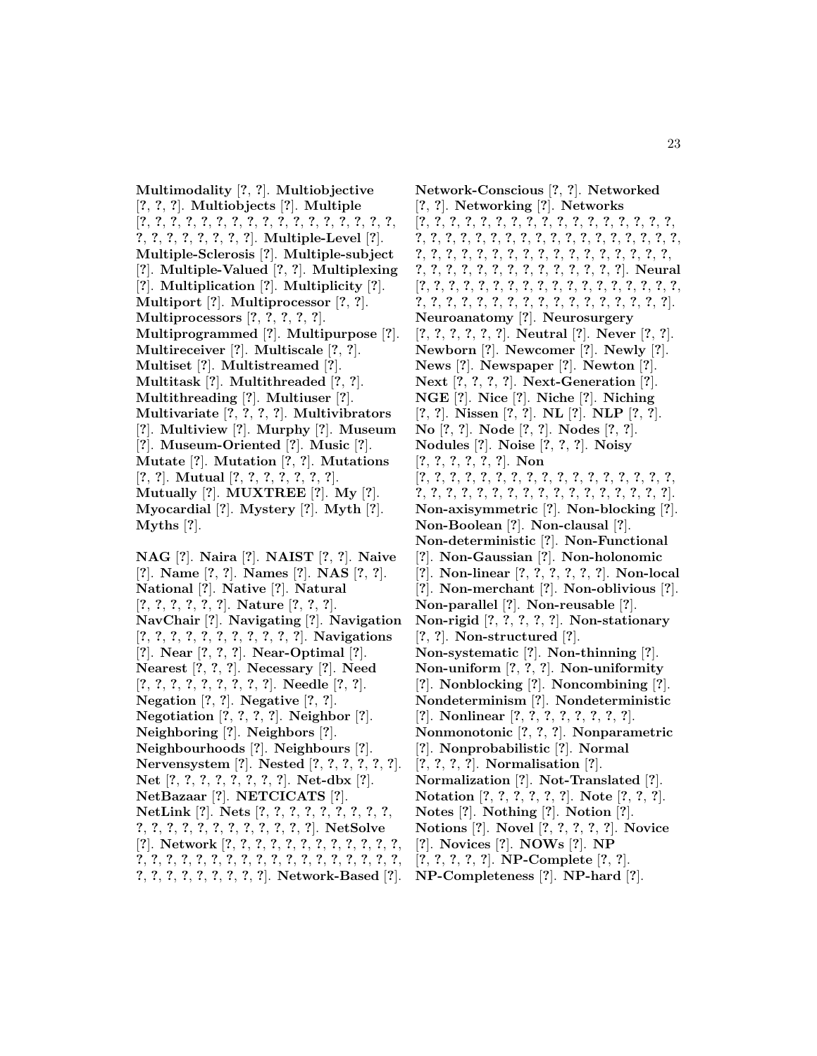**Multimodality** [?, ?]. **Multiobjective** [?, ?, ?]. **Multiobjects** [?]. **Multiple** [?, ?, ?, ?, ?, ?, ?, ?, ?, ?, ?, ?, ?, ?, ?, ?, ?, ?, ?, ?, ?, ?, ?, ?, ?, ?]. **Multiple-Level** [?]. **Multiple-Sclerosis** [?]. **Multiple-subject** [?]. **Multiple-Valued** [?, ?]. **Multiplexing** [?]. **Multiplication** [?]. **Multiplicity** [?]. **Multiport** [?]. **Multiprocessor** [?, ?]. **Multiprocessors** [?, ?, ?, ?, ?]. **Multiprogrammed** [?]. **Multipurpose** [?]. **Multireceiver** [?]. **Multiscale** [?, ?]. **Multiset** [?]. **Multistreamed** [?]. **Multitask** [?]. **Multithreaded** [?, ?]. **Multithreading** [?]. **Multiuser** [?]. **Multivariate** [?, ?, ?, ?]. **Multivibrators** [?]. **Multiview** [?]. **Murphy** [?]. **Museum** [?]. **Museum-Oriented** [?]. **Music** [?]. **Mutate** [?]. **Mutation** [?, ?]. **Mutations** [?, ?]. **Mutual** [?, ?, ?, ?, ?, ?, ?, ?]. **Mutually** [?]. **MUXTREE** [?]. **My** [?]. **Myocardial** [?]. **Mystery** [?]. **Myth** [?]. **Myths** [?].

**NAG** [?]. **Naira** [?]. **NAIST** [?, ?]. **Naive** [?]. **Name** [?, ?]. **Names** [?]. **NAS** [?, ?]. **National** [?]. **Native** [?]. **Natural** [?, ?, ?, ?, ?, ?]. **Nature** [?, ?, ?]. **NavChair** [?]. **Navigating** [?]. **Navigation** [?, ?, ?, ?, ?, ?, ?, ?, ?, ?, ?, ?]. **Navigations** [?]. **Near** [?, ?, ?]. **Near-Optimal** [?]. **Nearest** [?, ?, ?]. **Necessary** [?]. **Need** [?, ?, ?, ?, ?, ?, ?, ?, ?, ?]. **Needle** [?, ?]. **Negation** [?, ?]. **Negative** [?, ?]. **Negotiation** [?, ?, ?, ?]. **Neighbor** [?]. **Neighboring** [?]. **Neighbors** [?]. **Neighbourhoods** [?]. **Neighbours** [?]. **Nervensystem** [?]. **Nested** [?, ?, ?, ?, ?, ?]. **Net** [?, ?, ?, ?, ?, ?, ?, ?, ?]. **Net-dbx** [?]. **NetBazaar** [?]. **NETCICATS** [?]. **NetLink** [?]. **Nets** [?, ?, ?, ?, ?, ?, ?, ?, ?, ?, ?, ?, ?, ?, ?, ?, ?, ?, ?, ?, ?, ?, ?, ?]. **NetSolve** [?]. **Network** [?, ?, ?, ?, ?, ?, ?, ?, ?, ?, ?, ?, ?, ?, ?, ?, ?, ?, ?, ?, ?, ?, ?, ?, ?, ?, ?, ?, ?, ?, ?, ?, ?, ?, ?, ?, ?, ?, ?, ?, ?]. **Network-Based** [?]. **Network-Conscious** [?, ?]. **Networked** [?, ?]. **Networking** [?]. **Networks** [?, ?, ?, ?, ?, ?, ?, ?, ?, ?, ?, ?, ?, ?, ?, ?, ?, ?, ?, ?, ?, ?, ?, ?, ?, ?, ?, ?, ?, ?, ?, ?, ?, ?, ?, ?, ?, ?, ?, ?, ?, ?, ?, ?, ?, ?, ?, ?, ?, ?, ?, ?, ?, ?, ?, ?, ?, ?, ?, ?, ?, ?, ?, ?, ?, ?, ?, ?, ?, ?, ?, ?, ?]. **Neural** [?, ?, ?, ?, ?, ?, ?, ?, ?, ?, ?, ?, ?, ?, ?, ?, ?, ?, ?, ?, ?, ?, ?, ?, ?, ?, ?, ?, ?, ?, ?, ?, ?, ?, ?, ?, ?, ?]. **Neuroanatomy** [?]. **Neurosurgery** [?, ?, ?, ?, ?, ?]. **Neutral** [?]. **Never** [?, ?]. **Newborn** [?]. **Newcomer** [?]. **Newly** [?]. **News** [?]. **Newspaper** [?]. **Newton** [?]. **Next** [?, ?, ?, ?]. **Next-Generation** [?]. **NGE** [?]. **Nice** [?]. **Niche** [?]. **Niching** [?, ?]. **Nissen** [?, ?]. **NL** [?]. **NLP** [?, ?]. **No** [?, ?]. **Node** [?, ?]. **Nodes** [?, ?]. **Nodules** [?]. **Noise** [?, ?, ?]. **Noisy** [?, ?, ?, ?, ?, ?, ?]. **Non** [?, ?, ?, ?, ?, ?, ?, ?, ?, ?, ?, ?, ?, ?, ?, ?, ?, ?, ?, ?, ?, ?, ?, ?, ?, ?, ?, ?, ?, ?, ?, ?, ?, ?, ?, ?, ?, ?]. **Non-axisymmetric** [?]. **Non-blocking** [?]. **Non-Boolean** [?]. **Non-clausal** [?]. **Non-deterministic** [?]. **Non-Functional** [?]. **Non-Gaussian** [?]. **Non-holonomic** [?]. **Non-linear** [?, ?, ?, ?, ?, ?]. **Non-local** [?]. **Non-merchant** [?]. **Non-oblivious** [?]. **Non-parallel** [?]. **Non-reusable** [?]. **Non-rigid** [?, ?, ?, ?, ?]. **Non-stationary** [?, ?]. **Non-structured** [?]. **Non-systematic** [?]. **Non-thinning** [?]. **Non-uniform** [?, ?, ?]. **Non-uniformity** [?]. **Nonblocking** [?]. **Noncombining** [?]. **Nondeterminism** [?]. **Nondeterministic** [?]. **Nonlinear** [?, ?, ?, ?, ?, ?, ?, ?, ?]. **Nonmonotonic** [?, ?, ?]. **Nonparametric** [?]. **Nonprobabilistic** [?]. **Normal** [?, ?, ?, ?]. **Normalisation** [?]. **Normalization** [?]. **Not-Translated** [?]. **Notation** [?, ?, ?, ?, ?, ?]. **Note** [?, ?, ?]. **Notes** [?]. **Nothing** [?]. **Notion** [?]. **Notions** [?]. **Novel** [?, ?, ?, ?, ?]. **Novice** [?]. **Novices** [?]. **NOWs** [?]. **NP** [?, ?, ?, ?, ?]. **NP-Complete** [?, ?]. **NP-Completeness** [?]. **NP-hard** [?].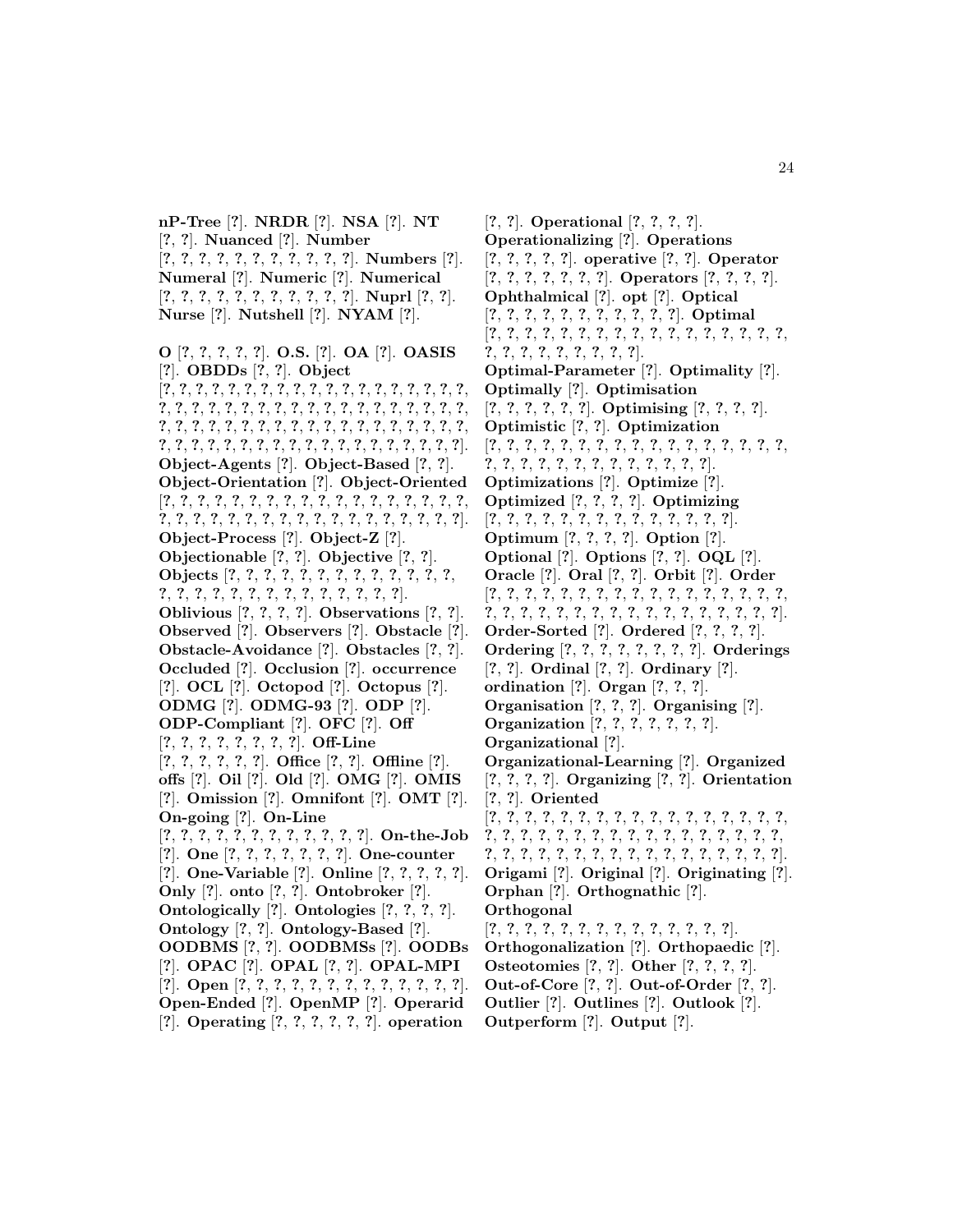**nP-Tree** [?]. **NRDR** [?]. **NSA** [?]. **NT** [?, ?]. **Nuanced** [?]. **Number** [?, ?, ?, ?, ?, ?, ?, ?, ?, ?, ?, ?]. **Numbers** [?]. **Numeral** [?]. **Numeric** [?]. **Numerical** [?, ?, ?, ?, ?, ?, ?, ?, ?, ?, ?, ?]. **Nuprl** [?, ?]. **Nurse** [?]. **Nutshell** [?]. **NYAM** [?].

**O** [?, ?, ?, ?, ?]. **O.S.** [?]. **OA** [?]. **OASIS** [?]. **OBDDs** [?, ?]. **Object** [?, ?, ?, ?, ?, ?, ?, ?, ?, ?, ?, ?, ?, ?, ?, ?, ?, ?, ?, ?, ?, ?, ?, ?, ?, ?, ?, ?, ?, ?, ?, ?, ?, ?, ?, ?, ?, ?, ?, ?, ?, ?, ?, ?, ?, ?, ?, ?, ?, ?, ?, ?, ?, ?, ?, ?, ?, ?, ?, ?, ?, ?, ?, ?, ?, ?, ?, ?, ?, ?, ?, ?, ?, ?, ?, ?, ?, ?, ?, ?, ?, ?, ?, ?, ?, ?, ?, ?]. **Object-Agents** [?]. **Object-Based** [?, ?]. **Object-Orientation** [?]. **Object-Oriented** [?, ?, ?, ?, ?, ?, ?, ?, ?, ?, ?, ?, ?, ?, ?, ?, ?, ?, ?, ?, ?, ?, ?, ?, ?, ?, ?, ?, ?, ?, ?, ?, ?, ?, ?, ?, ?, ?, ?, ?, ?, ?, ?, ?]. **Object-Process** [?]. **Object-Z** [?]. **Objectionable** [?, ?]. **Objective** [?, ?]. **Objects** [?, ?, ?, ?, ?, ?, ?, ?, ?, ?, ?, ?, ?, ?, ?, ?, ?, ?, ?, ?, ?, ?, ?, ?, ?, ?, ?, ?, ?, ?]. **Oblivious** [?, ?, ?, ?]. **Observations** [?, ?]. **Observed** [?]. **Observers** [?]. **Obstacle** [?]. **Obstacle-Avoidance** [?]. **Obstacles** [?, ?]. **Occluded** [?]. **Occlusion** [?]. **occurrence** [?]. **OCL** [?]. **Octopod** [?]. **Octopus** [?]. **ODMG** [?]. **ODMG-93** [?]. **ODP** [?]. **ODP-Compliant** [?]. **OFC** [?]. **Off** [?, ?, ?, ?, ?, ?, ?, ?, ?]. **Off-Line** [?, ?, ?, ?, ?, ?, ?]. **Office** [?, ?]. **Offline** [?]. **offs** [?]. **Oil** [?]. **Old** [?]. **OMG** [?]. **OMIS** [?]. **Omission** [?]. **Omnifont** [?]. **OMT** [?]. **On-going** [?]. **On-Line** [?, ?, ?, ?, ?, ?, ?, ?, ?, ?, ?, ?, ?]. **On-the-Job** [?]. **One** [?, ?, ?, ?, ?, ?, ?, ?]. **One-counter** [?]. **One-Variable** [?]. **Online** [?, ?, ?, ?, ?]. **Only** [?]. **onto** [?, ?]. **Ontobroker** [?]. **Ontologically** [?]. **Ontologies** [?, ?, ?, ?]. **Ontology** [?, ?]. **Ontology-Based** [?]. **OODBMS** [?, ?]. **OODBMSs** [?]. **OODBs** [?]. **OPAC** [?]. **OPAL** [?, ?]. **OPAL-MPI** [?]. **Open** [?, ?, ?, ?, ?, ?, ?, ?, ?, ?, ?, ?, ?, ?]. **Open-Ended** [?]. **OpenMP** [?]. **Operarid** [?]. **Operating** [?, ?, ?, ?, ?, ?]. **operation** [?, ?]. **Operational** [?, ?, ?, ?]. **Operationalizing** [?]. **Operations** [?, ?, ?, ?, ?]. **operative** [?, ?]. **Operator** [?, ?, ?, ?, ?, ?, ?]. **Operators** [?, ?, ?, ?]. **Ophthalmical** [?]. **opt** [?]. **Optical** [?, ?, ?, ?, ?, ?, ?, ?, ?, ?, ?, ?]. **Optimal** [?, ?, ?, ?, ?, ?, ?, ?, ?, ?, ?, ?, ?, ?, ?, ?, ?, ?, ?, ?, ?, ?, ?, ?, ?, ?, ?, ?]. **Optimal-Parameter** [?]. **Optimality** [?]. **Optimally** [?]. **Optimisation** [?, ?, ?, ?, ?, ?]. **Optimising** [?, ?, ?, ?]. **Optimistic** [?, ?]. **Optimization** [?, ?, ?, ?, ?, ?, ?, ?, ?, ?, ?, ?, ?, ?, ?, ?, ?, ?, ?, ?, ?, ?, ?, ?, ?, ?, ?, ?, ?, ?, ?, ?, ?]. **Optimizations** [?]. **Optimize** [?]. **Optimized** [?, ?, ?, ?]. **Optimizing** [?, ?, ?, ?, ?, ?, ?, ?, ?, ?, ?, ?, ?, ?, ?]. **Optimum** [?, ?, ?, ?]. **Option** [?]. **Optional** [?]. **Options** [?, ?]. **OQL** [?]. **Oracle** [?]. **Oral** [?, ?]. **Orbit** [?]. **Order** [?, ?, ?, ?, ?, ?, ?, ?, ?, ?, ?, ?, ?, ?, ?, ?, ?, ?, ?, ?, ?, ?, ?, ?, ?, ?, ?, ?, ?, ?, ?, ?, ?, ?, ?, ?]. **Order-Sorted** [?]. **Ordered** [?, ?, ?, ?]. **Ordering** [?, ?, ?, ?, ?, ?, ?, ?]. **Orderings** [?, ?]. **Ordinal** [?, ?]. **Ordinary** [?]. **ordination** [?]. **Organ** [?, ?, ?]. **Organisation** [?, ?, ?]. **Organising** [?]. **Organization** [?, ?, ?, ?, ?, ?, ?]. **Organizational** [?]. **Organizational-Learning** [?]. **Organized** [?, ?, ?, ?]. **Organizing** [?, ?]. **Orientation** [?, ?]. **Oriented** [?, ?, ?, ?, ?, ?, ?, ?, ?, ?, ?, ?, ?, ?, ?, ?, ?, ?, ?, ?, ?, ?, ?, ?, ?, ?, ?, ?, ?, ?, ?, ?, ?, ?, ?, ?, ?, ?, ?, ?, ?, ?, ?, ?, ?, ?, ?, ?, ?, ?, ?, ?, ?, ?]. **Origami** [?]. **Original** [?]. **Originating** [?]. **Orphan** [?]. **Orthognathic** [?]. **Orthogonal** [?, ?, ?, ?, ?, ?, ?, ?, ?, ?, ?, ?, ?, ?, ?]. **Orthogonalization** [?]. **Orthopaedic** [?]. **Osteotomies** [?, ?]. **Other** [?, ?, ?, ?]. **Out-of-Core** [?, ?]. **Out-of-Order** [?, ?]. **Outlier** [?]. **Outlines** [?]. **Outlook** [?]. **Outperform** [?]. **Output** [?].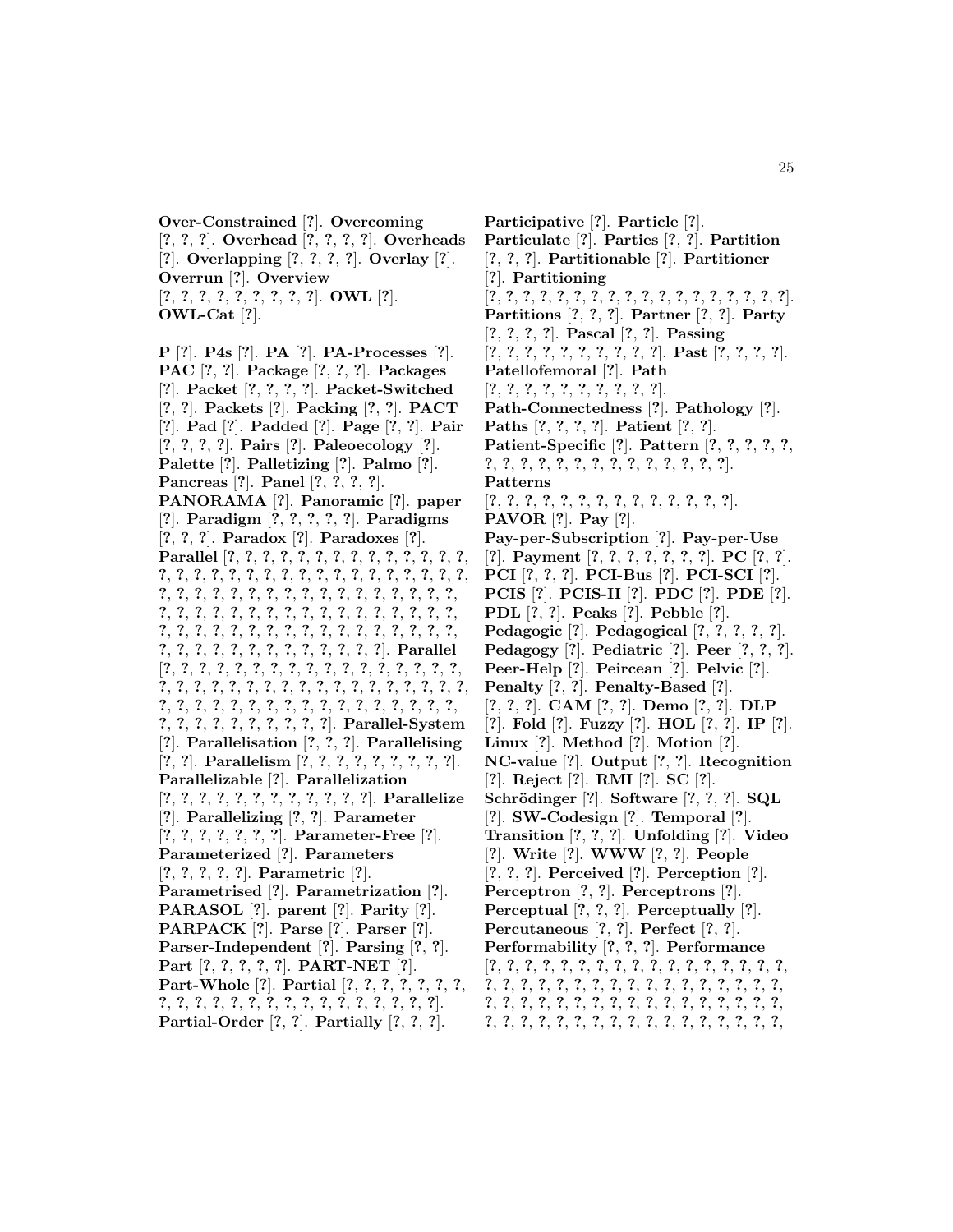**Over-Constrained** [?]. **Overcoming** [?, ?, ?]. **Overhead** [?, ?, ?, ?]. **Overheads** [?]. **Overlapping** [?, ?, ?, ?]. **Overlay** [?]. **Overrun** [?]. **Overview** [?, ?, ?, ?, ?, ?, ?, ?, ?]. **OWL** [?]. **OWL-Cat** [?].

**P** [?]. **P4s** [?]. **PA** [?]. **PA-Processes** [?]. **PAC** [?, ?]. **Package** [?, ?, ?]. **Packages** [?]. **Packet** [?, ?, ?, ?]. **Packet-Switched** [?, ?]. **Packets** [?]. **Packing** [?, ?]. **PACT** [?]. **Pad** [?]. **Padded** [?]. **Page** [?, ?]. **Pair** [?, ?, ?, ?]. **Pairs** [?]. **Paleoecology** [?]. **Palette** [?]. **Palletizing** [?]. **Palmo** [?]. **Pancreas** [?]. **Panel** [?, ?, ?, ?]. **PANORAMA** [?]. **Panoramic** [?]. **paper** [?]. **Paradigm** [?, ?, ?, ?, ?]. **Paradigms** [?, ?, ?]. **Paradox** [?]. **Paradoxes** [?]. **Parallel** [?, ?, ?, ?, ?, ?, ?, ?, ?, ?, ?, ?, ?, ?, ?, ?, ?, ?, ?, ?, ?, ?, ?, ?, ?, ?, ?, ?, ?, ?, ?, ?, ?, ?, ?, ?, ?, ?, ?, ?, ?, ?, ?, ?, ?, ?, ?, ?, ?, ?, ?, ?, ?, ?, ?, ?, ?, ?, ?, ?, ?, ?, ?, ?, ?, ?, ?, ?, ?, ?, ?, ?, ?, ?, ?, ?, ?, ?, ?, ?, ?, ?, ?, ?, ?, ?, ?, ?, ?, ?, ?, ?, ?, ?, ?, ?, ?, ?, ?, ?, ?, ?, ?, ?, ?, ?, ?, ?, ?, ?, ?, ?, ?, ?]. **Parallel** [?, ?, ?, ?, ?, ?, ?, ?, ?, ?, ?, ?, ?, ?, ?, ?, ?, ?, ?, ?, ?, ?, ?, ?, ?, ?, ?, ?, ?, ?, ?, ?, ?, ?, ?, ?, ?, ?, ?, ?, ?, ?, ?, ?, ?, ?, ?, ?, ?, ?, ?, ?, ?, ?, ?, ?, ?, ?, ?, ?, ?, ?, ?, ?, ?, ?, ?, ?, ?, ?]. **Parallel-System** [?]. **Parallelisation** [?, ?, ?]. **Parallelising** [?, ?]. **Parallelism** [?, ?, ?, ?, ?, ?, ?, ?, ?, ?]. **Parallelizable** [?]. **Parallelization** [?, ?, ?, ?, ?, ?, ?, ?, ?, ?, ?, ?]. **Parallelize** [?]. **Parallelizing** [?, ?]. **Parameter** [?, ?, ?, ?, ?, ?, ?]. **Parameter-Free** [?]. **Parameterized** [?]. **Parameters** [?, ?, ?, ?, ?]. **Parametric** [?]. **Parametrised** [?]. **Parametrization** [?]. **PARASOL** [?]. **parent** [?]. **Parity** [?]. **PARPACK** [?]. **Parse** [?]. **Parser** [?]. **Parser-Independent** [?]. **Parsing** [?, ?]. **Part** [?, ?, ?, ?, ?]. **PART-NET** [?]. **Part-Whole** [?]. **Partial** [?, ?, ?, ?, ?, ?, ?, ?, ?, ?, ?, ?, ?, ?, ?, ?, ?, ?, ?, ?, ?, ?, ?, ?, ?, ?]. **Partial-Order** [?, ?]. **Partially** [?, ?, ?].

**Participative** [?]. **Particle** [?]. **Particulate** [?]. **Parties** [?, ?]. **Partition** [?, ?, ?]. **Partitionable** [?]. **Partitioner** [?]. **Partitioning** [?, ?, ?, ?, ?, ?, ?, ?, ?, ?, ?, ?, ?, ?, ?, ?, ?, ?, ?]. **Partitions** [?, ?, ?]. **Partner** [?, ?]. **Party** [?, ?, ?, ?]. **Pascal** [?, ?]. **Passing** [?, ?, ?, ?, ?, ?, ?, ?, ?, ?, ?]. **Past** [?, ?, ?, ?]. **Patellofemoral** [?]. **Path** [?, ?, ?, ?, ?, ?, ?, ?, ?, ?, ?]. **Path-Connectedness** [?]. **Pathology** [?]. **Paths** [?, ?, ?, ?]. **Patient** [?, ?]. **Patient-Specific** [?]. **Pattern** [?, ?, ?, ?, ?, ?, ?, ?, ?, ?, ?, ?, ?, ?, ?, ?, ?, ?, ?, ?]. **Patterns** [?, ?, ?, ?, ?, ?, ?, ?, ?, ?, ?, ?, ?, ?]. **PAVOR** [?]. **Pay** [?]. **Pay-per-Subscription** [?]. **Pay-per-Use** [?]. **Payment** [?, ?, ?, ?, ?, ?, ?]. **PC** [?, ?]. **PCI** [?, ?, ?]. **PCI-Bus** [?]. **PCI-SCI** [?]. **PCIS** [?]. **PCIS-II** [?]. **PDC** [?]. **PDE** [?]. **PDL** [?, ?]. **Peaks** [?]. **Pebble** [?]. **Pedagogic** [?]. **Pedagogical** [?, ?, ?, ?, ?]. **Pedagogy** [?]. **Pediatric** [?]. **Peer** [?, ?, ?]. **Peer-Help** [?]. **Peircean** [?]. **Pelvic** [?]. **Penalty** [?, ?]. **Penalty-Based** [?]. [?, ?, ?]. **CAM** [?, ?]. **Demo** [?, ?]. **DLP** [?]. **Fold** [?]. **Fuzzy** [?]. **HOL** [?, ?]. **IP** [?]. **Linux** [?]. **Method** [?]. **Motion** [?]. **NC-value** [?]. **Output** [?, ?]. **Recognition** [?]. **Reject** [?]. **RMI** [?]. **SC** [?]. **Schrödinger** [?]. **Software** [?, ?, ?]. **SQL** [?]. **SW-Codesign** [?]. **Temporal** [?]. **Transition** [?, ?, ?]. **Unfolding** [?]. **Video** [?]. **Write** [?]. **WWW** [?, ?]. **People** [?, ?, ?]. **Perceived** [?]. **Perception** [?]. **Perceptron** [?, ?]. **Perceptrons** [?]. **Perceptual** [?, ?, ?]. **Perceptually** [?]. **Percutaneous** [?, ?]. **Perfect** [?, ?]. **Performability** [?, ?, ?]. **Performance** [?, ?, ?, ?, ?, ?, ?, ?, ?, ?, ?, ?, ?, ?, ?, ?, ?, ?, ?, ?, ?, ?, ?, ?, ?, ?, ?, ?, ?, ?, ?, ?, ?, ?, ?, ?, ?, ?, ?, ?, ?, ?, ?, ?, ?, ?, ?, ?, ?, ?, ?, ?, ?, ?, ?, ?, ?, ?, ?, ?, ?, ?, ?, ?, ?, ?, ?, ?, ?, ?, ?, ?, ?, ?, ?, ?,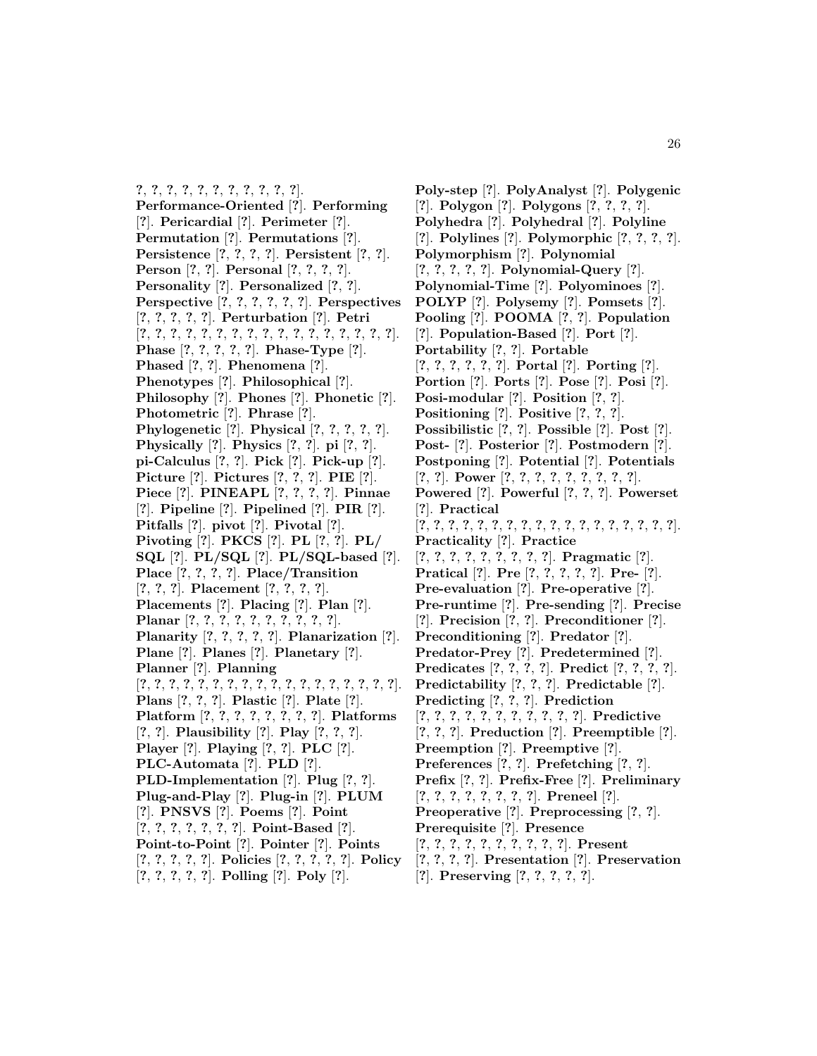?, ?, ?, ?, ?, ?, ?, ?, ?, ?, ?, ?]. **Performance-Oriented** [?]. **Performing** [?]. **Pericardial** [?]. **Perimeter** [?]. **Permutation** [?]. **Permutations** [?]. **Persistence** [?, ?, ?, ?]. **Persistent** [?, ?]. **Person** [?, ?]. **Personal** [?, ?, ?, ?]. **Personality** [?]. **Personalized** [?, ?]. **Perspective** [?, ?, ?, ?, ?, ?]. **Perspectives** [?, ?, ?, ?, ?]. **Perturbation** [?]. **Petri** [?, ?, ?, ?, ?, ?, ?, ?, ?, ?, ?, ?, ?, ?, ?, ?, ?, ?]. **Phase** [?, ?, ?, ?, ?]. **Phase-Type** [?]. **Phased** [?, ?]. **Phenomena** [?]. **Phenotypes** [?]. **Philosophical** [?]. **Philosophy** [?]. **Phones** [?]. **Phonetic** [?]. **Photometric** [?]. **Phrase** [?]. **Phylogenetic** [?]. **Physical** [?, ?, ?, ?, ?]. **Physically** [?]. **Physics** [?, ?]. **pi** [?, ?]. **pi-Calculus** [?, ?]. **Pick** [?]. **Pick-up** [?]. **Picture** [?]. **Pictures** [?, ?, ?]. **PIE** [?]. **Piece** [?]. **PINEAPL** [?, ?, ?, ?]. **Pinnae** [?]. **Pipeline** [?]. **Pipelined** [?]. **PIR** [?]. **Pitfalls** [?]. **pivot** [?]. **Pivotal** [?]. **Pivoting** [?]. **PKCS** [?]. **PL** [?, ?]. **PL/ SQL** [?]. **PL/SQL** [?]. **PL/SQL-based** [?]. **Place** [?, ?, ?, ?]. **Place/Transition** [?, ?, ?]. **Placement** [?, ?, ?, ?]. **Placements** [?]. **Placing** [?]. **Plan** [?]. **Planar** [?, ?, ?, ?, ?, ?, ?, ?, ?, ?, ?]. **Planarity** [?, ?, ?, ?, ?]. **Planarization** [?]. **Plane** [?]. **Planes** [?]. **Planetary** [?]. **Planner** [?]. **Planning** [?, ?, ?, ?, ?, ?, ?, ?, ?, ?, ?, ?, ?, ?, ?, ?, ?, ?, ?]. **Plans** [?, ?, ?]. **Plastic** [?]. **Plate** [?]. **Platform** [?, ?, ?, ?, ?, ?, ?, ?]. **Platforms** [?, ?]. **Plausibility** [?]. **Play** [?, ?, ?]. **Player** [?]. **Playing** [?, ?]. **PLC** [?]. **PLC-Automata** [?]. **PLD** [?]. **PLD-Implementation** [?]. **Plug** [?, ?]. **Plug-and-Play** [?]. **Plug-in** [?]. **PLUM** [?]. **PNSVS** [?]. **Poems** [?]. **Point** [?, ?, ?, ?, ?, ?, ?]. **Point-Based** [?]. **Point-to-Point** [?]. **Pointer** [?]. **Points** [?, ?, ?, ?, ?]. **Policies** [?, ?, ?, ?, ?]. **Policy** [?, ?, ?, ?, ?]. **Polling** [?]. **Poly** [?]. **Poly-step** [?]. **PolyAnalyst** [?]. **Polygenic** [?]. **Polygon** [?]. **Polygons** [?, ?, ?, ?]. **Polyhedra** [?]. **Polyhedral** [?]. **Polyline** [?]. **Polylines** [?]. **Polymorphic** [?, ?, ?, ?]. **Polymorphism** [?]. **Polynomial** [?, ?, ?, ?, ?]. **Polynomial-Query** [?]. **Polynomial-Time** [?]. **Polyominoes** [?]. **POLYP** [?]. **Polysemy** [?]. **Pomsets** [?]. **Pooling** [?]. **POOMA** [?, ?]. **Population** [?]. **Population-Based** [?]. **Port** [?]. **Portability** [?, ?]. **Portable** [?, ?, ?, ?, ?, ?]. **Portal** [?]. **Porting** [?]. **Portion** [?]. **Ports** [?]. **Pose** [?]. **Posi** [?]. **Posi-modular** [?]. **Position** [?, ?]. **Positioning** [?]. **Positive** [?, ?, ?]. **Possibilistic** [?, ?]. **Possible** [?]. **Post** [?]. **Post-** [?]. **Posterior** [?]. **Postmodern** [?]. **Postponing** [?]. **Potential** [?]. **Potentials** [?, ?]. **Power** [?, ?, ?, ?, ?, ?, ?, ?, ?, ?]. **Powered** [?]. **Powerful** [?, ?, ?]. **Powerset** [?]. **Practical** [?, ?, ?, ?, ?, ?, ?, ?, ?, ?, ?, ?, ?, ?, ?, ?, ?, ?, ?]. **Practicality** [?]. **Practice** [?, ?, ?, ?, ?, ?, ?, ?, ?]. **Pragmatic** [?]. **Pratical** [?]. **Pre** [?, ?, ?, ?, ?]. **Pre-** [?]. **Pre-evaluation** [?]. **Pre-operative** [?]. **Pre-runtime** [?]. **Pre-sending** [?]. **Precise** [?]. **Precision** [?, ?]. **Preconditioner** [?]. **Preconditioning** [?]. **Predator** [?]. **Predator-Prey** [?]. **Predetermined** [?]. **Predicates** [?, ?, ?, ?]. **Predict** [?, ?, ?, ?]. **Predictability** [?, ?, ?]. **Predictable** [?]. **Predicting** [?, ?, ?]. **Prediction** [?, ?, ?, ?, ?, ?, ?, ?, ?, ?, ?]. **Predictive** [?, ?, ?]. **Preduction** [?]. **Preemptible** [?]. **Preemption** [?]. **Preemptive** [?]. **Preferences** [?, ?]. **Prefetching** [?, ?]. **Prefix** [?, ?]. **Prefix-Free** [?]. **Preliminary** [?, ?, ?, ?, ?, ?, ?, ?, ?]. **Preneel** [?]. **Preoperative** [?]. **Preprocessing** [?, ?]. **Prerequisite** [?]. **Presence** [?, ?, ?, ?, ?, ?, ?, ?, ?, ?]. **Present** [?, ?, ?, ?]. **Presentation** [?]. **Preservation** [?]. **Preserving** [?, ?, ?, ?, ?].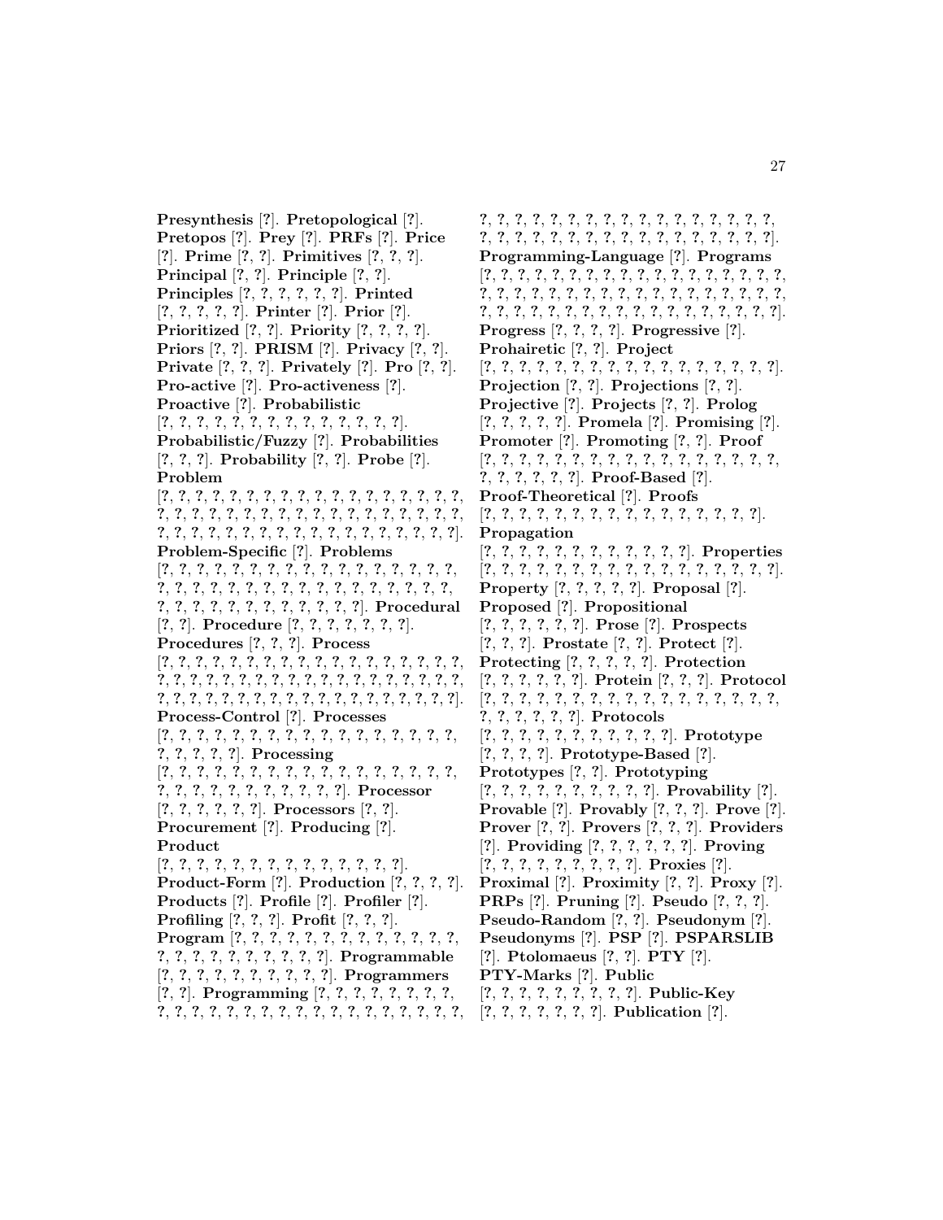**Presynthesis** [?]. **Pretopological** [?]. **Pretopos** [?]. **Prey** [?]. **PRFs** [?]. **Price** [?]. **Prime** [?, ?]. **Primitives** [?, ?, ?]. **Principal** [?, ?]. **Principle** [?, ?]. **Principles** [?, ?, ?, ?, ?, ?]. **Printed** [?, ?, ?, ?, ?]. **Printer** [?]. **Prior** [?]. **Prioritized** [?, ?]. **Priority** [?, ?, ?, ?]. **Priors** [?, ?]. **PRISM** [?]. **Privacy** [?, ?]. **Private** [?, ?, ?]. **Privately** [?]. **Pro** [?, ?]. **Pro-active** [?]. **Pro-activeness** [?]. **Proactive** [?]. **Probabilistic** [?, ?, ?, ?, ?, ?, ?, ?, ?, ?, ?, ?, ?, ?, ?]. **Probabilistic/Fuzzy** [?]. **Probabilities** [?, ?, ?]. **Probability** [?, ?]. **Probe** [?]. **Problem** [?, ?, ?, ?, ?, ?, ?, ?, ?, ?, ?, ?, ?, ?, ?, ?, ?, ?, ?, ?, ?, ?, ?, ?, ?, ?, ?, ?, ?, ?, ?, ?, ?, ?, ?, ?, ?, ?, ?, ?, ?, ?, ?, ?, ?, ?, ?, ?, ?, ?, ?, ?, ?, ?, ?, ?, ?, ?, ?, ?]. **Problem-Specific** [?]. **Problems** [?, ?, ?, ?, ?, ?, ?, ?, ?, ?, ?, ?, ?, ?, ?, ?, ?, ?, ?, ?, ?, ?, ?, ?, ?, ?, ?, ?, ?, ?, ?, ?, ?, ?, ?, ?, ?, ?, ?, ?, ?, ?, ?, ?, ?, ?, ?, ?, ?, ?, ?, ?]. **Procedural** [?, ?]. **Procedure** [?, ?, ?, ?, ?, ?, ?]. **Procedures** [?, ?, ?]. **Process** [?, ?, ?, ?, ?, ?, ?, ?, ?, ?, ?, ?, ?, ?, ?, ?, ?, ?, ?, ?, ?, ?, ?, ?, ?, ?, ?, ?, ?, ?, ?, ?, ?, ?, ?, ?, ?, ?, ?, ?, ?, ?, ?, ?, ?, ?, ?, ?, ?, ?, ?, ?, ?, ?, ?, ?, ?, ?, ?, ?, ?, ?]. **Process-Control** [?]. **Processes** [?, ?, ?, ?, ?, ?, ?, ?, ?, ?, ?, ?, ?, ?, ?, ?, ?, ?, ?, ?, ?, ?, ?, ?, ?]. **Processing** [?, ?, ?, ?, ?, ?, ?, ?, ?, ?, ?, ?, ?, ?, ?, ?, ?, ?, ?, ?, ?, ?, ?, ?, ?, ?, ?, ?, ?, ?, ?, ?]. **Processor** [?, ?, ?, ?, ?, ?]. **Processors** [?, ?]. **Procurement** [?]. **Producing** [?]. **Product** [?, ?, ?, ?, ?, ?, ?, ?, ?, ?, ?, ?, ?, ?, ?]. **Product-Form** [?]. **Production** [?, ?, ?, ?]. **Products** [?]. **Profile** [?]. **Profiler** [?]. **Profiling** [?, ?, ?]. **Profit** [?, ?, ?]. **Program** [?, ?, ?, ?, ?, ?, ?, ?, ?, ?, ?, ?, ?, ?, ?, ?, ?, ?, ?, ?, ?, ?, ?, ?, ?, ?]. **Programmable** [?, ?, ?, ?, ?, ?, ?, ?, ?, ?]. **Programmers** [?, ?]. **Programming** [?, ?, ?, ?, ?, ?, ?, ?, ?, ?, ?, ?, ?, ?, ?, ?, ?, ?, ?, ?, ?, ?, ?, ?, ?, ?, ?, ?, ?, ?, ?, ?, ?, ?, ?, ?, ?, ?, ?, ?, ?, ?, ?, ?, ?, ?, ?, ?, ?, ?, ?, ?, ?, ?, ?, ?, ?, ?, ?, ?, ?, ?, ?, ?, ?, ?, ?, ?]. **Programming-Language** [?]. **Programs** [?, ?, ?, ?, ?, ?, ?, ?, ?, ?, ?, ?, ?, ?, ?, ?, ?, ?, ?, ?, ?, ?, ?, ?, ?, ?, ?, ?, ?, ?, ?, ?, ?, ?, ?, ?, ?, ?, ?, ?, ?, ?, ?, ?, ?, ?, ?, ?, ?, ?, ?, ?, ?, ?, ?, ?, ?, ?, ?, ?]. **Progress** [?, ?, ?, ?]. **Progressive** [?]. **Prohairetic** [?, ?]. **Project** [?, ?, ?, ?, ?, ?, ?, ?, ?, ?, ?, ?, ?, ?, ?, ?, ?, ?, ?, ?]. **Projection** [?, ?]. **Projections** [?, ?]. **Projective** [?]. **Projects** [?, ?]. **Prolog** [?, ?, ?, ?, ?]. **Promela** [?]. **Promising** [?]. **Promoter** [?]. **Promoting** [?, ?]. **Proof** [?, ?, ?, ?, ?, ?, ?, ?, ?, ?, ?, ?, ?, ?, ?, ?, ?, ?, ?, ?, ?, ?, ?, ?, ?, ?]. **Proof-Based** [?]. **Proof-Theoretical** [?]. **Proofs** [?, ?, ?, ?, ?, ?, ?, ?, ?, ?, ?, ?, ?, ?, ?, ?, ?, ?]. **Propagation** [?, ?, ?, ?, ?, ?, ?, ?, ?, ?, ?, ?]. **Properties** [?, ?, ?, ?, ?, ?, ?, ?, ?, ?, ?, ?, ?, ?, ?, ?, ?, ?, ?, ?]. **Property** [?, ?, ?, ?, ?]. **Proposal** [?]. **Proposed** [?]. **Propositional** [?, ?, ?, ?, ?, ?]. **Prose** [?]. **Prospects** [?, ?, ?]. **Prostate** [?, ?]. **Protect** [?]. **Protecting** [?, ?, ?, ?, ?]. **Protection** [?, ?, ?, ?, ?, ?]. **Protein** [?, ?, ?]. **Protocol** [?, ?, ?, ?, ?, ?, ?, ?, ?, ?, ?, ?, ?, ?, ?, ?, ?, ?, ?, ?, ?, ?, ?, ?, ?]. **Protocols** [?, ?, ?, ?, ?, ?, ?, ?, ?, ?, ?]. **Prototype** [?, ?, ?, ?]. **Prototype-Based** [?]. **Prototypes** [?, ?]. **Prototyping** [?, ?, ?, ?, ?, ?, ?, ?, ?, ?]. **Provability** [?]. **Provable** [?]. **Provably** [?, ?, ?]. **Prove** [?]. **Prover** [?, ?]. **Provers** [?, ?, ?]. **Providers** [?]. **Providing** [?, ?, ?, ?, ?, ?]. **Proving** [?, ?, ?, ?, ?, ?, ?, ?, ?, ?]. **Proxies** [?]. **Proximal** [?]. **Proximity** [?, ?]. **Proxy** [?]. **PRPs** [?]. **Pruning** [?]. **Pseudo** [?, ?, ?]. **Pseudo-Random** [?, ?]. **Pseudonym** [?]. **Pseudonyms** [?]. **PSP** [?]. **PSPARSLIB** [?]. **Ptolomaeus** [?, ?]. **PTY** [?]. **PTY-Marks** [?]. **Public** [?, ?, ?, ?, ?, ?, ?, ?, ?, ?]. **Public-Key** [?, ?, ?, ?, ?, ?, ?]. **Publication** [?].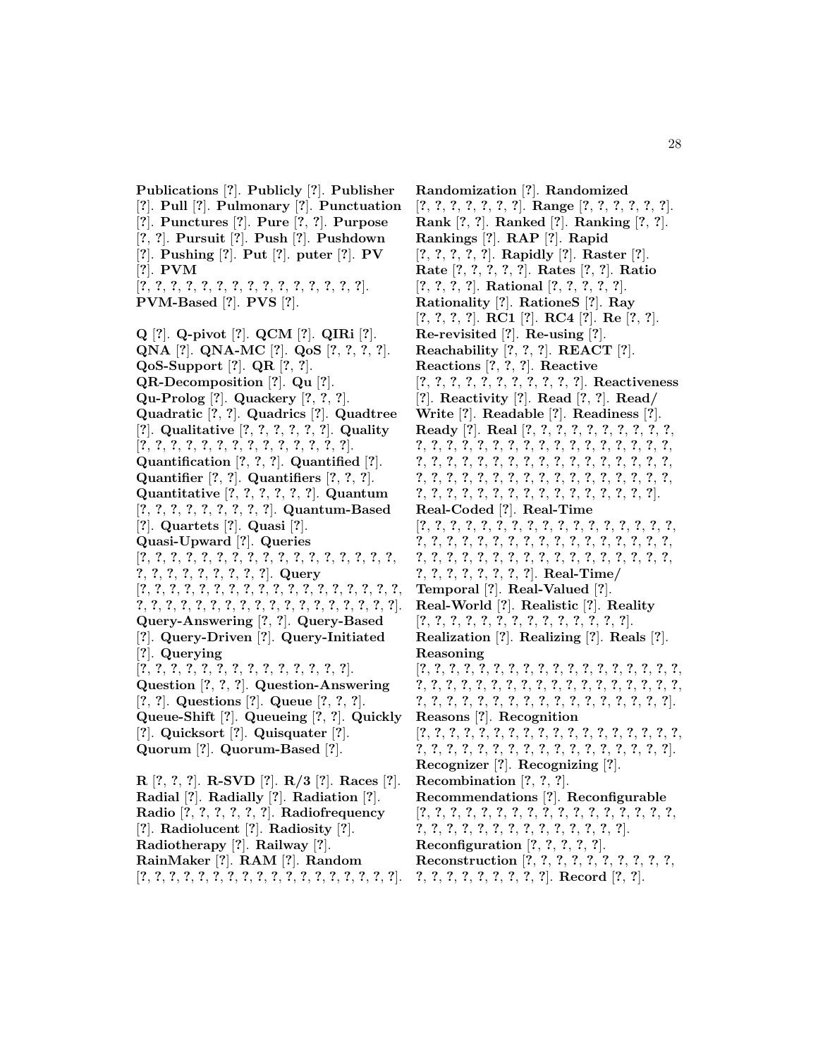**Publications** [?]. **Publicly** [?]. **Publisher** [?]. **Pull** [?]. **Pulmonary** [?]. **Punctuation** [?]. **Punctures** [?]. **Pure** [?, ?]. **Purpose** [?, ?]. **Pursuit** [?]. **Push** [?]. **Pushdown** [?]. **Pushing** [?]. **Put** [?]. **puter** [?]. **PV** [?]. **PVM** [?, ?, ?, ?, ?, ?, ?, ?, ?, ?, ?, ?, ?, ?, ?, ?]. **PVM-Based** [?]. **PVS** [?].

**Q** [?]. **Q-pivot** [?]. **QCM** [?]. **QIRi** [?]. **QNA** [?]. **QNA-MC** [?]. **QoS** [?, ?, ?, ?]. **QoS-Support** [?]. **QR** [?, ?]. **QR-Decomposition** [?]. **Qu** [?]. **Qu-Prolog** [?]. **Quackery** [?, ?, ?]. **Quadratic** [?, ?]. **Quadrics** [?]. **Quadtree** [?]. **Qualitative** [?, ?, ?, ?, ?, ?]. **Quality** [?, ?, ?, ?, ?, ?, ?, ?, ?, ?, ?, ?, ?, ?, ?]. **Quantification** [?, ?, ?]. **Quantified** [?]. **Quantifier** [?, ?]. **Quantifiers** [?, ?, ?]. **Quantitative** [?, ?, ?, ?, ?, ?]. **Quantum** [?, ?, ?, ?, ?, ?, ?, ?, ?]. **Quantum-Based** [?]. **Quartets** [?]. **Quasi** [?]. **Quasi-Upward** [?]. **Queries** [?, ?, ?, ?, ?, ?, ?, ?, ?, ?, ?, ?, ?, ?, ?, ?, ?, ?, ?, ?, ?, ?, ?, ?, ?, ?, ?, ?, ?]. **Query** [?, ?, ?, ?, ?, ?, ?, ?, ?, ?, ?, ?, ?, ?, ?, ?, ?, ?, ?, ?, ?, ?, ?, ?, ?, ?, ?, ?, ?, ?, ?, ?, ?, ?, ?, ?, ?, ?, ?, ?]. **Query-Answering** [?, ?]. **Query-Based** [?]. **Query-Driven** [?]. **Query-Initiated** [?]. **Querying** [?, ?, ?, ?, ?, ?, ?, ?, ?, ?, ?, ?, ?, ?, ?]. **Question** [?, ?, ?]. **Question-Answering** [?, ?]. **Questions** [?]. **Queue** [?, ?, ?]. **Queue-Shift** [?]. **Queueing** [?, ?]. **Quickly** [?]. **Quicksort** [?]. **Quisquater** [?]. **Quorum** [?]. **Quorum-Based** [?].

**R** [?, ?, ?]. **R-SVD** [?]. **R/3** [?]. **Races** [?]. **Radial** [?]. **Radially** [?]. **Radiation** [?]. **Radio** [?, ?, ?, ?, ?, ?]. **Radiofrequency** [?]. **Radiolucent** [?]. **Radiosity** [?]. **Radiotherapy** [?]. **Railway** [?]. **RainMaker** [?]. **RAM** [?]. **Random** [?, ?, ?, ?, ?, ?, ?, ?, ?, ?, ?, ?, ?, ?, ?, ?, ?, ?, ?, ?]. **Randomization** [?]. **Randomized** [?, ?, ?, ?, ?, ?, ?, ?]. **Range** [?, ?, ?, ?, ?, ?]. **Rank** [?, ?]. **Ranked** [?]. **Ranking** [?, ?]. **Rankings** [?]. **RAP** [?]. **Rapid** [?, ?, ?, ?, ?]. **Rapidly** [?]. **Raster** [?]. **Rate** [?, ?, ?, ?, ?]. **Rates** [?, ?]. **Ratio** [?, ?, ?, ?]. **Rational** [?, ?, ?, ?, ?]. **Rationality** [?]. **RationeS** [?]. **Ray** [?, ?, ?, ?]. **RC1** [?]. **RC4** [?]. **Re** [?, ?]. **Re-revisited** [?]. **Re-using** [?]. **Reachability** [?, ?, ?]. **REACT** [?]. **Reactions** [?, ?, ?]. **Reactive** [?, ?, ?, ?, ?, ?, ?, ?, ?, ?, ?, ?]. **Reactiveness** [?]. **Reactivity** [?]. **Read** [?, ?]. **Read/Write** [?]. **Readable** [?]. **Readiness** [?]. **Ready** [?]. **Real** [?, ?, ?, ?, ?, ?, ?, ?, ?, ?, ?, ?, ?, ?, ?, ?, ?, ?, ?, ?, ?, ?, ?, ?, ?, ?, ?, ?, ?, ?, ?, ?, ?, ?, ?, ?, ?, ?, ?, ?, ?, ?, ?, ?, ?, ?, ?, ?, ?, ?, ?, ?, ?, ?, ?, ?, ?, ?, ?, ?, ?, ?, ?, ?, ?, ?, ?, ?, ?, ?, ?, ?, ?, ?, ?, ?, ?, ?, ?, ?, ?, ?, ?, ?, ?, ?, ?, ?, ?, ?, ?]. **Real-Coded** [?]. **Real-Time** [?, ?, ?, ?, ?, ?, ?, ?, ?, ?, ?, ?, ?, ?, ?, ?, ?, ?, ?, ?, ?, ?, ?, ?, ?, ?, ?, ?, ?, ?, ?, ?, ?, ?, ?, ?, ?, ?, ?, ?, ?, ?, ?, ?, ?, ?, ?, ?, ?, ?, ?, ?, ?, ?, ?, ?, ?, ?, ?, ?, ?, ?, ?, ?]. **Real-Time/Temporal** [?]. **Real-Valued** [?]. **Real-World** [?]. **Realistic** [?]. **Reality** [?, ?, ?, ?, ?, ?, ?, ?, ?, ?, ?, ?, ?, ?, ?]. **Realization** [?]. **Realizing** [?]. **Reals** [?]. **Reasoning** [?, ?, ?, ?, ?, ?, ?, ?, ?, ?, ?, ?, ?, ?, ?, ?, ?, ?, ?, ?, ?, ?, ?, ?, ?, ?, ?, ?, ?, ?, ?, ?, ?, ?, ?, ?, ?, ?, ?, ?, ?, ?, ?, ?, ?, ?, ?, ?, ?, ?, ?, ?, ?, ?, ?, ?, ?, ?, ?]. **Reasons** [?]. **Recognition** [?, ?, ?, ?, ?, ?, ?, ?, ?, ?, ?, ?, ?, ?, ?, ?, ?, ?, ?, ?, ?, ?, ?, ?, ?, ?, ?, ?, ?, ?, ?, ?, ?, ?, ?, ?, ?, ?, ?, ?]. **Recognizer** [?]. **Recognizing** [?]. **Recombination** [?, ?, ?]. **Recommendations** [?]. **Reconfigurable** [?, ?, ?, ?, ?, ?, ?, ?, ?, ?, ?, ?, ?, ?, ?, ?, ?, ?, ?, ?, ?, ?, ?, ?, ?, ?, ?, ?, ?, ?, ?, ?, ?, ?, ?, ?]. **Reconfiguration** [?, ?, ?, ?, ?]. **Reconstruction** [?, ?, ?, ?, ?, ?, ?, ?, ?, ?, ?, ?, ?, ?, ?, ?, ?, ?, ?, ?, ?]. **Record** [?, ?].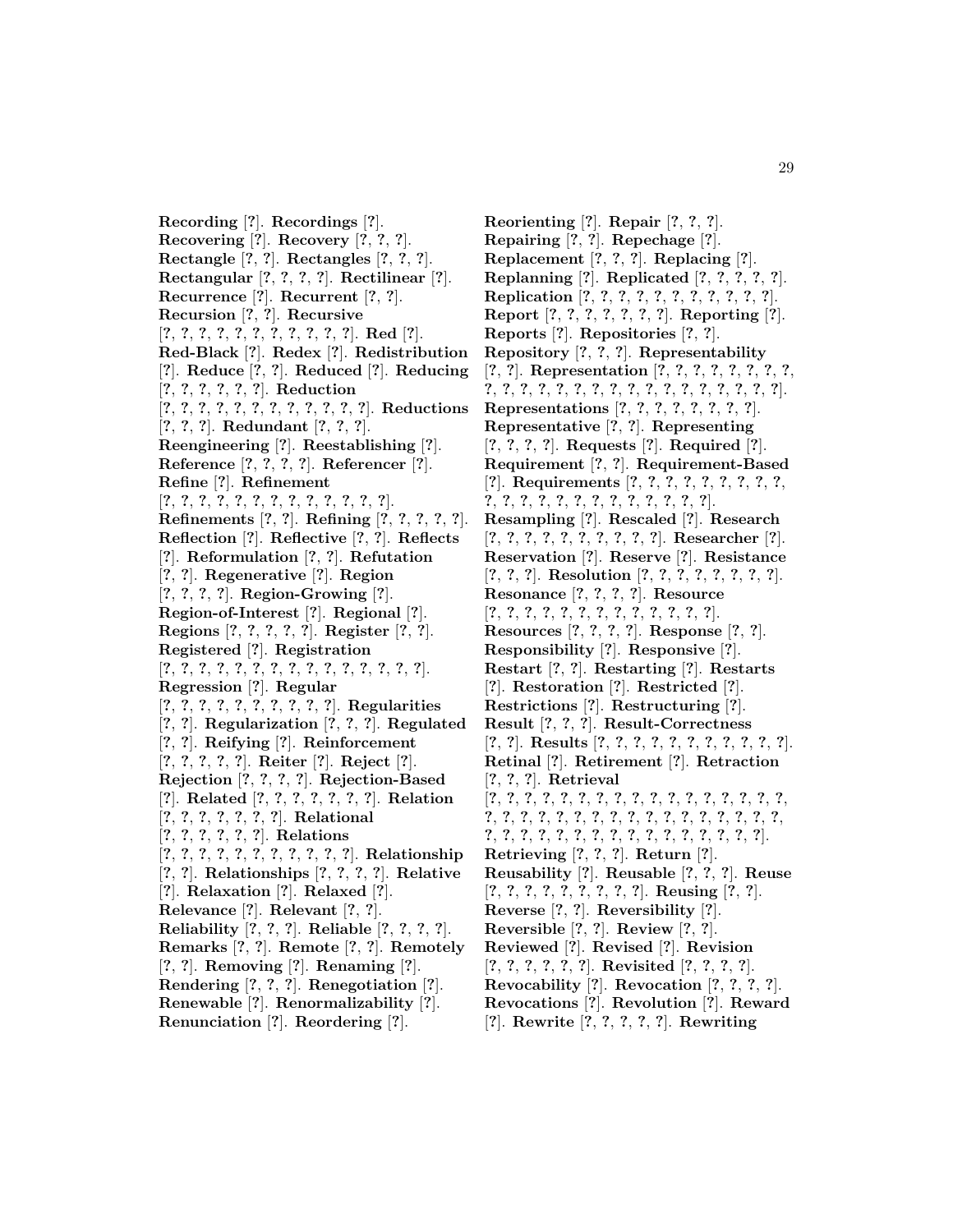**Recording** [?]. **Recordings** [?]. **Recovering** [?]. **Recovery** [?, ?, ?]. **Rectangle** [?, ?]. **Rectangles** [?, ?, ?]. **Rectangular** [?, ?, ?, ?]. **Rectilinear** [?]. **Recurrence** [?]. **Recurrent** [?, ?]. **Recursion** [?, ?]. **Recursive** [?, ?, ?, ?, ?, ?, ?, ?, ?, ?, ?, ?]. **Red** [?]. **Red-Black** [?]. **Redex** [?]. **Redistribution** [?]. **Reduce** [?, ?]. **Reduced** [?]. **Reducing** [?, ?, ?, ?, ?, ?]. **Reduction** [?, ?, ?, ?, ?, ?, ?, ?, ?, ?, ?, ?]. **Reductions** [?, ?, ?]. **Redundant** [?, ?, ?]. **Reengineering** [?]. **Reestablishing** [?]. **Reference** [?, ?, ?, ?]. **Referencer** [?]. **Refine** [?]. **Refinement** [?, ?, ?, ?, ?, ?, ?, ?, ?, ?, ?, ?, ?]. **Refinements** [?, ?]. **Refining** [?, ?, ?, ?, ?]. **Reflection** [?]. **Reflective** [?, ?]. **Reflects** [?]. **Reformulation** [?, ?]. **Refutation** [?, ?]. **Regenerative** [?]. **Region** [?, ?, ?, ?]. **Region-Growing** [?]. **Region-of-Interest** [?]. **Regional** [?]. **Regions** [?, ?, ?, ?, ?]. **Register** [?, ?]. **Registered** [?]. **Registration** [?, ?, ?, ?, ?, ?, ?, ?, ?, ?, ?, ?, ?, ?, ?, ?]. **Regression** [?]. **Regular** [?, ?, ?, ?, ?, ?, ?, ?, ?, ?]. **Regularities** [?, ?]. **Regularization** [?, ?, ?]. **Regulated** [?, ?]. **Reifying** [?]. **Reinforcement** [?, ?, ?, ?, ?]. **Reiter** [?]. **Reject** [?]. **Rejection** [?, ?, ?, ?]. **Rejection-Based** [?]. **Related** [?, ?, ?, ?, ?, ?, ?]. **Relation** [?, ?, ?, ?, ?, ?, ?]. **Relational** [?, ?, ?, ?, ?, ?]. **Relations** [?, ?, ?, ?, ?, ?, ?, ?, ?, ?, ?]. **Relationship** [?, ?]. **Relationships** [?, ?, ?, ?]. **Relative** [?]. **Relaxation** [?]. **Relaxed** [?]. **Relevance** [?]. **Relevant** [?, ?]. **Reliability** [?, ?, ?]. **Reliable** [?, ?, ?, ?]. **Remarks** [?, ?]. **Remote** [?, ?]. **Remotely** [?, ?]. **Removing** [?]. **Renaming** [?]. **Rendering** [?, ?, ?]. **Renegotiation** [?]. **Renewable** [?]. **Renormalizability** [?]. **Renunciation** [?]. **Reordering** [?]. **Reorienting** [?]. **Repair** [?, ?, ?]. **Repairing** [?, ?]. **Repechage** [?]. **Replacement** [?, ?, ?]. **Replacing** [?]. **Replanning** [?]. **Replicated** [?, ?, ?, ?, ?]. **Replication** [?, ?, ?, ?, ?, ?, ?, ?, ?, ?, ?, ?]. **Report** [?, ?, ?, ?, ?, ?, ?, ?]. **Reporting** [?]. **Reports** [?]. **Repositories** [?, ?]. **Repository** [?, ?, ?]. **Representability** [?, ?]. **Representation** [?, ?, ?, ?, ?, ?, ?, ?, ?, ?, ?, ?, ?, ?, ?, ?, ?, ?, ?, ?, ?, ?, ?, ?, ?, ?]. **Representations** [?, ?, ?, ?, ?, ?, ?, ?, ?]. **Representative** [?, ?]. **Representing** [?, ?, ?, ?]. **Requests** [?]. **Required** [?]. **Requirement** [?, ?]. **Requirement-Based** [?]. **Requirements** [?, ?, ?, ?, ?, ?, ?, ?, ?, ?, ?, ?, ?, ?, ?, ?, ?, ?, ?, ?, ?, ?]. **Resampling** [?]. **Rescaled** [?]. **Research** [?, ?, ?, ?, ?, ?, ?, ?, ?, ?]. **Researcher** [?]. **Reservation** [?]. **Reserve** [?]. **Resistance** [?, ?, ?]. **Resolution** [?, ?, ?, ?, ?, ?, ?, ?, ?]. **Resonance** [?, ?, ?, ?]. **Resource** [?, ?, ?, ?, ?, ?, ?, ?, ?, ?, ?, ?, ?, ?]. **Resources** [?, ?, ?, ?]. **Response** [?, ?]. **Responsibility** [?]. **Responsive** [?]. **Restart** [?, ?]. **Restarting** [?]. **Restarts** [?]. **Restoration** [?]. **Restricted** [?]. **Restrictions** [?]. **Restructuring** [?]. **Result** [?, ?, ?]. **Result-Correctness** [?, ?]. **Results** [?, ?, ?, ?, ?, ?, ?, ?, ?, ?, ?, ?]. **Retinal** [?]. **Retirement** [?]. **Retraction** [?, ?, ?]. **Retrieval** [?, ?, ?, ?, ?, ?, ?, ?, ?, ?, ?, ?, ?, ?, ?, ?, ?, ?, ?, ?, ?, ?, ?, ?, ?, ?, ?, ?, ?, ?, ?, ?, ?, ?, ?, ?, ?, ?, ?, ?, ?, ?, ?, ?, ?, ?, ?, ?, ?, ?, ?, ?, ?, ?, ?]. **Retrieving** [?, ?, ?]. **Return** [?]. **Reusability** [?]. **Reusable** [?, ?, ?]. **Reuse** [?, ?, ?, ?, ?, ?, ?, ?, ?, ?]. **Reusing** [?, ?]. **Reverse** [?, ?]. **Reversibility** [?]. **Reversible** [?, ?]. **Review** [?, ?]. **Reviewed** [?]. **Revised** [?]. **Revision** [?, ?, ?, ?, ?, ?]. **Revisited** [?, ?, ?, ?]. **Revocability** [?]. **Revocation** [?, ?, ?, ?]. **Revocations** [?]. **Revolution** [?]. **Reward** [?]. **Rewrite** [?, ?, ?, ?, ?]. **Rewriting**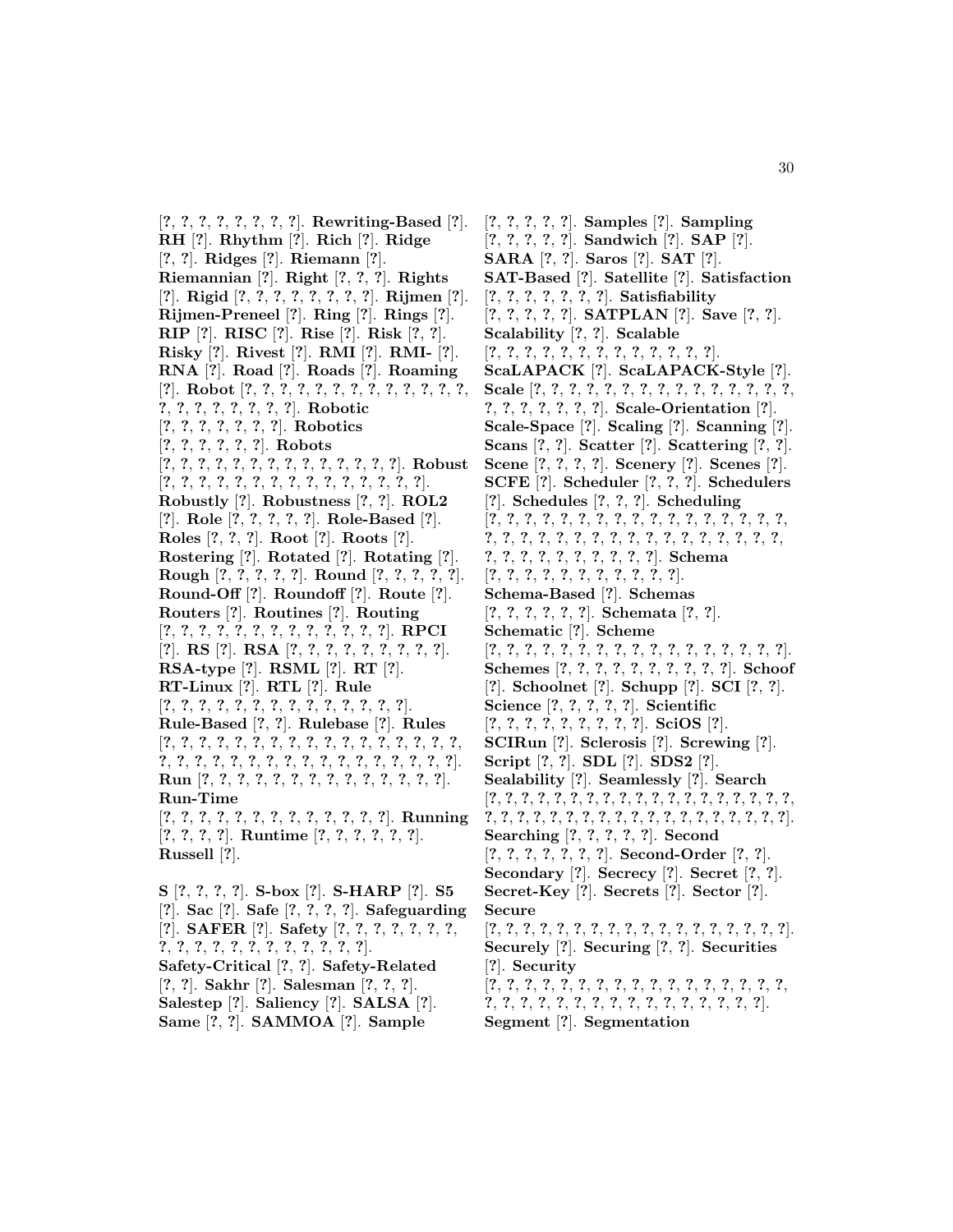[?, ?, ?, ?, ?, ?, ?, ?]. **Rewriting-Based** [?]. **RH** [?]. **Rhythm** [?]. **Rich** [?]. **Ridge** [?, ?]. **Ridges** [?]. **Riemann** [?]. **Riemannian** [?]. **Right** [?, ?, ?]. **Rights** [?]. **Rigid** [?, ?, ?, ?, ?, ?, ?, ?]. **Rijmen** [?]. **Rijmen-Preneel** [?]. **Ring** [?]. **Rings** [?]. **RIP** [?]. **RISC** [?]. **Rise** [?]. **Risk** [?, ?]. **Risky** [?]. **Rivest** [?]. **RMI** [?]. **RMI-** [?]. **RNA** [?]. **Road** [?]. **Roads** [?]. **Roaming** [?]. **Robot** [?, ?, ?, ?, ?, ?, ?, ?, ?, ?, ?, ?, ?, ?, ?, ?, ?, ?, ?, ?, ?, ?]. **Robotic** [?, ?, ?, ?, ?, ?, ?]. **Robotics** [?, ?, ?, ?, ?, ?]. **Robots** [?, ?, ?, ?, ?, ?, ?, ?, ?, ?, ?, ?, ?, ?]. **Robust** [?, ?, ?, ?, ?, ?, ?, ?, ?, ?, ?, ?, ?, ?, ?, ?]. **Robustly** [?]. **Robustness** [?, ?]. **ROL2** [?]. **Role** [?, ?, ?, ?, ?]. **Role-Based** [?]. **Roles** [?, ?, ?]. **Root** [?]. **Roots** [?]. **Rostering** [?]. **Rotated** [?]. **Rotating** [?]. **Rough** [?, ?, ?, ?, ?]. **Round** [?, ?, ?, ?, ?]. **Round-Off** [?]. **Roundoff** [?]. **Route** [?]. **Routers** [?]. **Routines** [?]. **Routing** [?, ?, ?, ?, ?, ?, ?, ?, ?, ?, ?, ?, ?, ?]. **RPCI** [?]. **RS** [?]. **RSA** [?, ?, ?, ?, ?, ?, ?, ?, ?, ?]. **RSA-type** [?]. **RSML** [?]. **RT** [?]. **RT-Linux** [?]. **RTL** [?]. **Rule** [?, ?, ?, ?, ?, ?, ?, ?, ?, ?, ?, ?, ?, ?, ?]. **Rule-Based** [?, ?]. **Rulebase** [?]. **Rules** [?, ?, ?, ?, ?, ?, ?, ?, ?, ?, ?, ?, ?, ?, ?, ?, ?, ?, ?, ?, ?, ?, ?, ?, ?, ?, ?, ?, ?, ?, ?, ?, ?, ?, ?, ?, ?, ?, ?, ?]. **Run** [?, ?, ?, ?, ?, ?, ?, ?, ?, ?, ?, ?, ?, ?, ?, ?]. **Run-Time** [?, ?, ?, ?, ?, ?, ?, ?, ?, ?, ?, ?, ?, ?]. **Running** [?, ?, ?, ?]. **Runtime** [?, ?, ?, ?, ?, ?]. **Russell** [?].

**S** [?, ?, ?, ?]. **S-box** [?]. **S-HARP** [?]. **S5** [?]. **Sac** [?]. **Safe** [?, ?, ?, ?]. **Safeguarding** [?]. **SAFER** [?]. **Safety** [?, ?, ?, ?, ?, ?, ?, ?, ?, ?, ?, ?, ?, ?, ?, ?, ?, ?, ?, ?, ?]. **Safety-Critical** [?, ?]. **Safety-Related** [?, ?]. **Sakhr** [?]. **Salesman** [?, ?, ?]. **Salestep** [?]. **Saliency** [?]. **SALSA** [?]. **Same** [?, ?]. **SAMMOA** [?]. **Sample** [?, ?, ?, ?, ?]. **Samples** [?]. **Sampling** [?, ?, ?, ?, ?]. **Sandwich** [?]. **SAP** [?]. **SARA** [?, ?]. **Saros** [?]. **SAT** [?]. **SAT-Based** [?]. **Satellite** [?]. **Satisfaction** [?, ?, ?, ?, ?, ?, ?]. **Satisfiability** [?, ?, ?, ?, ?]. **SATPLAN** [?]. **Save** [?, ?]. **Scalability** [?, ?]. **Scalable** [?, ?, ?, ?, ?, ?, ?, ?, ?, ?, ?, ?, ?, ?]. **ScaLAPACK** [?]. **ScaLAPACK-Style** [?]. **Scale** [?, ?, ?, ?, ?, ?, ?, ?, ?, ?, ?, ?, ?, ?, ?, ?, ?, ?, ?, ?, ?, ?, ?, ?]. **Scale-Orientation** [?]. **Scale-Space** [?]. **Scaling** [?]. **Scanning** [?]. **Scans** [?, ?]. **Scatter** [?]. **Scattering** [?, ?]. **Scene** [?, ?, ?, ?]. **Scenery** [?]. **Scenes** [?]. **SCFE** [?]. **Scheduler** [?, ?, ?]. **Schedulers** [?]. **Schedules** [?, ?, ?]. **Scheduling** [?, ?, ?, ?, ?, ?, ?, ?, ?, ?, ?, ?, ?, ?, ?, ?, ?, ?, ?, ?, ?, ?, ?, ?, ?, ?, ?, ?, ?, ?, ?, ?, ?, ?, ?, ?, ?, ?, ?, ?, ?, ?, ?, ?, ?, ?, ?]. **Schema** [?, ?, ?, ?, ?, ?, ?, ?, ?, ?, ?, ?]. **Schema-Based** [?]. **Schemas** [?, ?, ?, ?, ?, ?]. **Schemata** [?, ?]. **Schematic** [?]. **Scheme** [?, ?, ?, ?, ?, ?, ?, ?, ?, ?, ?, ?, ?, ?, ?, ?, ?, ?]. **Schemes** [?, ?, ?, ?, ?, ?, ?, ?, ?, ?, ?]. **Schoof** [?]. **Schoolnet** [?]. **Schupp** [?]. **SCI** [?, ?]. **Science** [?, ?, ?, ?, ?]. **Scientific** [?, ?, ?, ?, ?, ?, ?, ?, ?, ?]. **SciOS** [?]. **SCIRun** [?]. **Sclerosis** [?]. **Screwing** [?]. **Script** [?, ?]. **SDL** [?]. **SDS2** [?]. **Sealability** [?]. **Seamlessly** [?]. **Search** [?, ?, ?, ?, ?, ?, ?, ?, ?, ?, ?, ?, ?, ?, ?, ?, ?, ?, ?, ?, ?, ?, ?, ?, ?, ?, ?, ?, ?, ?, ?, ?, ?, ?, ?, ?, ?, ?, ?, ?, ?, ?]. **Searching** [?, ?, ?, ?, ?]. **Second** [?, ?, ?, ?, ?, ?, ?]. **Second-Order** [?, ?]. **Secondary** [?]. **Secrecy** [?]. **Secret** [?, ?]. **Secret-Key** [?]. **Secrets** [?]. **Sector** [?]. **Secure** [?, ?, ?, ?, ?, ?, ?, ?, ?, ?, ?, ?, ?, ?, ?, ?, ?, ?, ?, ?]. **Securely** [?]. **Securing** [?, ?]. **Securities** [?]. **Security** [?, ?, ?, ?, ?, ?, ?, ?, ?, ?, ?, ?, ?, ?, ?, ?, ?, ?, ?, ?, ?, ?, ?, ?, ?, ?, ?, ?, ?, ?, ?, ?, ?, ?, ?, ?]. **Segment** [?]. **Segmentation**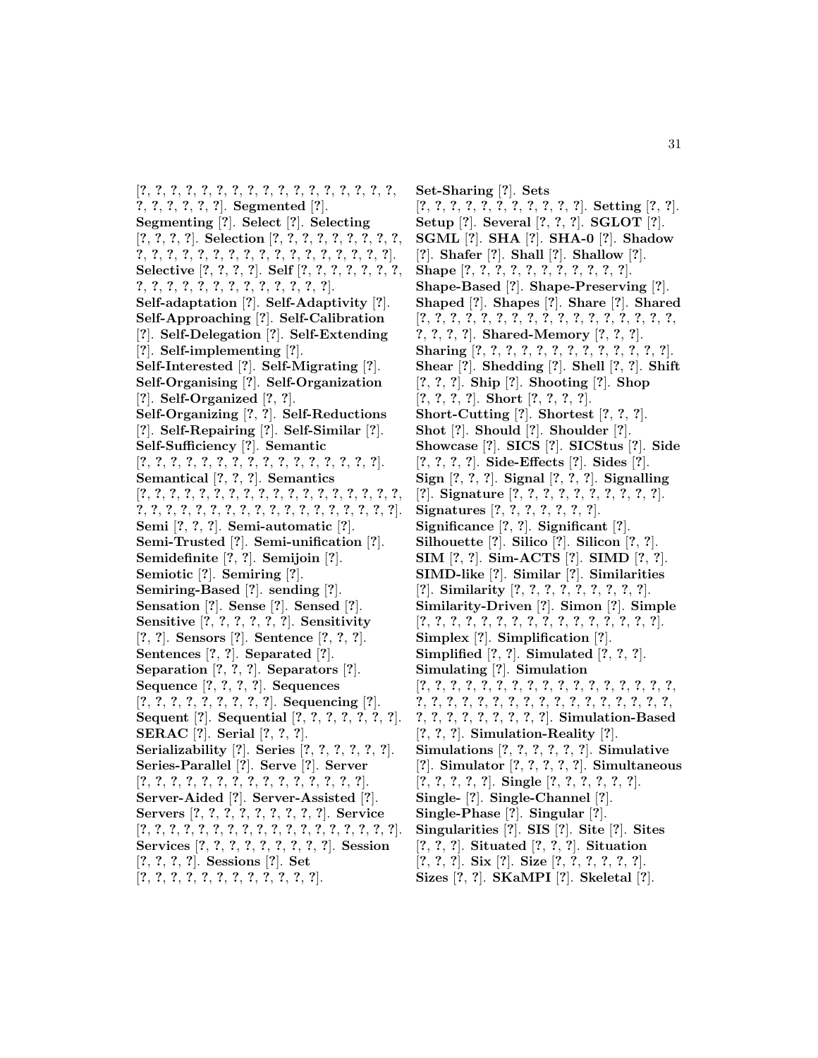[?, ?, ?, ?, ?, ?, ?, ?, ?, ?, ?, ?, ?, ?, ?, ?, ?, ?, ?, ?, ?, ?, ?, ?, ?]. **Segmented** [?]. **Segmenting** [?]. **Select** [?]. **Selecting** [?, ?, ?, ?]. **Selection** [?, ?, ?, ?, ?, ?, ?, ?, ?, ?, ?, ?, ?, ?, ?, ?, ?, ?, ?, ?, ?, ?, ?, ?, ?, ?]. **Selective** [?, ?, ?, ?]. **Self** [?, ?, ?, ?, ?, ?, ?, ?, ?, ?, ?, ?, ?, ?, ?, ?, ?, ?, ?, ?, ?]. **Self-adaptation** [?]. **Self-Adaptivity** [?]. **Self-Approaching** [?]. **Self-Calibration** [?]. **Self-Delegation** [?]. **Self-Extending** [?]. **Self-implementing** [?]. **Self-Interested** [?]. **Self-Migrating** [?]. **Self-Organising** [?]. **Self-Organization** [?]. **Self-Organized** [?, ?]. **Self-Organizing** [?, ?]. **Self-Reductions** [?]. **Self-Repairing** [?]. **Self-Similar** [?]. **Self-Sufficiency** [?]. **Semantic** [?, ?, ?, ?, ?, ?, ?, ?, ?, ?, ?, ?, ?, ?, ?, ?, ?, ?]. **Semantical** [?, ?, ?]. **Semantics** [?, ?, ?, ?, ?, ?, ?, ?, ?, ?, ?, ?, ?, ?, ?, ?, ?, ?, ?, ?, ?, ?, ?, ?, ?, ?, ?, ?, ?, ?, ?, ?, ?, ?, ?, ?, ?, ?, ?, ?]. **Semi** [?, ?, ?]. **Semi-automatic** [?]. **Semi-Trusted** [?]. **Semi-unification** [?]. **Semidefinite** [?, ?]. **Semijoin** [?]. **Semiotic** [?]. **Semiring** [?]. **Semiring-Based** [?]. **sending** [?]. **Sensation** [?]. **Sense** [?]. **Sensed** [?]. **Sensitive** [?, ?, ?, ?, ?, ?]. **Sensitivity** [?, ?]. **Sensors** [?]. **Sentence** [?, ?, ?]. **Sentences** [?, ?]. **Separated** [?]. **Separation** [?, ?, ?]. **Separators** [?]. **Sequence** [?, ?, ?, ?]. **Sequences** [?, ?, ?, ?, ?, ?, ?, ?, ?, ?]. **Sequencing** [?]. **Sequent** [?]. **Sequential** [?, ?, ?, ?, ?, ?, ?, ?]. **SERAC** [?]. **Serial** [?, ?, ?]. **Serializability** [?]. **Series** [?, ?, ?, ?, ?, ?]. **Series-Parallel** [?]. **Serve** [?]. **Server** [?, ?, ?, ?, ?, ?, ?, ?, ?, ?, ?, ?, ?, ?, ?, ?, ?]. **Server-Aided** [?]. **Server-Assisted** [?]. **Servers** [?, ?, ?, ?, ?, ?, ?, ?, ?, ?]. **Service** [?, ?, ?, ?, ?, ?, ?, ?, ?, ?, ?, ?, ?, ?, ?, ?, ?, ?, ?, ?, ?]. **Services** [?, ?, ?, ?, ?, ?, ?, ?, ?, ?]. **Session** [?, ?, ?, ?]. **Sessions** [?]. **Set** [?, ?, ?, ?, ?, ?, ?, ?, ?, ?, ?, ?, ?, ?].

**Set-Sharing** [?]. **Sets** [?, ?, ?, ?, ?, ?, ?, ?, ?, ?, ?, ?]. **Setting** [?, ?]. **Setup** [?]. **Several** [?, ?, ?]. **SGLOT** [?]. **SGML** [?]. **SHA** [?]. **SHA-0** [?]. **Shadow** [?]. **Shafer** [?]. **Shall** [?]. **Shallow** [?]. **Shape** [?, ?, ?, ?, ?, ?, ?, ?, ?, ?, ?, ?]. **Shape-Based** [?]. **Shape-Preserving** [?]. **Shaped** [?]. **Shapes** [?]. **Share** [?]. **Shared** [?, ?, ?, ?, ?, ?, ?, ?, ?, ?, ?, ?, ?, ?, ?, ?, ?, ?, ?, ?, ?, ?, ?]. **Shared-Memory** [?, ?, ?]. **Sharing** [?, ?, ?, ?, ?, ?, ?, ?, ?, ?, ?, ?, ?, ?, ?]. **Shear** [?]. **Shedding** [?]. **Shell** [?, ?]. **Shift** [?, ?, ?]. **Ship** [?]. **Shooting** [?]. **Shop** [?, ?, ?, ?]. **Short** [?, ?, ?, ?]. **Short-Cutting** [?]. **Shortest** [?, ?, ?]. **Shot** [?]. **Should** [?]. **Shoulder** [?]. **Showcase** [?]. **SICS** [?]. **SICStus** [?]. **Side** [?, ?, ?, ?]. **Side-Effects** [?]. **Sides** [?]. **Sign** [?, ?, ?]. **Signal** [?, ?, ?]. **Signalling** [?]. **Signature** [?, ?, ?, ?, ?, ?, ?, ?, ?, ?, ?]. **Signatures** [?, ?, ?, ?, ?, ?, ?]. **Significance** [?, ?]. **Significant** [?]. **Silhouette** [?]. **Silico** [?]. **Silicon** [?, ?]. **SIM** [?, ?]. **Sim-ACTS** [?]. **SIMD** [?, ?]. **SIMD-like** [?]. **Similar** [?]. **Similarities** [?]. **Similarity** [?, ?, ?, ?, ?, ?, ?, ?, ?, ?]. **Similarity-Driven** [?]. **Simon** [?]. **Simple** [?, ?, ?, ?, ?, ?, ?, ?, ?, ?, ?, ?, ?, ?, ?, ?, ?, ?]. **Simplex** [?]. **Simplification** [?]. **Simplified** [?, ?]. **Simulated** [?, ?, ?]. **Simulating** [?]. **Simulation** [?, ?, ?, ?, ?, ?, ?, ?, ?, ?, ?, ?, ?, ?, ?, ?, ?, ?, ?, ?, ?, ?, ?, ?, ?, ?, ?, ?, ?, ?, ?, ?, ?, ?, ?, ?, ?, ?, ?, ?, ?, ?, ?, ?, ?, ?, ?, ?, ?]. **Simulation-Based** [?, ?, ?]. **Simulation-Reality** [?]. **Simulations** [?, ?, ?, ?, ?, ?]. **Simulative** [?]. **Simulator** [?, ?, ?, ?, ?]. **Simultaneous** [?, ?, ?, ?, ?]. **Single** [?, ?, ?, ?, ?, ?, ?]. **Single-** [?]. **Single-Channel** [?]. **Single-Phase** [?]. **Singular** [?]. **Singularities** [?]. **SIS** [?]. **Site** [?]. **Sites** [?, ?, ?]. **Situated** [?, ?, ?]. **Situation** [?, ?, ?]. **Six** [?]. **Size** [?, ?, ?, ?, ?, ?, ?]. **Sizes** [?, ?]. **SKaMPI** [?]. **Skeletal** [?].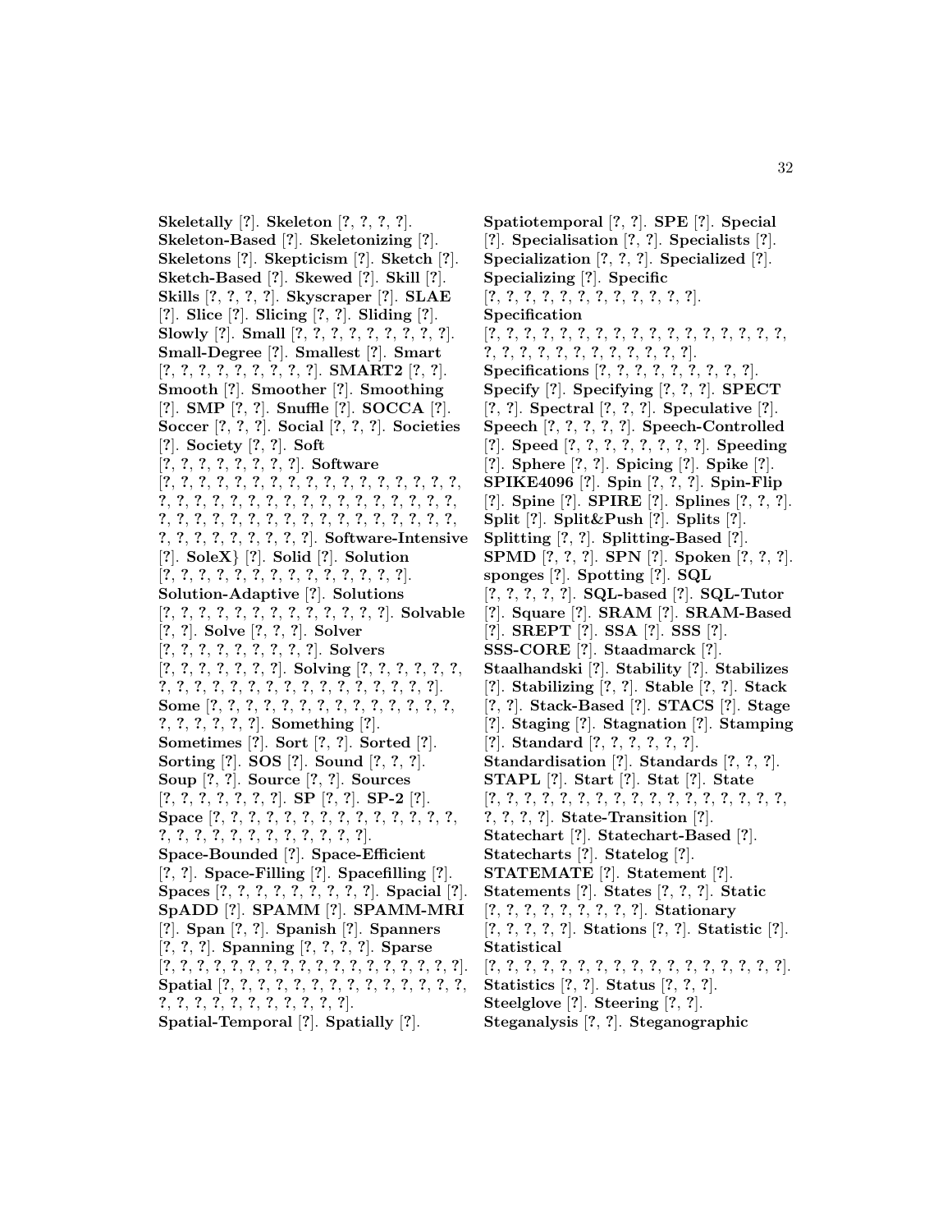**Skeletally** [?]. **Skeleton** [?, ?, ?, ?]. **Skeleton-Based** [?]. **Skeletonizing** [?]. **Skeletons** [?]. **Skepticism** [?]. **Sketch** [?]. **Sketch-Based** [?]. **Skewed** [?]. **Skill** [?]. **Skills** [?, ?, ?, ?]. **Skyscraper** [?]. **SLAE** [?]. **Slice** [?]. **Slicing** [?, ?]. **Sliding** [?]. **Slowly** [?]. **Small** [?, ?, ?, ?, ?, ?, ?, ?, ?, ?]. **Small-Degree** [?]. **Smallest** [?]. **Smart** [?, ?, ?, ?, ?, ?, ?, ?, ?, ?]. **SMART2** [?, ?]. **Smooth** [?]. **Smoother** [?]. **Smoothing** [?]. **SMP** [?, ?]. **Snuffle** [?]. **SOCCA** [?]. **Soccer** [?, ?, ?]. **Social** [?, ?, ?]. **Societies** [?]. **Society** [?, ?]. **Soft** [?, ?, ?, ?, ?, ?, ?, ?, ?]. **Software** [?, ?, ?, ?, ?, ?, ?, ?, ?, ?, ?, ?, ?, ?, ?, ?, ?, ?, ?, ?, ?, ?, ?, ?, ?, ?, ?, ?, ?, ?, ?, ?, ?, ?, ?, ?, ?, ?, ?, ?, ?, ?, ?, ?, ?, ?, ?, ?, ?, ?, ?, ?, ?, ?, ?, ?, ?, ?, ?, ?, ?, ?, ?, ?, ?, ?]. **Software-Intensive** [?]. **SoleX}** [?]. **Solid** [?]. **Solution** [?, ?, ?, ?, ?, ?, ?, ?, ?, ?, ?, ?, ?, ?, ?, ?]. **Solution-Adaptive** [?]. **Solutions** [?, ?, ?, ?, ?, ?, ?, ?, ?, ?, ?, ?, ?, ?]. **Solvable** [?, ?]. **Solve** [?, ?, ?]. **Solver** [?, ?, ?, ?, ?, ?, ?, ?, ?, ?]. **Solvers** [?, ?, ?, ?, ?, ?, ?, ?]. **Solving** [?, ?, ?, ?, ?, ?, ?, ?, ?, ?, ?, ?, ?, ?, ?, ?, ?, ?, ?, ?, ?, ?, ?, ?]. **Some** [?, ?, ?, ?, ?, ?, ?, ?, ?, ?, ?, ?, ?, ?, ?, ?, ?, ?, ?, ?, ?, ?]. **Something** [?]. **Sometimes** [?]. **Sort** [?, ?]. **Sorted** [?]. **Sorting** [?]. **SOS** [?]. **Sound** [?, ?, ?]. **Soup** [?, ?]. **Source** [?, ?]. **Sources** [?, ?, ?, ?, ?, ?, ?, ?]. **SP** [?, ?]. **SP-2** [?]. **Space** [?, ?, ?, ?, ?, ?, ?, ?, ?, ?, ?, ?, ?, ?, ?, ?, ?, ?, ?, ?, ?, ?, ?, ?, ?, ?, ?, ?, ?, ?]. **Space-Bounded** [?]. **Space-Efficient** [?, ?]. **Space-Filling** [?]. **Spacefilling** [?]. **Spaces** [?, ?, ?, ?, ?, ?, ?, ?, ?, ?]. **Spacial** [?]. **SpADD** [?]. **SPAMM** [?]. **SPAMM-MRI** [?]. **Span** [?, ?]. **Spanish** [?]. **Spanners** [?, ?, ?]. **Spanning** [?, ?, ?, ?]. **Sparse** [?, ?, ?, ?, ?, ?, ?, ?, ?, ?, ?, ?, ?, ?, ?, ?, ?, ?, ?, ?]. **Spatial** [?, ?, ?, ?, ?, ?, ?, ?, ?, ?, ?, ?, ?, ?, ?, ?, ?, ?, ?, ?, ?, ?, ?, ?, ?, ?, ?, ?]. **Spatial-Temporal** [?]. **Spatially** [?].

**Spatiotemporal** [?, ?]. **SPE** [?]. **Special** [?]. **Specialisation** [?, ?]. **Specialists** [?]. **Specialization** [?, ?, ?]. **Specialized** [?]. **Specializing** [?]. **Specific** [?, ?, ?, ?, ?, ?, ?, ?, ?, ?, ?, ?, ?, ?]. **Specification** [?, ?, ?, ?, ?, ?, ?, ?, ?, ?, ?, ?, ?, ?, ?, ?, ?, ?, ?, ?, ?, ?, ?, ?, ?, ?, ?, ?, ?, ?, ?, ?, ?]. **Specifications** [?, ?, ?, ?, ?, ?, ?, ?, ?, ?]. **Specify** [?]. **Specifying** [?, ?, ?]. **SPECT** [?, ?]. **Spectral** [?, ?, ?]. **Speculative** [?]. **Speech** [?, ?, ?, ?, ?]. **Speech-Controlled** [?]. **Speed** [?, ?, ?, ?, ?, ?, ?, ?, ?]. **Speeding** [?]. **Sphere** [?, ?]. **Spicing** [?]. **Spike** [?]. **SPIKE4096** [?]. **Spin** [?, ?, ?]. **Spin-Flip** [?]. **Spine** [?]. **SPIRE** [?]. **Splines** [?, ?, ?]. **Split** [?]. **Split&Push** [?]. **Splits** [?]. **Splitting** [?, ?]. **Splitting-Based** [?]. **SPMD** [?, ?, ?]. **SPN** [?]. **Spoken** [?, ?, ?]. **sponges** [?]. **Spotting** [?]. **SQL** [?, ?, ?, ?, ?]. **SQL-based** [?]. **SQL-Tutor** [?]. **Square** [?]. **SRAM** [?]. **SRAM-Based** [?]. **SREPT** [?]. **SSA** [?]. **SSS** [?]. **SSS-CORE** [?]. **Staadmarck** [?]. **Staalhandski** [?]. **Stability** [?]. **Stabilizes** [?]. **Stabilizing** [?, ?]. **Stable** [?, ?]. **Stack** [?, ?]. **Stack-Based** [?]. **STACS** [?]. **Stage** [?]. **Staging** [?]. **Stagnation** [?]. **Stamping** [?]. **Standard** [?, ?, ?, ?, ?, ?]. **Standardisation** [?]. **Standards** [?, ?, ?]. **STAPL** [?]. **Start** [?]. **Stat** [?]. **State** [?, ?, ?, ?, ?, ?, ?, ?, ?, ?, ?, ?, ?, ?, ?, ?, ?, ?, ?, ?, ?, ?, ?]. **State-Transition** [?]. **Statechart** [?]. **Statechart-Based** [?]. **Statecharts** [?]. **Statelog** [?]. **STATEMATE** [?]. **Statement** [?]. **Statements** [?]. **States** [?, ?, ?]. **Static** [?, ?, ?, ?, ?, ?, ?, ?, ?, ?]. **Stationary** [?, ?, ?, ?, ?]. **Stations** [?, ?]. **Statistic** [?]. **Statistical** [?, ?, ?, ?, ?, ?, ?, ?, ?, ?, ?, ?, ?, ?, ?, ?, ?, ?, ?]. **Statistics** [?, ?]. **Status** [?, ?, ?]. **Steelglove** [?]. **Steering** [?, ?]. **Steganalysis** [?, ?]. **Steganographic**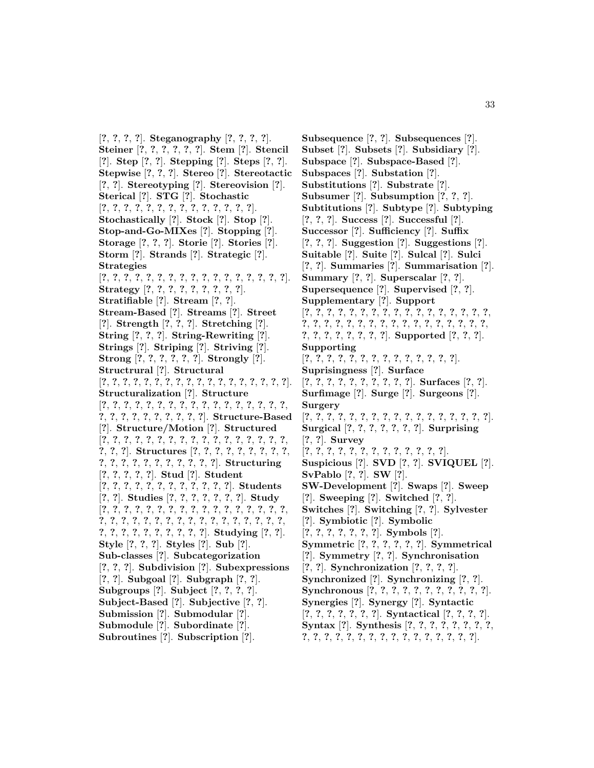[?, ?, ?, ?]. **Steganography** [?, ?, ?, ?]. **Steiner** [?, ?, ?, ?, ?, ?]. **Stem** [?]. **Stencil** [?]. **Step** [?, ?]. **Stepping** [?]. **Steps** [?, ?]. **Stepwise** [?, ?, ?]. **Stereo** [?]. **Stereotactic** [?, ?]. **Stereotyping** [?]. **Stereovision** [?]. **Sterical** [?]. **STG** [?]. **Stochastic** [?, ?, ?, ?, ?, ?, ?, ?, ?, ?, ?, ?, ?, ?]. **Stochastically** [?]. **Stock** [?]. **Stop** [?]. **Stop-and-Go-MIXes** [?]. **Stopping** [?]. **Storage** [?, ?, ?]. **Storie** [?]. **Stories** [?]. **Storm** [?]. **Strands** [?]. **Strategic** [?]. **Strategies** [?, ?, ?, ?, ?, ?, ?, ?, ?, ?, ?, ?, ?, ?, ?, ?, ?, ?]. **Strategy** [?, ?, ?, ?, ?, ?, ?, ?, ?]. **Stratifiable** [?]. **Stream** [?, ?]. **Stream-Based** [?]. **Streams** [?]. **Street** [?]. **Strength** [?, ?, ?]. **Stretching** [?]. **String** [?, ?, ?]. **String-Rewriting** [?]. **Strings** [?]. **Striping** [?]. **Striving** [?]. **Strong** [?, ?, ?, ?, ?, ?]. **Strongly** [?]. **Structrural** [?]. **Structural** [?, ?, ?, ?, ?, ?, ?, ?, ?, ?, ?, ?, ?, ?, ?, ?, ?, ?, ?]. **Structuralization** [?]. **Structure** [?, ?, ?, ?, ?, ?, ?, ?, ?, ?, ?, ?, ?, ?, ?, ?, ?, ?, ?, ?, ?, ?, ?, ?, ?, ?, ?, ?, ?]. **Structure-Based** [?]. **Structure/Motion** [?]. **Structured** [?, ?, ?, ?, ?, ?, ?, ?, ?, ?, ?, ?, ?, ?, ?, ?, ?, ?, ?, ?, ?]. **Structures** [?, ?, ?, ?, ?, ?, ?, ?, ?, ?, ?, ?, ?, ?, ?, ?, ?, ?, ?, ?, ?]. **Structuring** [?, ?, ?, ?, ?]. **Stud** [?]. **Student** [?, ?, ?, ?, ?, ?, ?, ?, ?, ?, ?, ?]. **Students** [?, ?]. **Studies** [?, ?, ?, ?, ?, ?, ?]. **Study** [?, ?, ?, ?, ?, ?, ?, ?, ?, ?, ?, ?, ?, ?, ?, ?, ?, ?, ?, ?, ?, ?, ?, ?, ?, ?, ?, ?, ?, ?, ?, ?, ?, ?, ?, ?, ?, ?, ?, ?, ?, ?, ?, ?, ?, ?, ?, ?]. **Studying** [?, ?]. **Style** [?, ?, ?]. **Styles** [?]. **Sub** [?]. **Sub-classes** [?]. **Subcategorization** [?, ?, ?]. **Subdivision** [?]. **Subexpressions** [?, ?]. **Subgoal** [?]. **Subgraph** [?, ?]. **Subgroups** [?]. **Subject** [?, ?, ?, ?]. **Subject-Based** [?]. **Subjective** [?, ?]. **Submission** [?]. **Submodular** [?]. **Submodule** [?]. **Subordinate** [?]. **Subroutines** [?]. **Subscription** [?]. **Subsequence** [?, ?]. **Subsequences** [?]. **Subset** [?]. **Subsets** [?]. **Subsidiary** [?]. **Subspace** [?]. **Subspace-Based** [?]. **Subspaces** [?]. **Substation** [?]. **Substitutions** [?]. **Substrate** [?]. **Subsumer** [?]. **Subsumption** [?, ?, ?]. **Subtitutions** [?]. **Subtype** [?]. **Subtyping** [?, ?, ?]. **Success** [?]. **Successful** [?]. **Successor** [?]. **Sufficiency** [?]. **Suffix** [?, ?, ?]. **Suggestion** [?]. **Suggestions** [?]. **Suitable** [?]. **Suite** [?]. **Sulcal** [?]. **Sulci** [?, ?]. **Summaries** [?]. **Summarisation** [?]. **Summary** [?, ?, ?]. **Superscalar** [?, ?]. **Supersequence** [?]. **Supervised** [?, ?]. **Supplementary** [?]. **Support** [?, ?, ?, ?, ?, ?, ?, ?, ?, ?, ?, ?, ?, ?, ?, ?, ?, ?, ?, ?, ?, ?, ?, ?, ?, ?, ?, ?, ?, ?, ?, ?, ?, ?, ?, ?, ?, ?, ?, ?, ?, ?, ?, ?, ?]. **Supported** [?, ?, ?]. **Supporting** [?, ?, ?, ?, ?, ?, ?, ?, ?, ?, ?, ?, ?, ?]. **Suprisingness** [?]. **Surface** [?, ?, ?, ?, ?, ?, ?, ?, ?, ?, ?]. **Surfaces** [?, ?]. **Surfimage** [?]. **Surge** [?]. **Surgeons** [?]. **Surgery** [?, ?, ?, ?, ?, ?, ?, ?, ?, ?, ?, ?, ?, ?, ?, ?, ?, ?]. **Surgical** [?, ?, ?, ?, ?, ?, ?]. **Surprising** [?, ?]. **Survey** [?, ?, ?, ?, ?, ?, ?, ?, ?, ?, ?, ?, ?, ?]. **Suspicious** [?]. **SVD** [?, ?]. **SVIQUEL** [?]. **SvPablo** [?, ?]. **SW** [?]. **SW-Development** [?]. **Swaps** [?]. **Sweep** [?]. **Sweeping** [?]. **Switched** [?, ?]. **Switches** [?]. **Switching** [?, ?]. **Sylvester** [?]. **Symbiotic** [?]. **Symbolic** [?, ?, ?, ?, ?, ?, ?, ?]. **Symbols** [?]. **Symmetric** [?, ?, ?, ?, ?, ?]. **Symmetrical** [?]. **Symmetry** [?, ?]. **Synchronisation** [?, ?]. **Synchronization** [?, ?, ?, ?]. **Synchronized** [?]. **Synchronizing** [?, ?]. **Synchronous** [?, ?, ?, ?, ?, ?, ?, ?, ?, ?, ?, ?]. **Synergies** [?]. **Synergy** [?]. **Syntactic** [?, ?, ?, ?, ?, ?, ?]. **Syntactical** [?, ?, ?, ?]. **Syntax** [?]. **Synthesis** [?, ?, ?, ?, ?, ?, ?, ?, ?, ?, ?, ?, ?, ?, ?, ?, ?, ?, ?, ?, ?, ?, ?, ?, ?, ?].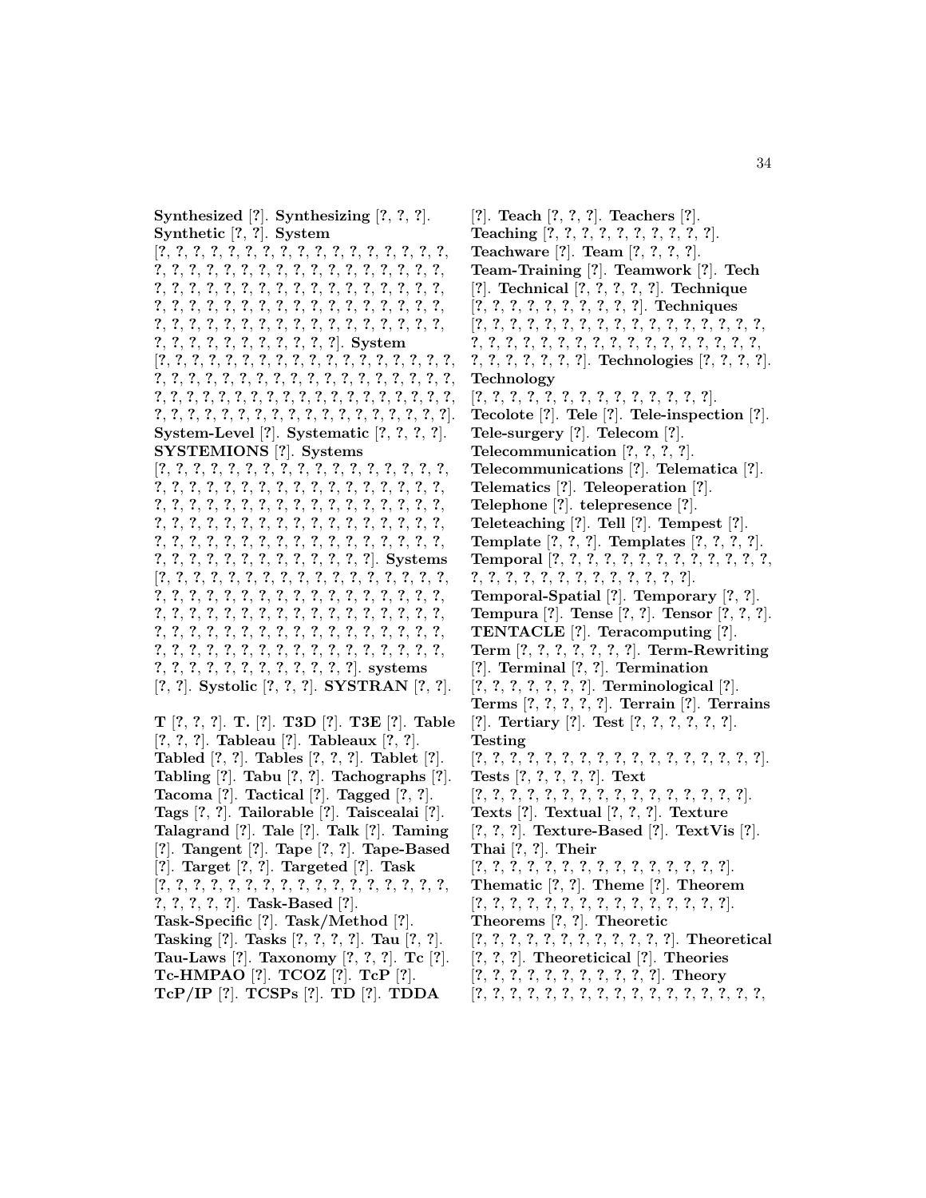**Synthesized** [?]. **Synthesizing** [?, ?, ?]. **Synthetic** [?, ?]. **System** [?, ?, ?, ?, ?, ?, ?, ?, ?, ?, ?, ?, ?, ?, ?, ?, ?, ?, ?, ?, ?, ?, ?, ?, ?, ?, ?, ?, ?, ?, ?, ?, ?, ?, ?, ?, ?, ?, ?, ?, ?, ?, ?, ?, ?, ?, ?, ?, ?, ?, ?, ?, ?, ?, ?, ?, ?, ?, ?, ?, ?, ?, ?, ?, ?, ?, ?, ?, ?, ?, ?, ?, ?, ?, ?, ?, ?, ?, ?, ?, ?, ?, ?, ?, ?, ?, ?, ?, ?, ?, ?, ?, ?, ?, ?, ?, ?, ?, ?, ?, ?, ?, ?, ?, ?, ?, ?, ?, ?]. **System** [?, ?, ?, ?, ?, ?, ?, ?, ?, ?, ?, ?, ?, ?, ?, ?, ?, ?, ?, ?, ?, ?, ?, ?, ?, ?, ?, ?, ?, ?, ?, ?, ?, ?, ?, ?, ?, ?, ?, ?, ?, ?, ?, ?, ?, ?, ?, ?, ?, ?, ?, ?, ?, ?, ?, ?, ?, ?, ?, ?, ?, ?, ?, ?, ?, ?, ?, ?, ?, ?, ?, ?, ?, ?, ?, ?, ?, ?, ?, ?, ?, ?, ?, ?]. **System-Level** [?]. **Systematic** [?, ?, ?, ?]. **SYSTEMIONS** [?]. **Systems** [?, ?, ?, ?, ?, ?, ?, ?, ?, ?, ?, ?, ?, ?, ?, ?, ?, ?, ?, ?, ?, ?, ?, ?, ?, ?, ?, ?, ?, ?, ?, ?, ?, ?, ?, ?, ?, ?, ?, ?, ?, ?, ?, ?, ?, ?, ?, ?, ?, ?, ?, ?, ?, ?, ?, ?, ?, ?, ?, ?, ?, ?, ?, ?, ?, ?, ?, ?, ?, ?, ?, ?, ?, ?, ?, ?, ?, ?, ?, ?, ?, ?, ?, ?, ?, ?, ?, ?, ?, ?, ?, ?, ?, ?, ?, ?, ?, ?, ?, ?, ?, ?, ?, ?, ?, ?, ?, ?, ?, ?]. **Systems** [?, ?, ?, ?, ?, ?, ?, ?, ?, ?, ?, ?, ?, ?, ?, ?, ?, ?, ?, ?, ?, ?, ?, ?, ?, ?, ?, ?, ?, ?, ?, ?, ?, ?, ?, ?, ?, ?, ?, ?, ?, ?, ?, ?, ?, ?, ?, ?, ?, ?, ?, ?, ?, ?, ?, ?, ?, ?, ?, ?, ?, ?, ?, ?, ?, ?, ?, ?, ?, ?, ?, ?, ?, ?, ?, ?, ?, ?, ?, ?, ?, ?, ?, ?, ?, ?, ?, ?, ?, ?, ?, ?, ?, ?, ?, ?, ?, ?, ?, ?, ?, ?, ?, ?, ?, ?, ?]. **systems** [?, ?]. **Systolic** [?, ?, ?]. **SYSTRAN** [?, ?].

**T** [?, ?, ?]. **T.** [?]. **T3D** [?]. **T3E** [?]. **Table** [?, ?, ?]. **Tableau** [?]. **Tableaux** [?, ?]. **Tabled** [?, ?]. **Tables** [?, ?, ?]. **Tablet** [?]. **Tabling** [?]. **Tabu** [?, ?]. **Tachographs** [?]. **Tacoma** [?]. **Tactical** [?]. **Tagged** [?, ?]. **Tags** [?, ?]. **Tailorable** [?]. **Taiscealai** [?]. **Talagrand** [?]. **Tale** [?]. **Talk** [?]. **Taming** [?]. **Tangent** [?]. **Tape** [?, ?]. **Tape-Based** [?]. **Target** [?, ?]. **Targeted** [?]. **Task** [?, ?, ?, ?, ?, ?, ?, ?, ?, ?, ?, ?, ?, ?, ?, ?, ?, ?, ?, ?, ?, ?, ?, ?]. **Task-Based** [?]. **Task-Specific** [?]. **Task/Method** [?]. **Tasking** [?]. **Tasks** [?, ?, ?, ?]. **Tau** [?, ?]. **Tau-Laws** [?]. **Taxonomy** [?, ?, ?]. **Tc** [?]. **Tc-HMPAO** [?]. **TCOZ** [?]. **TcP** [?]. **TcP/IP** [?]. **TCSPs** [?]. **TD** [?]. **TDDA** [?]. **Teach** [?, ?, ?]. **Teachers** [?]. **Teaching** [?, ?, ?, ?, ?, ?, ?, ?, ?, ?, ?]. **Teachware** [?]. **Team** [?, ?, ?, ?]. **Team-Training** [?]. **Teamwork** [?]. **Tech** [?]. **Technical** [?, ?, ?, ?, ?]. **Technique** [?, ?, ?, ?, ?, ?, ?, ?, ?, ?, ?]. **Techniques** [?, ?, ?, ?, ?, ?, ?, ?, ?, ?, ?, ?, ?, ?, ?, ?, ?, ?, ?, ?, ?, ?, ?, ?, ?, ?, ?, ?, ?, ?, ?, ?, ?, ?, ?, ?, ?, ?, ?, ?, ?, ?, ?, ?]. **Technologies** [?, ?, ?, ?]. **Technology** [?, ?, ?, ?, ?, ?, ?, ?, ?, ?, ?, ?, ?, ?, ?]. **Tecolote** [?]. **Tele** [?]. **Tele-inspection** [?]. **Tele-surgery** [?]. **Telecom** [?]. **Telecommunication** [?, ?, ?, ?]. **Telecommunications** [?]. **Telematica** [?]. **Telematics** [?]. **Teleoperation** [?]. **Telephone** [?]. **telepresence** [?]. **Teleteaching** [?]. **Tell** [?]. **Tempest** [?]. **Template** [?, ?, ?]. **Templates** [?, ?, ?, ?]. **Temporal** [?, ?, ?, ?, ?, ?, ?, ?, ?, ?, ?, ?, ?, ?, ?, ?, ?, ?, ?, ?, ?, ?, ?, ?, ?, ?, ?, ?, ?]. **Temporal-Spatial** [?]. **Temporary** [?, ?]. **Tempura** [?]. **Tense** [?, ?]. **Tensor** [?, ?, ?]. **TENTACLE** [?]. **Teracomputing** [?]. **Term** [?, ?, ?, ?, ?, ?, ?]. **Term-Rewriting** [?]. **Terminal** [?, ?]. **Termination** [?, ?, ?, ?, ?, ?, ?]. **Terminological** [?]. **Terms** [?, ?, ?, ?, ?]. **Terrain** [?]. **Terrains** [?]. **Tertiary** [?]. **Test** [?, ?, ?, ?, ?, ?]. **Testing** [?, ?, ?, ?, ?, ?, ?, ?, ?, ?, ?, ?, ?, ?, ?, ?, ?, ?, ?]. **Tests** [?, ?, ?, ?, ?]. **Text** [?, ?, ?, ?, ?, ?, ?, ?, ?, ?, ?, ?, ?, ?, ?, ?, ?, ?]. **Texts** [?]. **Textual** [?, ?, ?]. **Texture** [?, ?, ?]. **Texture-Based** [?]. **TextVis** [?]. **Thai** [?, ?]. **Their** [?, ?, ?, ?, ?, ?, ?, ?, ?, ?, ?, ?, ?, ?, ?, ?, ?]. **Thematic** [?, ?]. **Theme** [?]. **Theorem** [?, ?, ?, ?, ?, ?, ?, ?, ?, ?, ?, ?, ?, ?, ?, ?, ?]. **Theorems** [?, ?]. **Theoretic** [?, ?, ?, ?, ?, ?, ?, ?, ?, ?, ?, ?, ?]. **Theoretical** [?, ?, ?]. **Theoreticical** [?]. **Theories** [?, ?, ?, ?, ?, ?, ?, ?, ?, ?, ?, ?]. **Theory** [?, ?, ?, ?, ?, ?, ?, ?, ?, ?, ?, ?, ?, ?, ?, ?, ?, ?, ?,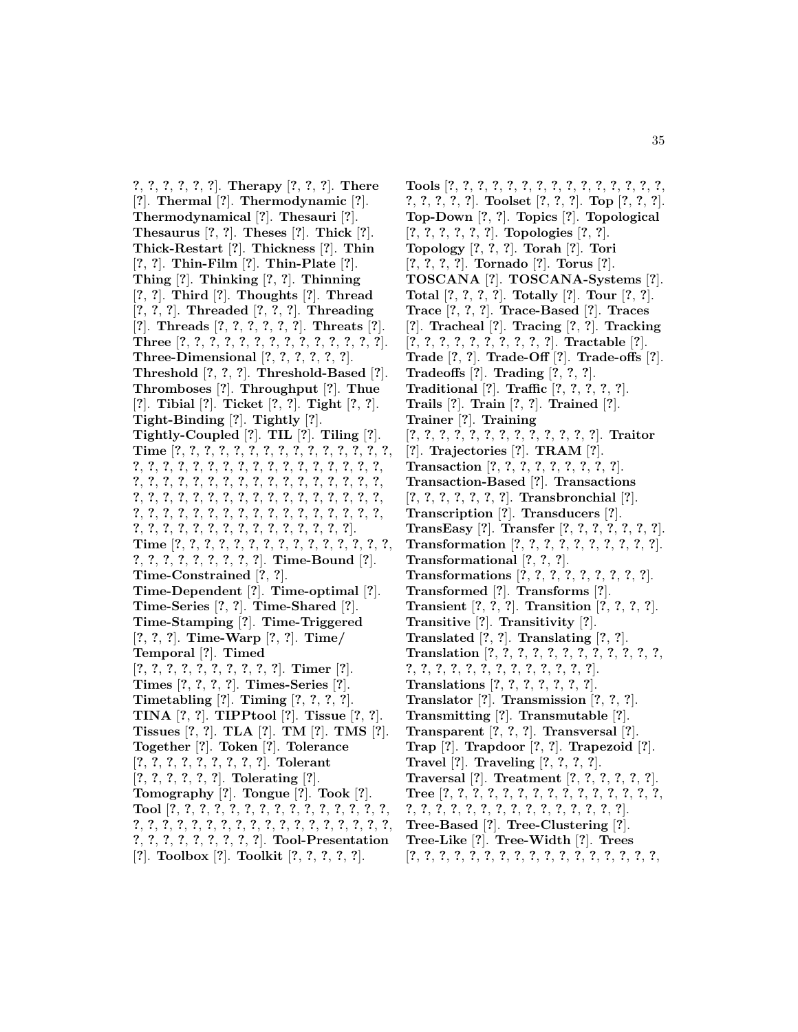?, ?, ?, ?, ?, ?]. **Therapy** [?, ?, ?]. **There** [?]. **Thermal** [?]. **Thermodynamic** [?]. **Thermodynamical** [?]. **Thesauri** [?]. **Thesaurus** [?, ?]. **Theses** [?]. **Thick** [?]. **Thick-Restart** [?]. **Thickness** [?]. **Thin** [?, ?]. **Thin-Film** [?]. **Thin-Plate** [?]. **Thing** [?]. **Thinking** [?, ?]. **Thinning** [?, ?]. **Third** [?]. **Thoughts** [?]. **Thread** [?, ?, ?]. **Threaded** [?, ?, ?]. **Threading** [?]. **Threads** [?, ?, ?, ?, ?, ?]. **Threats** [?]. **Three** [?, ?, ?, ?, ?, ?, ?, ?, ?, ?, ?, ?, ?, ?, ?]. **Three-Dimensional** [?, ?, ?, ?, ?, ?]. **Threshold** [?, ?, ?]. **Threshold-Based** [?]. **Thromboses** [?]. **Throughput** [?]. **Thue** [?]. **Tibial** [?]. **Ticket** [?, ?]. **Tight** [?, ?]. **Tight-Binding** [?]. **Tightly** [?]. **Tightly-Coupled** [?]. **TIL** [?]. **Tiling** [?]. **Time** [?, ?, ?, ?, ?, ?, ?, ?, ?, ?, ?, ?, ?, ?, ?, ?, ?, ?, ?, ?, ?, ?, ?, ?, ?, ?, ?, ?, ?, ?, ?, ?, ?, ?, ?, ?, ?, ?, ?, ?, ?, ?, ?, ?, ?, ?, ?, ?, ?, ?, ?, ?, ?, ?, ?, ?, ?, ?, ?, ?, ?, ?, ?, ?, ?, ?, ?, ?, ?, ?, ?, ?, ?, ?, ?, ?, ?, ?, ?, ?, ?, ?, ?, ?, ?, ?, ?, ?, ?, ?, ?, ?, ?, ?, ?, ?, ?, ?, ?, ?, ?, ?, ?, ?, ?, ?]. **Time** [?, ?, ?, ?, ?, ?, ?, ?, ?, ?, ?, ?, ?, ?, ?, ?, ?, ?, ?, ?, ?, ?, ?, ?, ?, ?, ?, ?]. **Time-Bound** [?]. **Time-Constrained** [?, ?]. **Time-Dependent** [?]. **Time-optimal** [?]. **Time-Series** [?, ?]. **Time-Shared** [?]. **Time-Stamping** [?]. **Time-Triggered** [?, ?, ?]. **Time-Warp** [?, ?]. **Time/ Temporal** [?]. **Timed** [?, ?, ?, ?, ?, ?, ?, ?, ?, ?]. **Timer** [?]. **Times** [?, ?, ?, ?]. **Times-Series** [?]. **Timetabling** [?]. **Timing** [?, ?, ?, ?]. **TINA** [?, ?]. **TIPPtool** [?]. **Tissue** [?, ?]. **Tissues** [?, ?]. **TLA** [?]. **TM** [?]. **TMS** [?]. **Together** [?]. **Token** [?]. **Tolerance** [?, ?, ?, ?, ?, ?, ?, ?, ?]. **Tolerant** [?, ?, ?, ?, ?, ?]. **Tolerating** [?]. **Tomography** [?]. **Tongue** [?]. **Took** [?]. **Tool** [?, ?, ?, ?, ?, ?, ?, ?, ?, ?, ?, ?, ?, ?, ?, ?, ?, ?, ?, ?, ?, ?, ?, ?, ?, ?, ?, ?, ?, ?, ?, ?, ?, ?, ?, ?, ?, ?, ?, ?, ?, ?, ?, ?, ?, ?]. **Tool-Presentation** [?]. **Toolbox** [?]. **Toolkit** [?, ?, ?, ?, ?]. **Tools** [?, ?, ?, ?, ?, ?, ?, ?, ?, ?, ?, ?, ?, ?, ?, ?, ?, ?, ?, ?, ?, ?]. **Toolset** [?, ?, ?]. **Top** [?, ?, ?]. **Top-Down** [?, ?]. **Topics** [?]. **Topological** [?, ?, ?, ?, ?, ?]. **Topologies** [?, ?]. **Topology** [?, ?, ?]. **Torah** [?]. **Tori** [?, ?, ?, ?]. **Tornado** [?]. **Torus** [?]. **TOSCANA** [?]. **TOSCANA-Systems** [?]. **Total** [?, ?, ?, ?]. **Totally** [?]. **Tour** [?, ?]. **Trace** [?, ?, ?]. **Trace-Based** [?]. **Traces** [?]. **Tracheal** [?]. **Tracing** [?, ?]. **Tracking** [?, ?, ?, ?, ?, ?, ?, ?, ?, ?]. **Tractable** [?]. **Trade** [?, ?]. **Trade-Off** [?]. **Trade-offs** [?]. **Tradeoffs** [?]. **Trading** [?, ?, ?]. **Traditional** [?]. **Traffic** [?, ?, ?, ?, ?]. **Trails** [?]. **Train** [?, ?]. **Trained** [?]. **Trainer** [?]. **Training** [?, ?, ?, ?, ?, ?, ?, ?, ?, ?, ?, ?, ?]. **Traitor** [?]. **Trajectories** [?]. **TRAM** [?]. **Transaction** [?, ?, ?, ?, ?, ?, ?, ?, ?]. **Transaction-Based** [?]. **Transactions** [?, ?, ?, ?, ?, ?, ?]. **Transbronchial** [?]. **Transcription** [?]. **Transducers** [?]. **TransEasy** [?]. **Transfer** [?, ?, ?, ?, ?, ?, ?]. **Transformation** [?, ?, ?, ?, ?, ?, ?, ?, ?, ?]. **Transformational** [?, ?, ?]. **Transformations** [?, ?, ?, ?, ?, ?, ?, ?, ?]. **Transformed** [?]. **Transforms** [?]. **Transient** [?, ?, ?]. **Transition** [?, ?, ?, ?]. **Transitive** [?]. **Transitivity** [?]. **Translated** [?, ?]. **Translating** [?, ?]. **Translation** [?, ?, ?, ?, ?, ?, ?, ?, ?, ?, ?, ?, ?, ?, ?, ?, ?, ?, ?, ?, ?, ?, ?, ?, ?, ?, ?]. **Translations** [?, ?, ?, ?, ?, ?, ?]. **Translator** [?]. **Transmission** [?, ?, ?]. **Transmitting** [?]. **Transmutable** [?]. **Transparent** [?, ?, ?]. **Transversal** [?]. **Trap** [?]. **Trapdoor** [?, ?]. **Trapezoid** [?]. **Travel** [?]. **Traveling** [?, ?, ?, ?]. **Traversal** [?]. **Treatment** [?, ?, ?, ?, ?, ?]. **Tree** [?, ?, ?, ?, ?, ?, ?, ?, ?, ?, ?, ?, ?, ?, ?, ?, ?, ?, ?, ?, ?, ?, ?, ?, ?, ?, ?, ?, ?, ?, ?, ?, ?]. **Tree-Based** [?]. **Tree-Clustering** [?]. **Tree-Like** [?]. **Tree-Width** [?]. **Trees** [?, ?, ?, ?, ?, ?, ?, ?, ?, ?, ?, ?, ?, ?, ?, ?, ?, ?,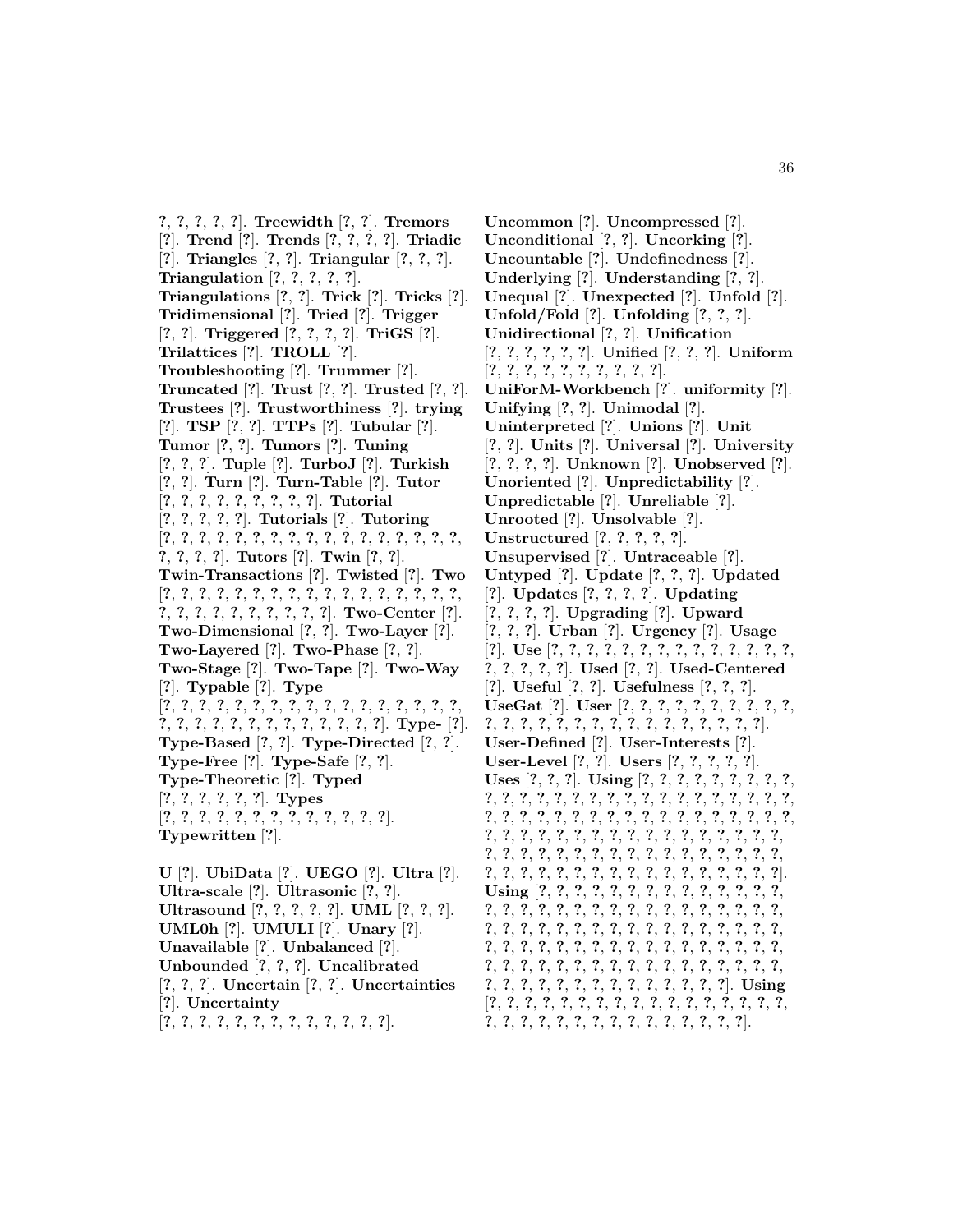?, ?, ?, ?, ?]. **Treewidth** [?, ?]. **Tremors** [?]. **Trend** [?]. **Trends** [?, ?, ?, ?]. **Triadic** [?]. **Triangles** [?, ?]. **Triangular** [?, ?, ?]. **Triangulation** [?, ?, ?, ?, ?]. **Triangulations** [?, ?]. **Trick** [?]. **Tricks** [?]. **Tridimensional** [?]. **Tried** [?]. **Trigger** [?, ?]. **Triggered** [?, ?, ?, ?]. **TriGS** [?]. **Trilattices** [?]. **TROLL** [?]. **Troubleshooting** [?]. **Trummer** [?]. **Truncated** [?]. **Trust** [?, ?]. **Trusted** [?, ?]. **Trustees** [?]. **Trustworthiness** [?]. **trying** [?]. **TSP** [?, ?]. **TTPs** [?]. **Tubular** [?]. **Tumor** [?, ?]. **Tumors** [?]. **Tuning** [?, ?, ?]. **Tuple** [?]. **TurboJ** [?]. **Turkish** [?, ?]. **Turn** [?]. **Turn-Table** [?]. **Tutor** [?, ?, ?, ?, ?, ?, ?, ?, ?]. **Tutorial** [?, ?, ?, ?, ?]. **Tutorials** [?]. **Tutoring** [?, ?, ?, ?, ?, ?, ?, ?, ?, ?, ?, ?, ?, ?, ?, ?, ?, ?, ?, ?, ?, ?]. **Tutors** [?]. **Twin** [?, ?]. **Twin-Transactions** [?]. **Twisted** [?]. **Two** [?, ?, ?, ?, ?, ?, ?, ?, ?, ?, ?, ?, ?, ?, ?, ?, ?, ?, ?, ?, ?, ?, ?, ?, ?, ?, ?, ?]. **Two-Center** [?]. **Two-Dimensional** [?, ?]. **Two-Layer** [?]. **Two-Layered** [?]. **Two-Phase** [?, ?]. **Two-Stage** [?]. **Two-Tape** [?]. **Two-Way** [?]. **Typable** [?]. **Type** [?, ?, ?, ?, ?, ?, ?, ?, ?, ?, ?, ?, ?, ?, ?, ?, ?, ?, ?, ?, ?, ?, ?, ?, ?, ?, ?, ?, ?, ?, ?, ?]. **Type-** [?]. **Type-Based** [?, ?]. **Type-Directed** [?, ?]. **Type-Free** [?]. **Type-Safe** [?, ?]. **Type-Theoretic** [?]. **Typed** [?, ?, ?, ?, ?, ?]. **Types** [?, ?, ?, ?, ?, ?, ?, ?, ?, ?, ?, ?, ?, ?]. **Typewritten** [?].

**U** [?]. **UbiData** [?]. **UEGO** [?]. **Ultra** [?]. **Ultra-scale** [?]. **Ultrasonic** [?, ?]. **Ultrasound** [?, ?, ?, ?, ?]. **UML** [?, ?, ?]. **UML0h** [?]. **UMULI** [?]. **Unary** [?]. **Unavailable** [?]. **Unbalanced** [?]. **Unbounded** [?, ?, ?]. **Uncalibrated** [?, ?, ?]. **Uncertain** [?, ?]. **Uncertainties** [?]. **Uncertainty** [?, ?, ?, ?, ?, ?, ?, ?, ?, ?, ?, ?, ?, ?]. **Uncommon** [?]. **Uncompressed** [?]. **Unconditional** [?, ?]. **Uncorking** [?]. **Uncountable** [?]. **Undefinedness** [?]. **Underlying** [?]. **Understanding** [?, ?]. **Unequal** [?]. **Unexpected** [?]. **Unfold** [?]. **Unfold/Fold** [?]. **Unfolding** [?, ?, ?]. **Unidirectional** [?, ?]. **Unification** [?, ?, ?, ?, ?, ?]. **Unified** [?, ?, ?]. **Uniform** [?, ?, ?, ?, ?, ?, ?, ?, ?, ?, ?]. **UniForM-Workbench** [?]. **uniformity** [?]. **Unifying** [?, ?]. **Unimodal** [?]. **Uninterpreted** [?]. **Unions** [?]. **Unit** [?, ?]. **Units** [?]. **Universal** [?]. **University** [?, ?, ?, ?]. **Unknown** [?]. **Unobserved** [?]. **Unoriented** [?]. **Unpredictability** [?]. **Unpredictable** [?]. **Unreliable** [?]. **Unrooted** [?]. **Unsolvable** [?]. **Unstructured** [?, ?, ?, ?, ?]. **Unsupervised** [?]. **Untraceable** [?]. **Untyped** [?]. **Update** [?, ?, ?]. **Updated** [?]. **Updates** [?, ?, ?, ?]. **Updating** [?, ?, ?, ?]. **Upgrading** [?]. **Upward** [?, ?, ?]. **Urban** [?]. **Urgency** [?]. **Usage** [?]. **Use** [?, ?, ?, ?, ?, ?, ?, ?, ?, ?, ?, ?, ?, ?, ?, ?, ?, ?, ?, ?, ?, ?]. **Used** [?, ?]. **Used-Centered** [?]. **Useful** [?, ?]. **Usefulness** [?, ?, ?]. **UseGat** [?]. **User** [?, ?, ?, ?, ?, ?, ?, ?, ?, ?, ?, ?, ?, ?, ?, ?, ?, ?, ?, ?, ?, ?, ?, ?, ?, ?, ?, ?]. **User-Defined** [?]. **User-Interests** [?]. **User-Level** [?, ?]. **Users** [?, ?, ?, ?, ?]. **Uses** [?, ?, ?]. **Using** [?, ?, ?, ?, ?, ?, ?, ?, ?, ?, ?, ?, ?, ?, ?, ?, ?, ?, ?, ?, ?, ?, ?, ?, ?, ?, ?, ?, ?, ?, ?, ?, ?, ?, ?, ?, ?, ?, ?, ?, ?, ?, ?, ?, ?, ?, ?, ?, ?, ?, ?, ?, ?, ?, ?, ?, ?, ?, ?, ?, ?, ?, ?, ?, ?, ?, ?, ?, ?, ?, ?, ?, ?, ?, ?, ?, ?, ?, ?, ?, ?, ?, ?, ?, ?, ?, ?, ?, ?, ?, ?, ?, ?, ?, ?, ?, ?, ?, ?, ?, ?, ?, ?, ?, ?, ?, ?, ?, ?]. **Using** [?, ?, ?, ?, ?, ?, ?, ?, ?, ?, ?, ?, ?, ?, ?, ?, ?, ?, ?, ?, ?, ?, ?, ?, ?, ?, ?, ?, ?, ?, ?, ?, ?, ?, ?, ?, ?, ?, ?, ?, ?, ?, ?, ?, ?, ?, ?, ?, ?, ?, ?, ?, ?, ?, ?, ?, ?, ?, ?, ?, ?, ?, ?, ?, ?, ?, ?, ?, ?, ?, ?, ?, ?, ?, ?, ?, ?, ?, ?, ?, ?, ?, ?, ?, ?, ?, ?, ?, ?, ?, ?, ?, ?, ?, ?, ?, ?, ?, ?, ?, ?, ?, ?, ?, ?, ?, ?]. **Using** [?, ?, ?, ?, ?, ?, ?, ?, ?, ?, ?, ?, ?, ?, ?, ?, ?, ?, ?, ?, ?, ?, ?, ?, ?, ?, ?, ?, ?, ?, ?, ?, ?, ?, ?, ?, ?].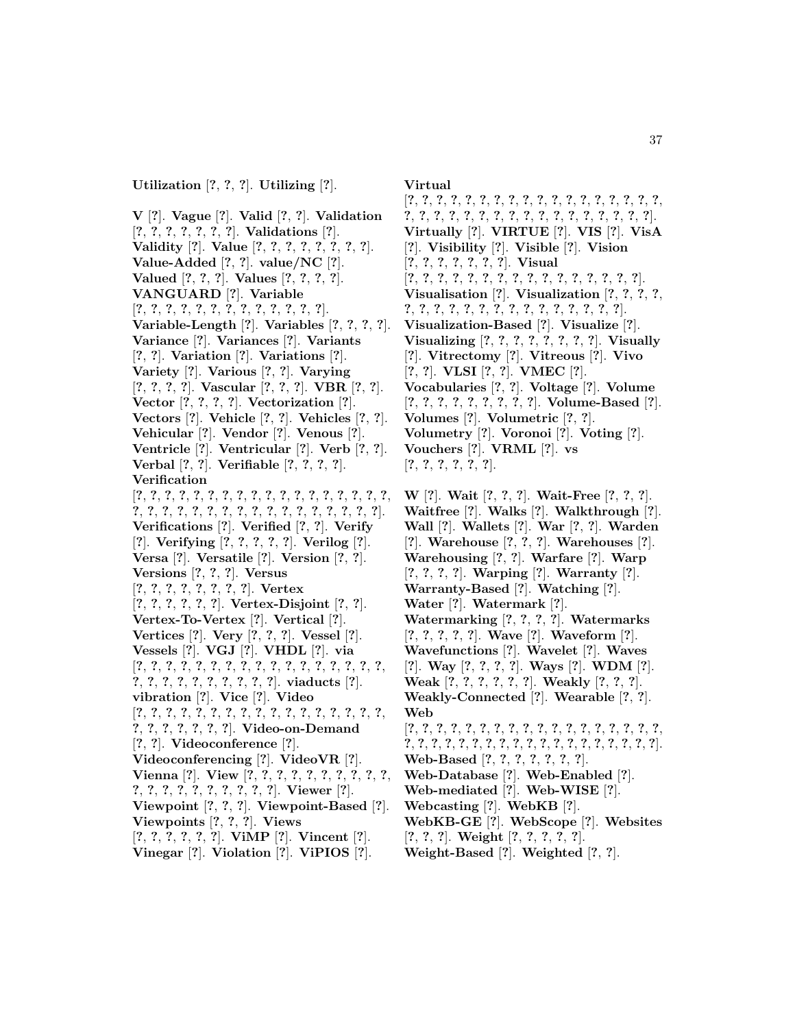**Utilization** [?, ?, ?]. **Utilizing** [?].

**V** [?]. **Vague** [?]. **Valid** [?, ?]. **Validation** [?, ?, ?, ?, ?, ?, ?]. **Validations** [?]. **Validity** [?]. **Value** [?, ?, ?, ?, ?, ?, ?, ?]. **Value-Added** [?, ?]. **value/NC** [?]. **Valued** [?, ?, ?]. **Values** [?, ?, ?, ?]. **VANGUARD** [?]. **Variable** [?, ?, ?, ?, ?, ?, ?, ?, ?, ?, ?, ?, ?, ?]. **Variable-Length** [?]. **Variables** [?, ?, ?, ?]. **Variance** [?]. **Variances** [?]. **Variants** [?, ?]. **Variation** [?]. **Variations** [?]. **Variety** [?]. **Various** [?, ?]. **Varying** [?, ?, ?, ?]. **Vascular** [?, ?, ?]. **VBR** [?, ?]. **Vector** [?, ?, ?, ?]. **Vectorization** [?]. **Vectors** [?]. **Vehicle** [?, ?]. **Vehicles** [?, ?]. **Vehicular** [?]. **Vendor** [?]. **Venous** [?]. **Ventricle** [?]. **Ventricular** [?]. **Verb** [?, ?]. **Verbal** [?, ?]. **Verifiable** [?, ?, ?, ?]. **Verification** [?, ?, ?, ?, ?, ?, ?, ?, ?, ?, ?, ?, ?, ?, ?, ?, ?, ?, ?, ?, ?, ?, ?, ?, ?, ?, ?, ?, ?, ?, ?, ?, ?, ?, ?, ?, ?, ?, ?]. **Verifications** [?]. **Verified** [?, ?]. **Verify** [?]. **Verifying** [?, ?, ?, ?, ?]. **Verilog** [?]. **Versa** [?]. **Versatile** [?]. **Version** [?, ?]. **Versions** [?, ?, ?]. **Versus** [?, ?, ?, ?, ?, ?, ?, ?, ?]. **Vertex** [?, ?, ?, ?, ?, ?, ?]. **Vertex-Disjoint** [?, ?]. **Vertex-To-Vertex** [?]. **Vertical** [?]. **Vertices** [?]. **Very** [?, ?, ?]. **Vessel** [?]. **Vessels** [?]. **VGJ** [?]. **VHDL** [?]. **via** [?, ?, ?, ?, ?, ?, ?, ?, ?, ?, ?, ?, ?, ?, ?, ?, ?, ?, ?, ?, ?, ?, ?, ?, ?, ?, ?, ?, ?, ?, ?]. **viaducts** [?]. **vibration** [?]. **Vice** [?]. **Video** [?, ?, ?, ?, ?, ?, ?, ?, ?, ?, ?, ?, ?, ?, ?, ?, ?, ?, ?, ?, ?, ?, ?, ?, ?, ?, ?]. **Video-on-Demand** [?, ?]. **Videoconference** [?]. **Videoconferencing** [?]. **VideoVR** [?]. **Vienna** [?]. **View** [?, ?, ?, ?, ?, ?, ?, ?, ?, ?, ?, ?, ?, ?, ?, ?, ?, ?, ?, ?, ?, ?, ?]. **Viewer** [?]. **Viewpoint** [?, ?, ?]. **Viewpoint-Based** [?]. **Viewpoints** [?, ?, ?]. **Views** [?, ?, ?, ?, ?, ?, ?]. **ViMP** [?]. **Vincent** [?]. **Vinegar** [?]. **Violation** [?]. **ViPIOS** [?].

**Virtual** [?, ?, ?, ?, ?, ?, ?, ?, ?, ?, ?, ?, ?, ?, ?, ?, ?, ?, ?, ?, ?, ?, ?, ?, ?, ?, ?, ?, ?, ?, ?, ?, ?, ?, ?, ?, ?, ?, ?, ?]. **Virtually** [?]. **VIRTUE** [?]. **VIS** [?]. **VisA** [?]. **Visibility** [?]. **Visible** [?]. **Vision** [?, ?, ?, ?, ?, ?, ?, ?]. **Visual** [?, ?, ?, ?, ?, ?, ?, ?, ?, ?, ?, ?, ?, ?, ?, ?, ?, ?]. **Visualisation** [?]. **Visualization** [?, ?, ?, ?, ?, ?, ?, ?, ?, ?, ?, ?, ?, ?, ?, ?, ?, ?, ?, ?, ?, ?]. **Visualization-Based** [?]. **Visualize** [?]. **Visualizing** [?, ?, ?, ?, ?, ?, ?, ?, ?]. **Visually** [?]. **Vitrectomy** [?]. **Vitreous** [?]. **Vivo** [?, ?]. **VLSI** [?, ?]. **VMEC** [?]. **Vocabularies** [?, ?]. **Voltage** [?]. **Volume** [?, ?, ?, ?, ?, ?, ?, ?, ?, ?]. **Volume-Based** [?]. **Volumes** [?]. **Volumetric** [?, ?]. **Volumetry** [?]. **Voronoi** [?]. **Voting** [?]. **Vouchers** [?]. **VRML** [?]. **vs** [?, ?, ?, ?, ?, ?, ?].

**W** [?]. **Wait** [?, ?, ?]. **Wait-Free** [?, ?, ?]. **Waitfree** [?]. **Walks** [?]. **Walkthrough** [?]. **Wall** [?]. **Wallets** [?]. **War** [?, ?]. **Warden** [?]. **Warehouse** [?, ?, ?]. **Warehouses** [?]. **Warehousing** [?, ?]. **Warfare** [?]. **Warp** [?, ?, ?, ?]. **Warping** [?]. **Warranty** [?]. **Warranty-Based** [?]. **Watching** [?]. **Water** [?]. **Watermark** [?]. **Watermarking** [?, ?, ?, ?]. **Watermarks** [?, ?, ?, ?, ?]. **Wave** [?]. **Waveform** [?]. **Wavefunctions** [?]. **Wavelet** [?]. **Waves** [?]. **Way** [?, ?, ?, ?]. **Ways** [?]. **WDM** [?]. **Weak** [?, ?, ?, ?, ?, ?]. **Weakly** [?, ?, ?]. **Weakly-Connected** [?]. **Wearable** [?, ?]. **Web** [?, ?, ?, ?, ?, ?, ?, ?, ?, ?, ?, ?, ?, ?, ?, ?, ?, ?, ?, ?, ?, ?, ?, ?, ?, ?, ?, ?, ?, ?, ?, ?, ?, ?, ?, ?, ?, ?, ?, ?, ?, ?]. **Web-Based** [?, ?, ?, ?, ?, ?, ?]. **Web-Database** [?]. **Web-Enabled** [?]. **Web-mediated** [?]. **Web-WISE** [?]. **Webcasting** [?]. **WebKB** [?]. **WebKB-GE** [?]. **WebScope** [?]. **Websites** [?, ?, ?]. **Weight** [?, ?, ?, ?, ?]. **Weight-Based** [?]. **Weighted** [?, ?].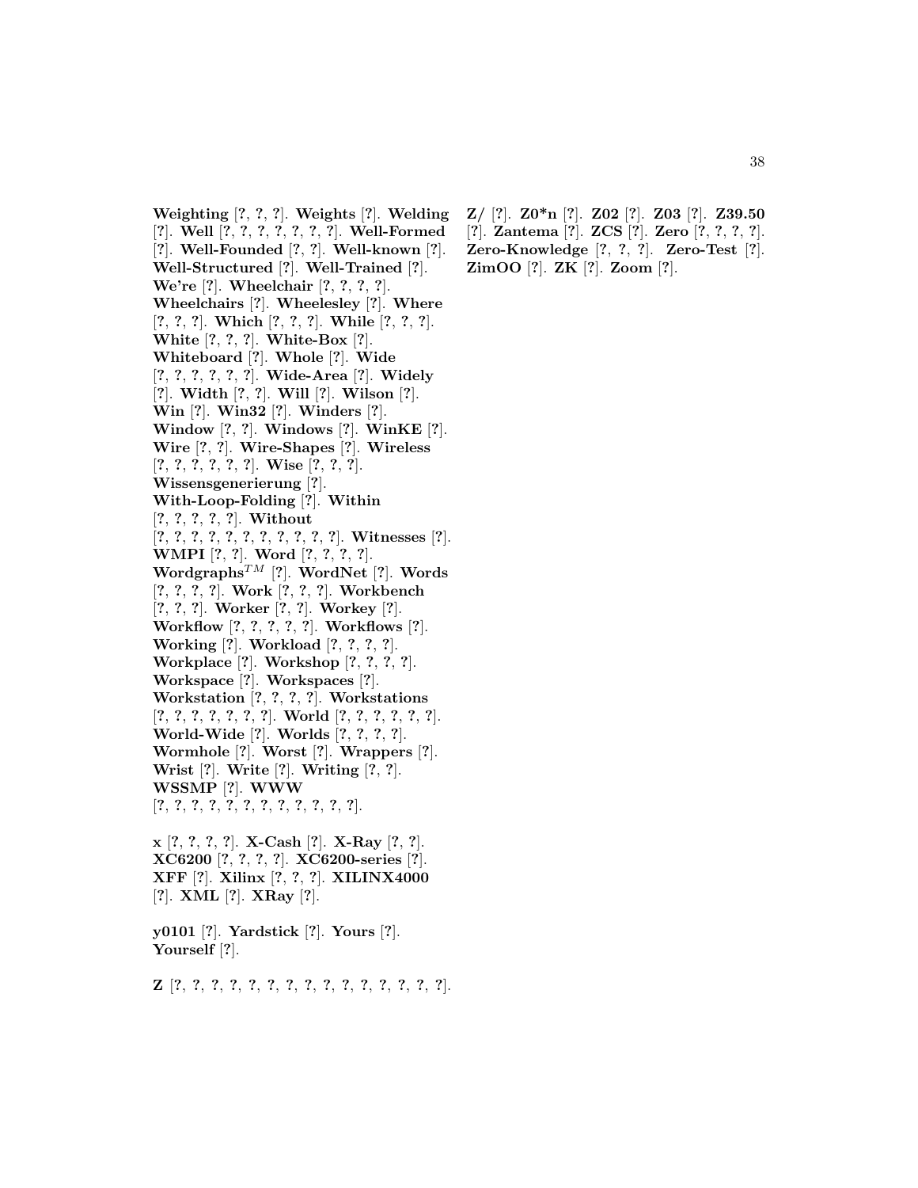**Weighting** [?, ?, ?]. **Weights** [?]. **Welding** [?]. **Well** [?, ?, ?, ?, ?, ?, ?, ?]. **Well-Formed** [?]. **Well-Founded** [?, ?]. **Well-known** [?]. **Well-Structured** [?]. **Well-Trained** [?]. **We're** [?]. **Wheelchair** [?, ?, ?, ?]. **Wheelchairs** [?]. **Wheelesley** [?]. **Where** [?, ?, ?]. **Which** [?, ?, ?]. **While** [?, ?, ?]. **White** [?, ?, ?]. **White-Box** [?]. **Whiteboard** [?]. **Whole** [?]. **Wide** [?, ?, ?, ?, ?, ?]. **Wide-Area** [?]. **Widely** [?]. **Width** [?, ?]. **Will** [?]. **Wilson** [?]. **Win** [?]. **Win32** [?]. **Winders** [?]. **Window** [?, ?]. **Windows** [?]. **WinKE** [?]. **Wire** [?, ?]. **Wire-Shapes** [?]. **Wireless** [?, ?, ?, ?, ?, ?]. **Wise** [?, ?, ?]. **Wissensgenerierung** [?]. **With-Loop-Folding** [?]. **Within** [?, ?, ?, ?, ?]. **Without** [?, ?, ?, ?, ?, ?, ?, ?, ?, ?, ?]. **Witnesses** [?]. **WMPI** [?, ?]. **Word** [?, ?, ?, ?]. **Wordgraphs**$^{TM}$ [?]. **WordNet** [?]. **Words** [?, ?, ?, ?]. **Work** [?, ?, ?]. **Workbench** [?, ?, ?]. **Worker** [?, ?]. **Workey** [?]. **Workflow** [?, ?, ?, ?, ?]. **Workflows** [?]. **Working** [?]. **Workload** [?, ?, ?, ?]. **Workplace** [?]. **Workshop** [?, ?, ?, ?]. **Workspace** [?]. **Workspaces** [?]. **Workstation** [?, ?, ?, ?]. **Workstations** [?, ?, ?, ?, ?, ?, ?]. **World** [?, ?, ?, ?, ?, ?]. **World-Wide** [?]. **Worlds** [?, ?, ?, ?]. **Wormhole** [?]. **Worst** [?]. **Wrappers** [?]. **Wrist** [?]. **Write** [?]. **Writing** [?, ?]. **WSSMP** [?]. **WWW** [?, ?, ?, ?, ?, ?, ?, ?, ?, ?, ?, ?].

**x** [?, ?, ?, ?]. **X-Cash** [?]. **X-Ray** [?, ?]. **XC6200** [?, ?, ?, ?]. **XC6200-series** [?]. **XFF** [?]. **Xilinx** [?, ?, ?]. **XILINX4000** [?]. **XML** [?]. **XRay** [?].

**y0101** [?]. **Yardstick** [?]. **Yours** [?]. **Yourself** [?].

**Z** [?, ?, ?, ?, ?, ?, ?, ?, ?, ?, ?, ?, ?, ?, ?, ?]. **Z/** [?]. **Z0*n** [?]. **Z02** [?]. **Z03** [?]. **Z39.50** [?]. **Zantema** [?]. **ZCS** [?]. **Zero** [?, ?, ?, ?]. **Zero-Knowledge** [?, ?, ?]. **Zero-Test** [?]. **ZimOO** [?]. **ZK** [?]. **Zoom** [?].